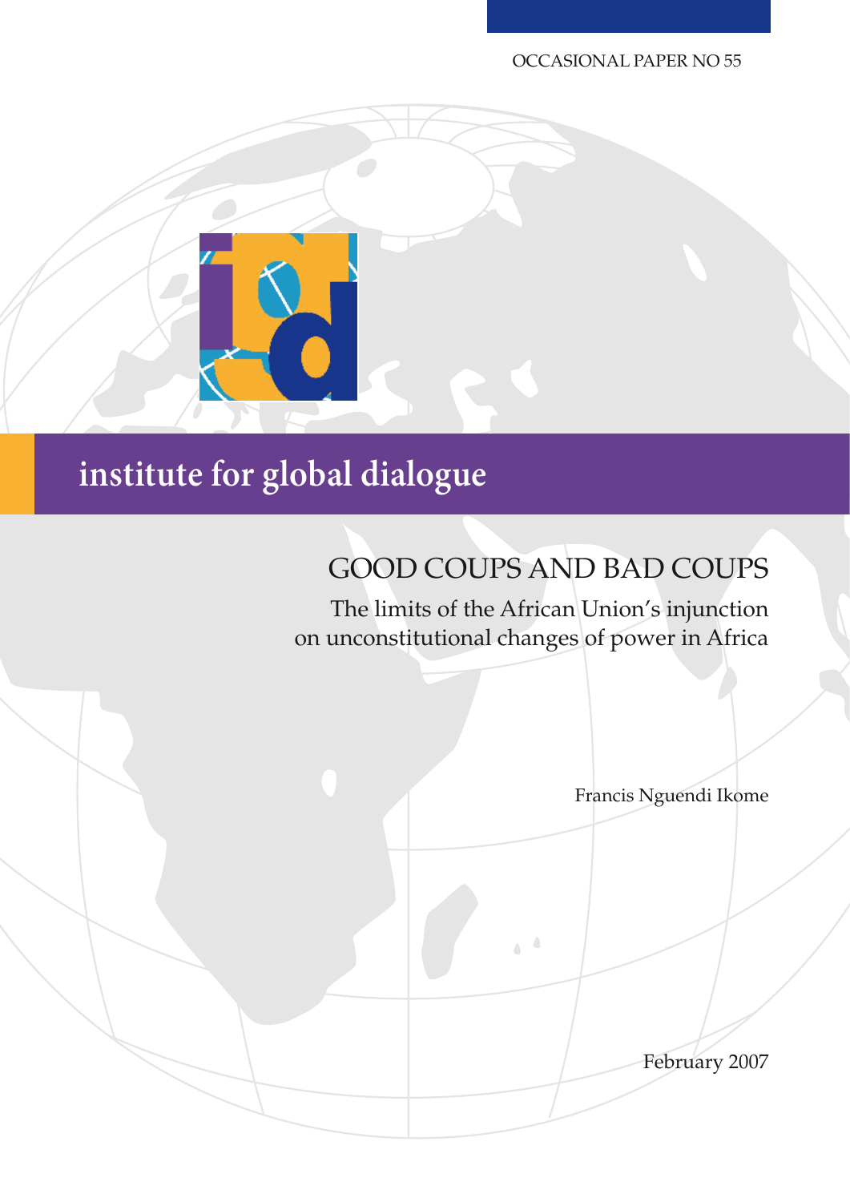OCCASIONAL PAPER NO 55

institute for global dialogue

# GOOD COUPS AND BAD COUPS

## The limits of the African Union's injunction on unconstitutional changes of power in Africa

Francis Nguendi Ikome

February 2007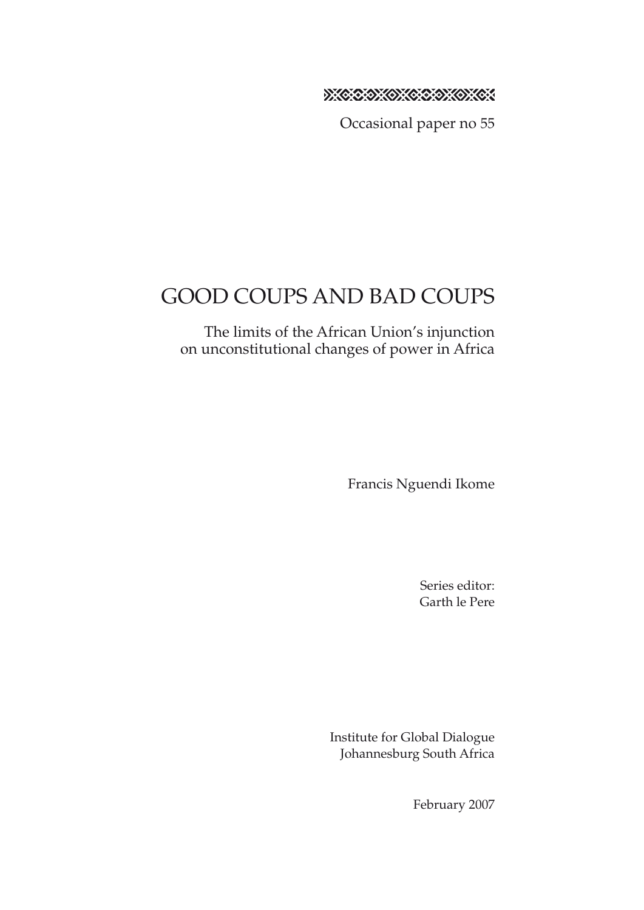Occasional paper no 55

# GOOD COUPS AND BAD COUPS

## The limits of the African Union's injunction on unconstitutional changes of power in Africa

Francis Nguendi Ikome

Series editor:
Garth le Pere

Institute for Global Dialogue
Johannesburg South Africa

February 2007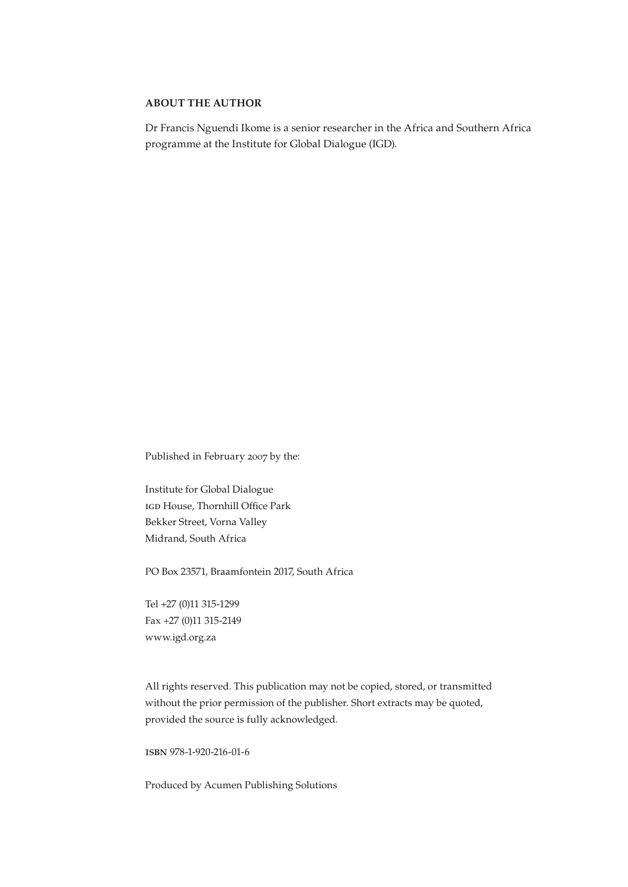## ABOUT THE AUTHOR

Dr Francis Nguendi Ikome is a senior researcher in the Africa and Southern Africa programme at the Institute for Global Dialogue (IGD).

Published in February 2007 by the:

Institute for Global Dialogue
IGD House, Thornhill Office Park
Bekker Street, Vorna Valley
Midrand, South Africa

PO Box 23571, Braamfontein 2017, South Africa

Tel +27 (0)11 315-1299
Fax +27 (0)11 315-2149
www.igd.org.za

All rights reserved. This publication may not be copied, stored, or transmitted without the prior permission of the publisher. Short extracts may be quoted, provided the source is fully acknowledged.

ISBN 978-1-920-216-01-6

Produced by Acumen Publishing Solutions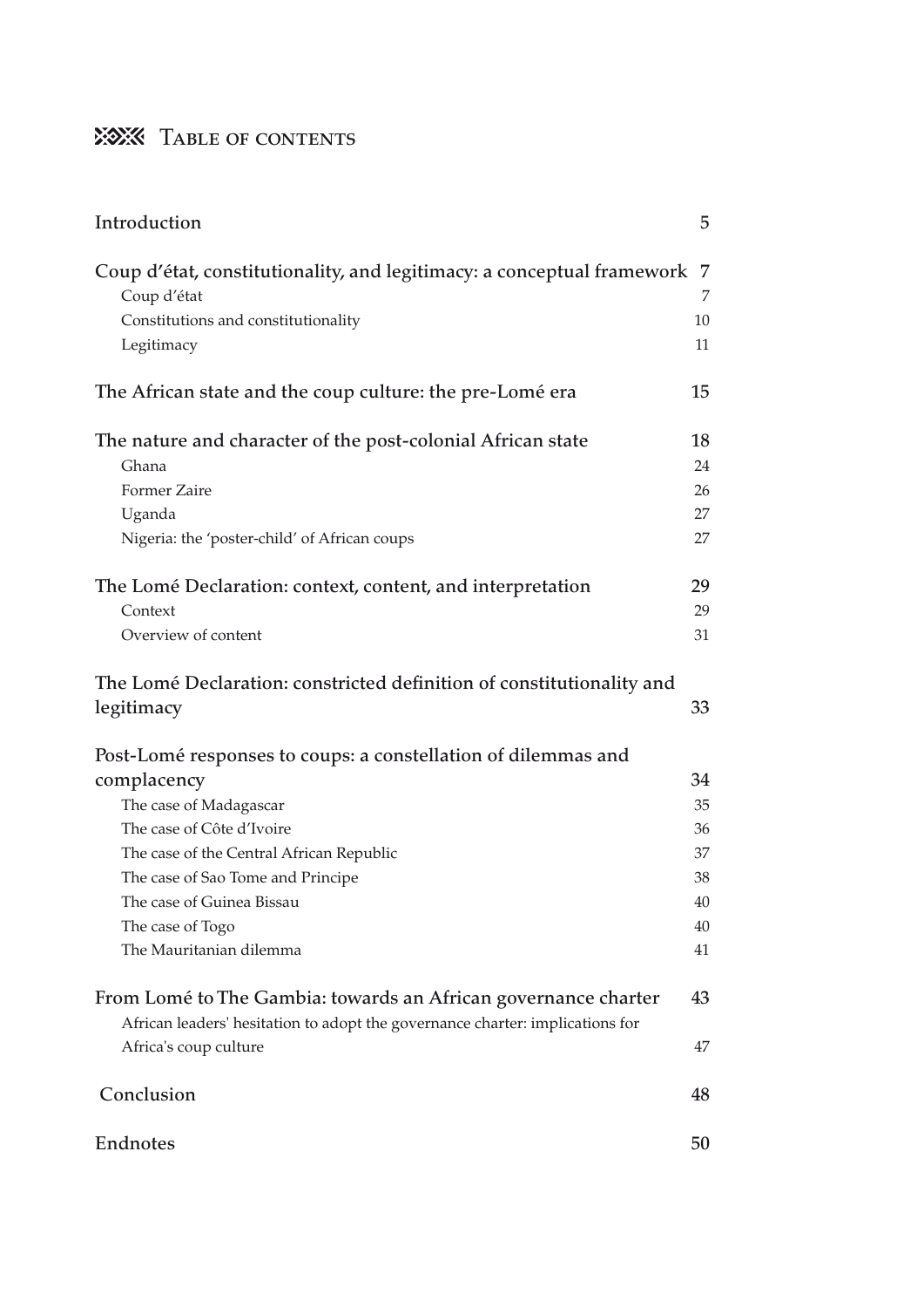# Table of contents

| | |
|---|---|
| **Introduction** | **5** |
| **Coup d'état, constitutionality, and legitimacy: a conceptual framework** | **7** |
| Coup d'état | 7 |
| Constitutions and constitutionality | 10 |
| Legitimacy | 11 |
| **The African state and the coup culture: the pre-Lomé era** | **15** |
| **The nature and character of the post-colonial African state** | **18** |
| Ghana | 24 |
| Former Zaire | 26 |
| Uganda | 27 |
| Nigeria: the 'poster-child' of African coups | 27 |
| **The Lomé Declaration: context, content, and interpretation** | **29** |
| Context | 29 |
| Overview of content | 31 |
| **The Lomé Declaration: constricted definition of constitutionality and legitimacy** | **33** |
| **Post-Lomé responses to coups: a constellation of dilemmas and complacency** | **34** |
| The case of Madagascar | 35 |
| The case of Côte d'Ivoire | 36 |
| The case of the Central African Republic | 37 |
| The case of Sao Tome and Principe | 38 |
| The case of Guinea Bissau | 40 |
| The case of Togo | 40 |
| The Mauritanian dilemma | 41 |
| **From Lomé to The Gambia: towards an African governance charter** | **43** |
| African leaders' hesitation to adopt the governance charter: implications for Africa's coup culture | 47 |
| **Conclusion** | **48** |
| **Endnotes** | **50** |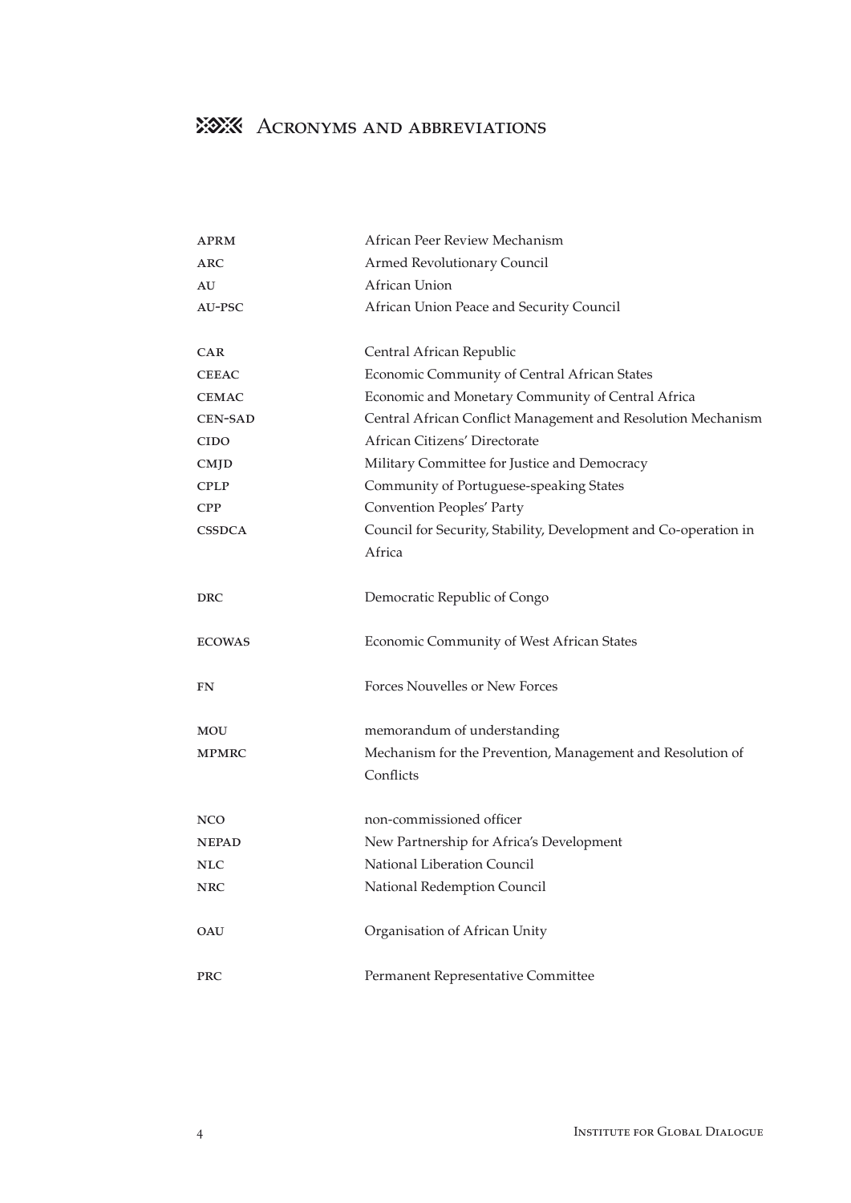# Acronyms and abbreviations

| | |
|---|---|
| APRM | African Peer Review Mechanism |
| ARC | Armed Revolutionary Council |
| AU | African Union |
| AU-PSC | African Union Peace and Security Council |
| CAR | Central African Republic |
| CEEAC | Economic Community of Central African States |
| CEMAC | Economic and Monetary Community of Central Africa |
| CEN-SAD | Central African Conflict Management and Resolution Mechanism |
| CIDO | African Citizens' Directorate |
| CMJD | Military Committee for Justice and Democracy |
| CPLP | Community of Portuguese-speaking States |
| CPP | Convention Peoples' Party |
| CSSDCA | Council for Security, Stability, Development and Co-operation in Africa |
| DRC | Democratic Republic of Congo |
| ECOWAS | Economic Community of West African States |
| FN | Forces Nouvelles or New Forces |
| MOU | memorandum of understanding |
| MPMRC | Mechanism for the Prevention, Management and Resolution of Conflicts |
| NCO | non-commissioned officer |
| NEPAD | New Partnership for Africa's Development |
| NLC | National Liberation Council |
| NRC | National Redemption Council |
| OAU | Organisation of African Unity |
| PRC | Permanent Representative Committee |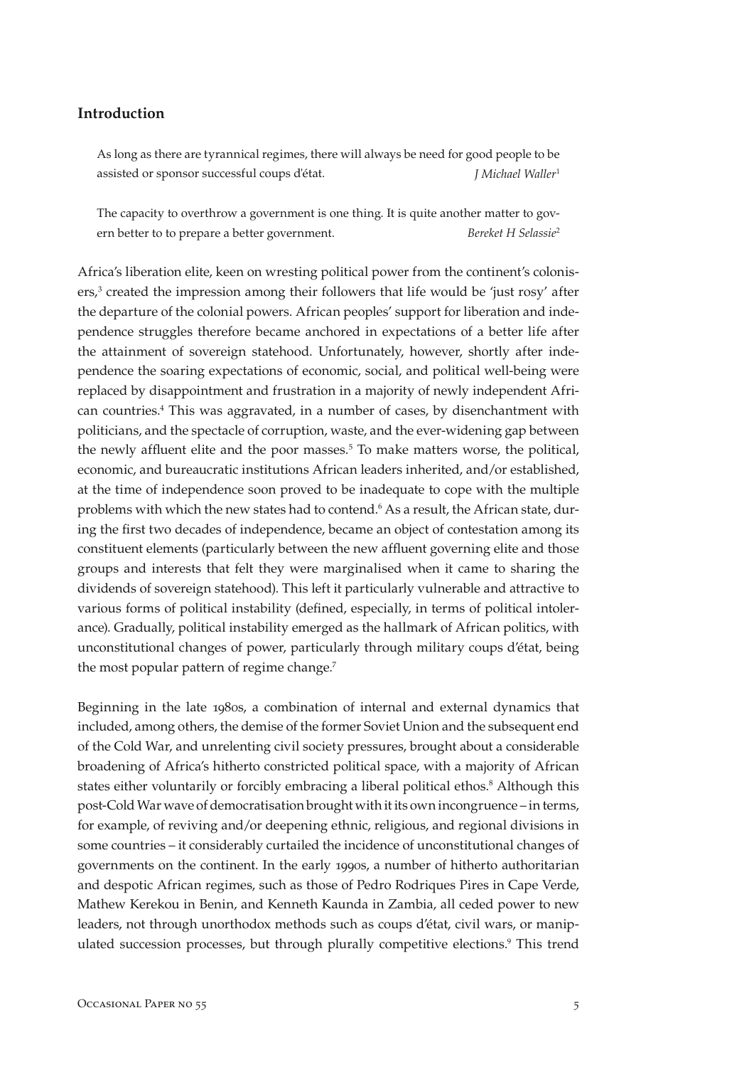## Introduction

> As long as there are tyrannical regimes, there will always be need for good people to be assisted or sponsor successful coups d'état. *J Michael Waller*[1]

> The capacity to overthrow a government is one thing. It is quite another matter to govern better to to prepare a better government. *Bereket H Selassie*[2]

Africa's liberation elite, keen on wresting political power from the continent's colonisers,[3] created the impression among their followers that life would be 'just rosy' after the departure of the colonial powers. African peoples' support for liberation and independence struggles therefore became anchored in expectations of a better life after the attainment of sovereign statehood. Unfortunately, however, shortly after independence the soaring expectations of economic, social, and political well-being were replaced by disappointment and frustration in a majority of newly independent African countries.[4] This was aggravated, in a number of cases, by disenchantment with politicians, and the spectacle of corruption, waste, and the ever-widening gap between the newly affluent elite and the poor masses.[5] To make matters worse, the political, economic, and bureaucratic institutions African leaders inherited, and/or established, at the time of independence soon proved to be inadequate to cope with the multiple problems with which the new states had to contend.[6] As a result, the African state, during the first two decades of independence, became an object of contestation among its constituent elements (particularly between the new affluent governing elite and those groups and interests that felt they were marginalised when it came to sharing the dividends of sovereign statehood). This left it particularly vulnerable and attractive to various forms of political instability (defined, especially, in terms of political intolerance). Gradually, political instability emerged as the hallmark of African politics, with unconstitutional changes of power, particularly through military coups d'état, being the most popular pattern of regime change.[7]

Beginning in the late 1980s, a combination of internal and external dynamics that included, among others, the demise of the former Soviet Union and the subsequent end of the Cold War, and unrelenting civil society pressures, brought about a considerable broadening of Africa's hitherto constricted political space, with a majority of African states either voluntarily or forcibly embracing a liberal political ethos.[8] Although this post-Cold War wave of democratisation brought with it its own incongruence – in terms, for example, of reviving and/or deepening ethnic, religious, and regional divisions in some countries – it considerably curtailed the incidence of unconstitutional changes of governments on the continent. In the early 1990s, a number of hitherto authoritarian and despotic African regimes, such as those of Pedro Rodriques Pires in Cape Verde, Mathew Kerekou in Benin, and Kenneth Kaunda in Zambia, all ceded power to new leaders, not through unorthodox methods such as coups d'état, civil wars, or manipulated succession processes, but through plurally competitive elections.[9] This trend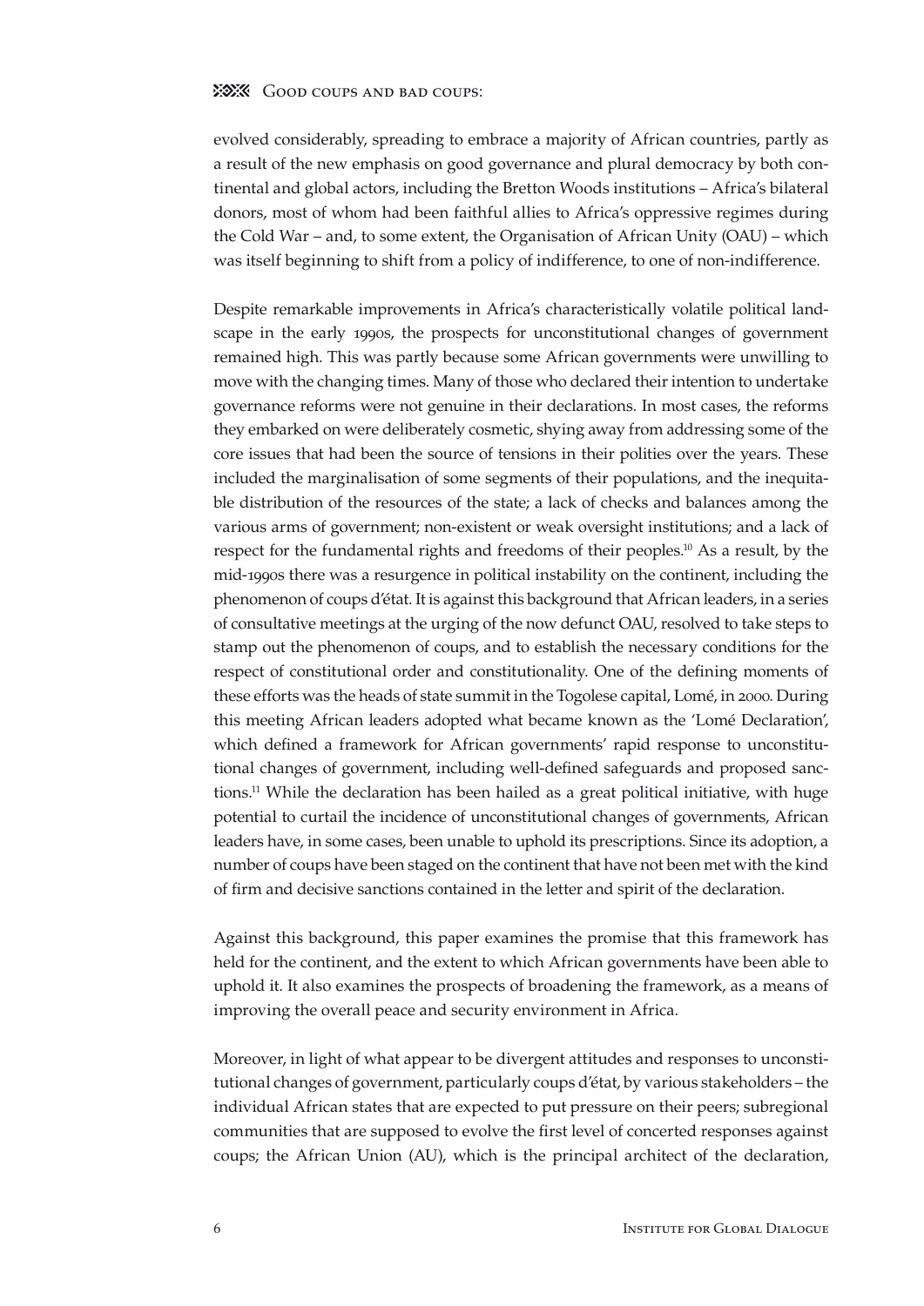evolved considerably, spreading to embrace a majority of African countries, partly as a result of the new emphasis on good governance and plural democracy by both continental and global actors, including the Bretton Woods institutions – Africa's bilateral donors, most of whom had been faithful allies to Africa's oppressive regimes during the Cold War – and, to some extent, the Organisation of African Unity (OAU) – which was itself beginning to shift from a policy of indifference, to one of non-indifference.

Despite remarkable improvements in Africa's characteristically volatile political landscape in the early 1990s, the prospects for unconstitutional changes of government remained high. This was partly because some African governments were unwilling to move with the changing times. Many of those who declared their intention to undertake governance reforms were not genuine in their declarations. In most cases, the reforms they embarked on were deliberately cosmetic, shying away from addressing some of the core issues that had been the source of tensions in their polities over the years. These included the marginalisation of some segments of their populations, and the inequitable distribution of the resources of the state; a lack of checks and balances among the various arms of government; non-existent or weak oversight institutions; and a lack of respect for the fundamental rights and freedoms of their peoples.[10] As a result, by the mid-1990s there was a resurgence in political instability on the continent, including the phenomenon of coups d'état. It is against this background that African leaders, in a series of consultative meetings at the urging of the now defunct OAU, resolved to take steps to stamp out the phenomenon of coups, and to establish the necessary conditions for the respect of constitutional order and constitutionality. One of the defining moments of these efforts was the heads of state summit in the Togolese capital, Lomé, in 2000. During this meeting African leaders adopted what became known as the 'Lomé Declaration', which defined a framework for African governments' rapid response to unconstitutional changes of government, including well-defined safeguards and proposed sanctions.[11] While the declaration has been hailed as a great political initiative, with huge potential to curtail the incidence of unconstitutional changes of governments, African leaders have, in some cases, been unable to uphold its prescriptions. Since its adoption, a number of coups have been staged on the continent that have not been met with the kind of firm and decisive sanctions contained in the letter and spirit of the declaration.

Against this background, this paper examines the promise that this framework has held for the continent, and the extent to which African governments have been able to uphold it. It also examines the prospects of broadening the framework, as a means of improving the overall peace and security environment in Africa.

Moreover, in light of what appear to be divergent attitudes and responses to unconstitutional changes of government, particularly coups d'état, by various stakeholders – the individual African states that are expected to put pressure on their peers; subregional communities that are supposed to evolve the first level of concerted responses against coups; the African Union (AU), which is the principal architect of the declaration,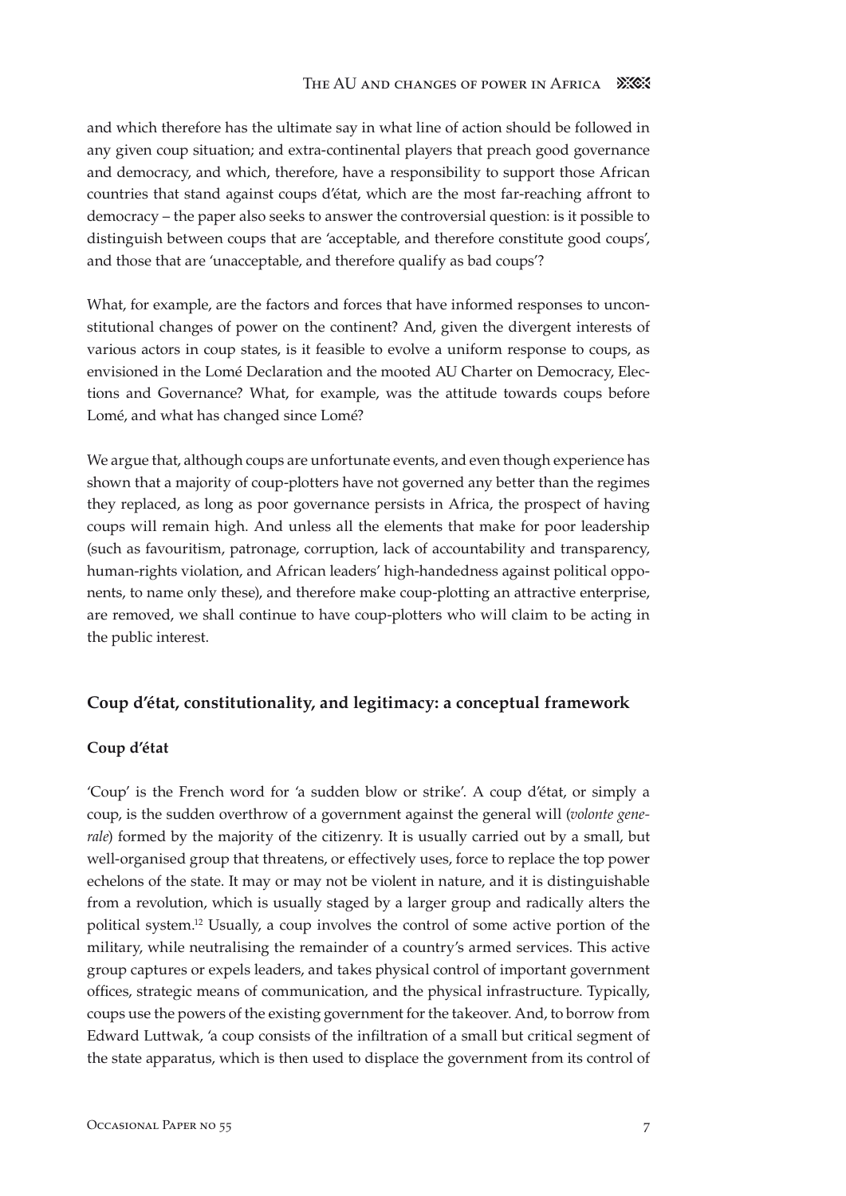and which therefore has the ultimate say in what line of action should be followed in any given coup situation; and extra-continental players that preach good governance and democracy, and which, therefore, have a responsibility to support those African countries that stand against coups d'état, which are the most far-reaching affront to democracy – the paper also seeks to answer the controversial question: is it possible to distinguish between coups that are 'acceptable, and therefore constitute good coups', and those that are 'unacceptable, and therefore qualify as bad coups'?

What, for example, are the factors and forces that have informed responses to unconstitutional changes of power on the continent? And, given the divergent interests of various actors in coup states, is it feasible to evolve a uniform response to coups, as envisioned in the Lomé Declaration and the mooted AU Charter on Democracy, Elections and Governance? What, for example, was the attitude towards coups before Lomé, and what has changed since Lomé?

We argue that, although coups are unfortunate events, and even though experience has shown that a majority of coup-plotters have not governed any better than the regimes they replaced, as long as poor governance persists in Africa, the prospect of having coups will remain high. And unless all the elements that make for poor leadership (such as favouritism, patronage, corruption, lack of accountability and transparency, human-rights violation, and African leaders' high-handedness against political opponents, to name only these), and therefore make coup-plotting an attractive enterprise, are removed, we shall continue to have coup-plotters who will claim to be acting in the public interest.

## Coup d'état, constitutionality, and legitimacy: a conceptual framework

### Coup d'état

'Coup' is the French word for 'a sudden blow or strike'. A coup d'état, or simply a coup, is the sudden overthrow of a government against the general will (*volonte generale*) formed by the majority of the citizenry. It is usually carried out by a small, but well-organised group that threatens, or effectively uses, force to replace the top power echelons of the state. It may or may not be violent in nature, and it is distinguishable from a revolution, which is usually staged by a larger group and radically alters the political system.[12] Usually, a coup involves the control of some active portion of the military, while neutralising the remainder of a country's armed services. This active group captures or expels leaders, and takes physical control of important government offices, strategic means of communication, and the physical infrastructure. Typically, coups use the powers of the existing government for the takeover. And, to borrow from Edward Luttwak, 'a coup consists of the infiltration of a small but critical segment of the state apparatus, which is then used to displace the government from its control of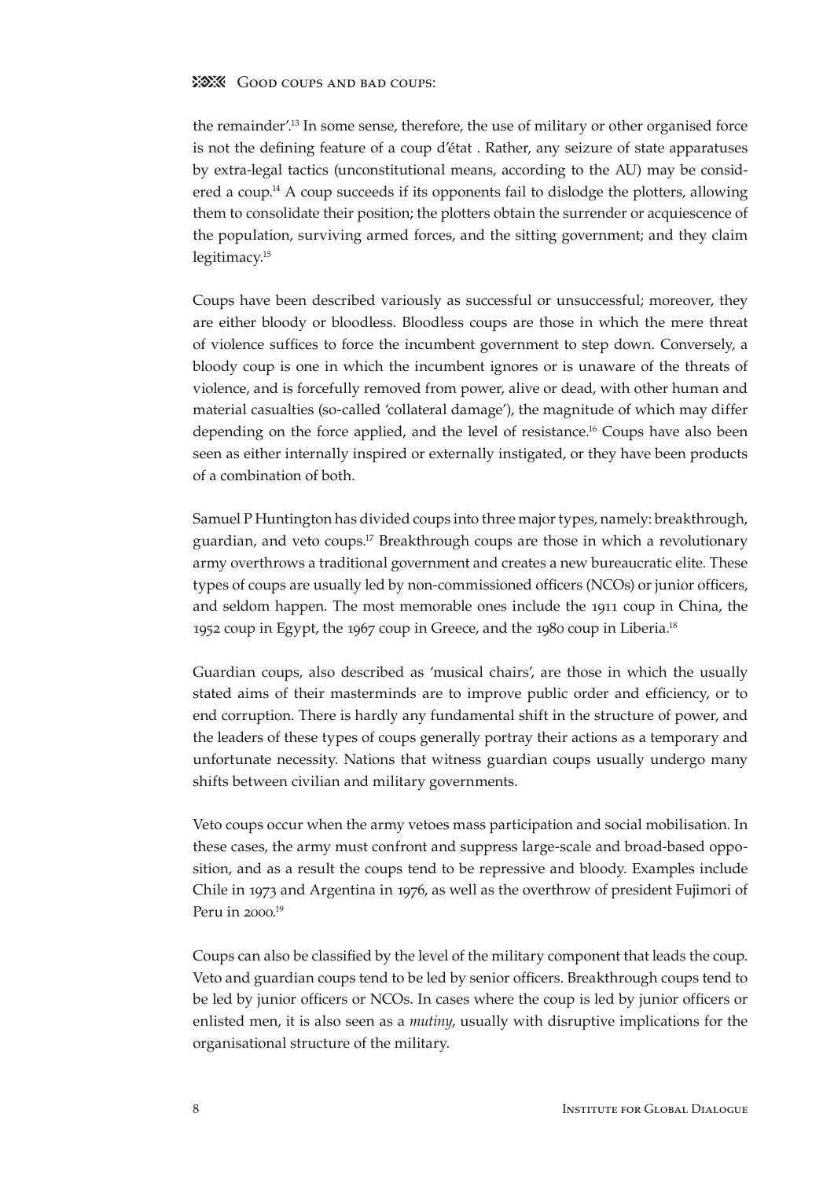the remainder'.[13] In some sense, therefore, the use of military or other organised force is not the defining feature of a coup d'état . Rather, any seizure of state apparatuses by extra-legal tactics (unconstitutional means, according to the AU) may be considered a coup.[14] A coup succeeds if its opponents fail to dislodge the plotters, allowing them to consolidate their position; the plotters obtain the surrender or acquiescence of the population, surviving armed forces, and the sitting government; and they claim legitimacy.[15]

Coups have been described variously as successful or unsuccessful; moreover, they are either bloody or bloodless. Bloodless coups are those in which the mere threat of violence suffices to force the incumbent government to step down. Conversely, a bloody coup is one in which the incumbent ignores or is unaware of the threats of violence, and is forcefully removed from power, alive or dead, with other human and material casualties (so-called 'collateral damage'), the magnitude of which may differ depending on the force applied, and the level of resistance.[16] Coups have also been seen as either internally inspired or externally instigated, or they have been products of a combination of both.

Samuel P Huntington has divided coups into three major types, namely: breakthrough, guardian, and veto coups.[17] Breakthrough coups are those in which a revolutionary army overthrows a traditional government and creates a new bureaucratic elite. These types of coups are usually led by non-commissioned officers (NCOs) or junior officers, and seldom happen. The most memorable ones include the 1911 coup in China, the 1952 coup in Egypt, the 1967 coup in Greece, and the 1980 coup in Liberia.[18]

Guardian coups, also described as 'musical chairs', are those in which the usually stated aims of their masterminds are to improve public order and efficiency, or to end corruption. There is hardly any fundamental shift in the structure of power, and the leaders of these types of coups generally portray their actions as a temporary and unfortunate necessity. Nations that witness guardian coups usually undergo many shifts between civilian and military governments.

Veto coups occur when the army vetoes mass participation and social mobilisation. In these cases, the army must confront and suppress large-scale and broad-based opposition, and as a result the coups tend to be repressive and bloody. Examples include Chile in 1973 and Argentina in 1976, as well as the overthrow of president Fujimori of Peru in 2000.[19]

Coups can also be classified by the level of the military component that leads the coup. Veto and guardian coups tend to be led by senior officers. Breakthrough coups tend to be led by junior officers or NCOs. In cases where the coup is led by junior officers or enlisted men, it is also seen as a *mutiny*, usually with disruptive implications for the organisational structure of the military.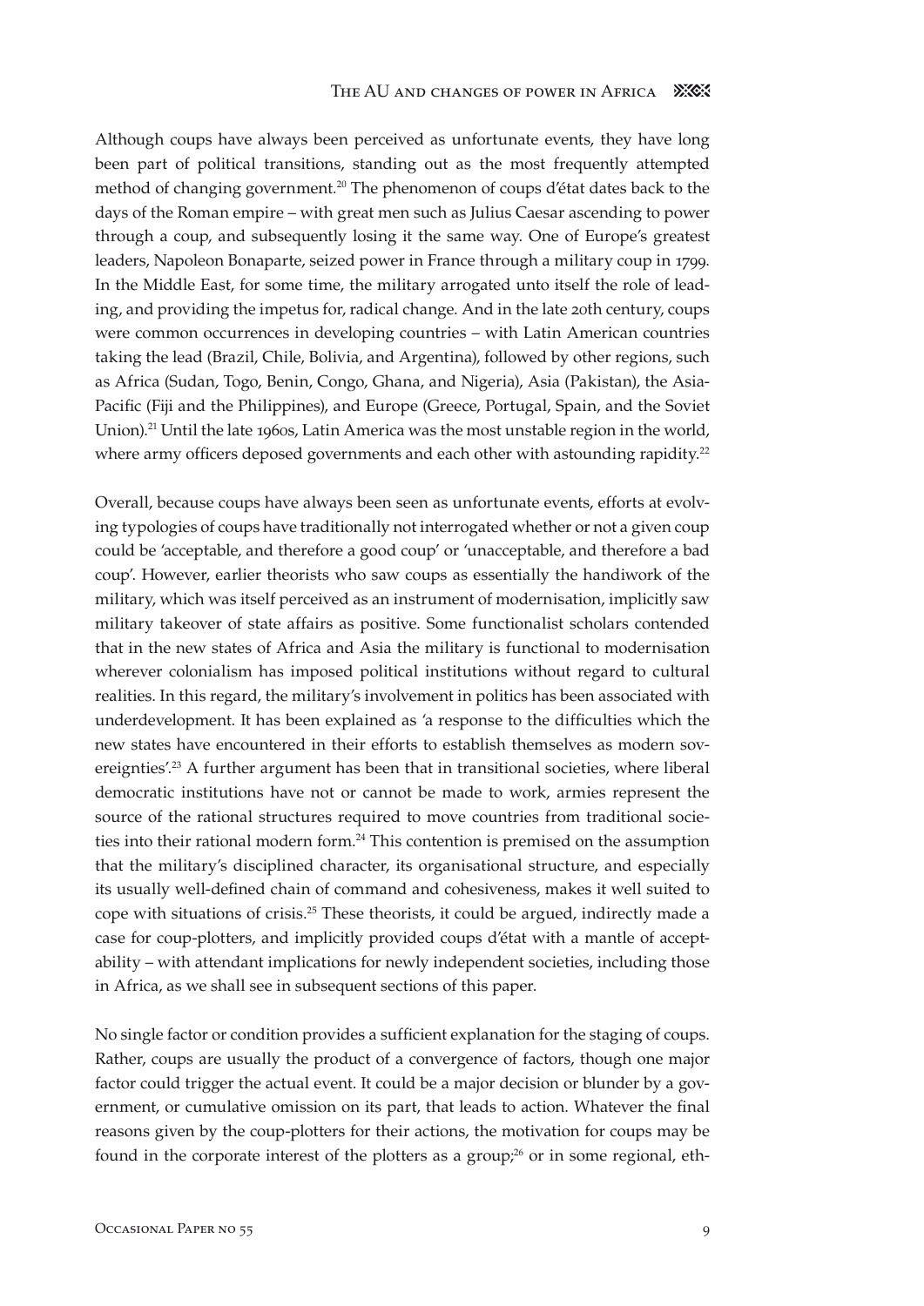Although coups have always been perceived as unfortunate events, they have long been part of political transitions, standing out as the most frequently attempted method of changing government.[20] The phenomenon of coups d'état dates back to the days of the Roman empire – with great men such as Julius Caesar ascending to power through a coup, and subsequently losing it the same way. One of Europe's greatest leaders, Napoleon Bonaparte, seized power in France through a military coup in 1799. In the Middle East, for some time, the military arrogated unto itself the role of leading, and providing the impetus for, radical change. And in the late 20th century, coups were common occurrences in developing countries – with Latin American countries taking the lead (Brazil, Chile, Bolivia, and Argentina), followed by other regions, such as Africa (Sudan, Togo, Benin, Congo, Ghana, and Nigeria), Asia (Pakistan), the Asia-Pacific (Fiji and the Philippines), and Europe (Greece, Portugal, Spain, and the Soviet Union).[21] Until the late 1960s, Latin America was the most unstable region in the world, where army officers deposed governments and each other with astounding rapidity.[22]

Overall, because coups have always been seen as unfortunate events, efforts at evolving typologies of coups have traditionally not interrogated whether or not a given coup could be 'acceptable, and therefore a good coup' or 'unacceptable, and therefore a bad coup'. However, earlier theorists who saw coups as essentially the handiwork of the military, which was itself perceived as an instrument of modernisation, implicitly saw military takeover of state affairs as positive. Some functionalist scholars contended that in the new states of Africa and Asia the military is functional to modernisation wherever colonialism has imposed political institutions without regard to cultural realities. In this regard, the military's involvement in politics has been associated with underdevelopment. It has been explained as 'a response to the difficulties which the new states have encountered in their efforts to establish themselves as modern sovereignties'.[23] A further argument has been that in transitional societies, where liberal democratic institutions have not or cannot be made to work, armies represent the source of the rational structures required to move countries from traditional societies into their rational modern form.[24] This contention is premised on the assumption that the military's disciplined character, its organisational structure, and especially its usually well-defined chain of command and cohesiveness, makes it well suited to cope with situations of crisis.[25] These theorists, it could be argued, indirectly made a case for coup-plotters, and implicitly provided coups d'état with a mantle of acceptability – with attendant implications for newly independent societies, including those in Africa, as we shall see in subsequent sections of this paper.

No single factor or condition provides a sufficient explanation for the staging of coups. Rather, coups are usually the product of a convergence of factors, though one major factor could trigger the actual event. It could be a major decision or blunder by a government, or cumulative omission on its part, that leads to action. Whatever the final reasons given by the coup-plotters for their actions, the motivation for coups may be found in the corporate interest of the plotters as a group;[26] or in some regional, eth-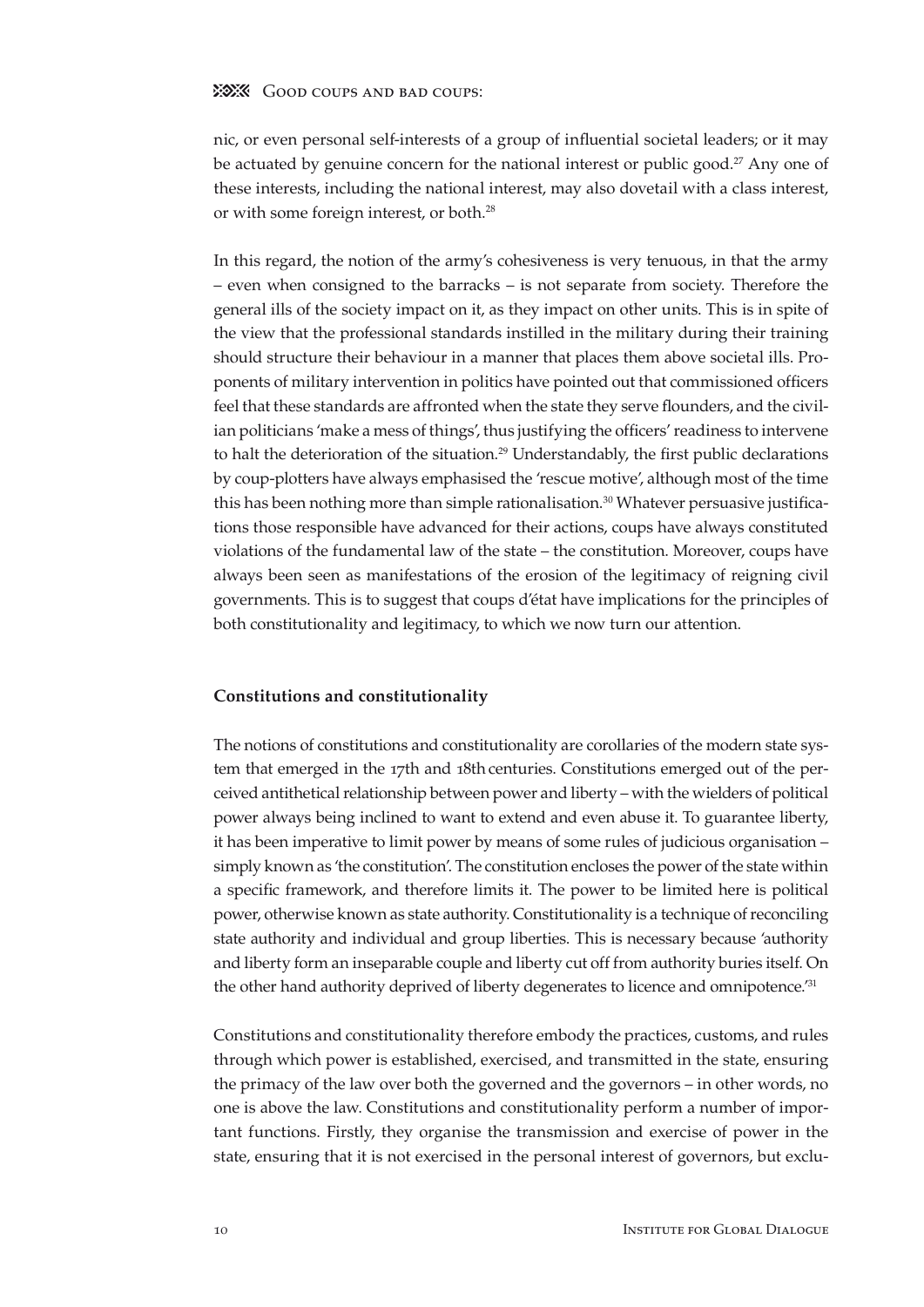nic, or even personal self-interests of a group of influential societal leaders; or it may be actuated by genuine concern for the national interest or public good.[27] Any one of these interests, including the national interest, may also dovetail with a class interest, or with some foreign interest, or both.[28]

In this regard, the notion of the army's cohesiveness is very tenuous, in that the army – even when consigned to the barracks – is not separate from society. Therefore the general ills of the society impact on it, as they impact on other units. This is in spite of the view that the professional standards instilled in the military during their training should structure their behaviour in a manner that places them above societal ills. Proponents of military intervention in politics have pointed out that commissioned officers feel that these standards are affronted when the state they serve flounders, and the civilian politicians 'make a mess of things', thus justifying the officers' readiness to intervene to halt the deterioration of the situation.[29] Understandably, the first public declarations by coup-plotters have always emphasised the 'rescue motive', although most of the time this has been nothing more than simple rationalisation.[30] Whatever persuasive justifications those responsible have advanced for their actions, coups have always constituted violations of the fundamental law of the state – the constitution. Moreover, coups have always been seen as manifestations of the erosion of the legitimacy of reigning civil governments. This is to suggest that coups d'état have implications for the principles of both constitutionality and legitimacy, to which we now turn our attention.

**Constitutions and constitutionality**

The notions of constitutions and constitutionality are corollaries of the modern state system that emerged in the 17th and 18th centuries. Constitutions emerged out of the perceived antithetical relationship between power and liberty – with the wielders of political power always being inclined to want to extend and even abuse it. To guarantee liberty, it has been imperative to limit power by means of some rules of judicious organisation – simply known as 'the constitution'. The constitution encloses the power of the state within a specific framework, and therefore limits it. The power to be limited here is political power, otherwise known as state authority. Constitutionality is a technique of reconciling state authority and individual and group liberties. This is necessary because 'authority and liberty form an inseparable couple and liberty cut off from authority buries itself. On the other hand authority deprived of liberty degenerates to licence and omnipotence.'[31]

Constitutions and constitutionality therefore embody the practices, customs, and rules through which power is established, exercised, and transmitted in the state, ensuring the primacy of the law over both the governed and the governors – in other words, no one is above the law. Constitutions and constitutionality perform a number of important functions. Firstly, they organise the transmission and exercise of power in the state, ensuring that it is not exercised in the personal interest of governors, but exclu-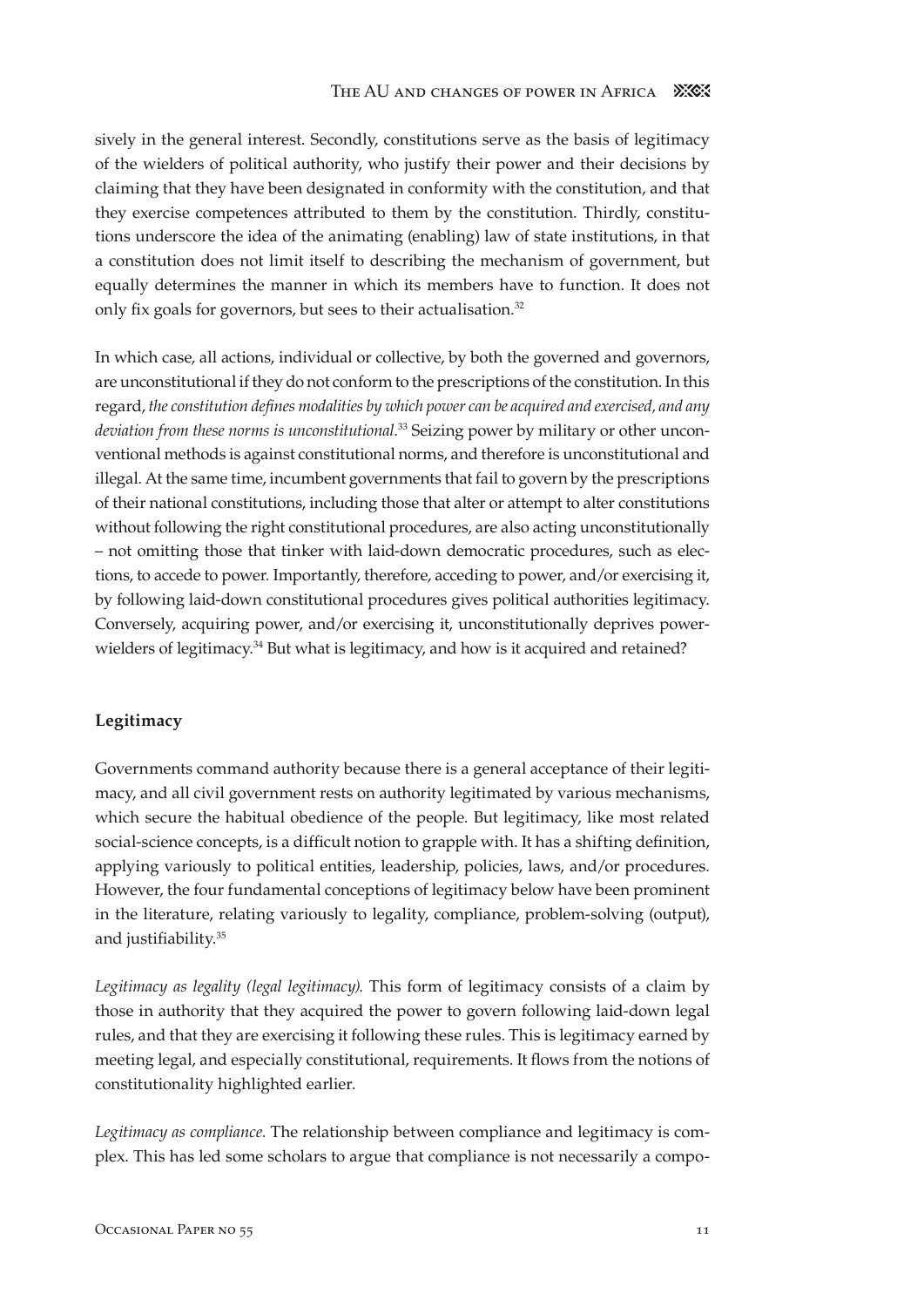sively in the general interest. Secondly, constitutions serve as the basis of legitimacy of the wielders of political authority, who justify their power and their decisions by claiming that they have been designated in conformity with the constitution, and that they exercise competences attributed to them by the constitution. Thirdly, constitutions underscore the idea of the animating (enabling) law of state institutions, in that a constitution does not limit itself to describing the mechanism of government, but equally determines the manner in which its members have to function. It does not only fix goals for governors, but sees to their actualisation.[32]

In which case, all actions, individual or collective, by both the governed and governors, are unconstitutional if they do not conform to the prescriptions of the constitution. In this regard, *the constitution defines modalities by which power can be acquired and exercised, and any deviation from these norms is unconstitutional*.[33] Seizing power by military or other unconventional methods is against constitutional norms, and therefore is unconstitutional and illegal. At the same time, incumbent governments that fail to govern by the prescriptions of their national constitutions, including those that alter or attempt to alter constitutions without following the right constitutional procedures, are also acting unconstitutionally – not omitting those that tinker with laid-down democratic procedures, such as elections, to accede to power. Importantly, therefore, acceding to power, and/or exercising it, by following laid-down constitutional procedures gives political authorities legitimacy. Conversely, acquiring power, and/or exercising it, unconstitutionally deprives power-wielders of legitimacy.[34] But what is legitimacy, and how is it acquired and retained?

## Legitimacy

Governments command authority because there is a general acceptance of their legitimacy, and all civil government rests on authority legitimated by various mechanisms, which secure the habitual obedience of the people. But legitimacy, like most related social-science concepts, is a difficult notion to grapple with. It has a shifting definition, applying variously to political entities, leadership, policies, laws, and/or procedures. However, the four fundamental conceptions of legitimacy below have been prominent in the literature, relating variously to legality, compliance, problem-solving (output), and justifiability.[35]

*Legitimacy as legality (legal legitimacy).* This form of legitimacy consists of a claim by those in authority that they acquired the power to govern following laid-down legal rules, and that they are exercising it following these rules. This is legitimacy earned by meeting legal, and especially constitutional, requirements. It flows from the notions of constitutionality highlighted earlier.

*Legitimacy as compliance*. The relationship between compliance and legitimacy is complex. This has led some scholars to argue that compliance is not necessarily a compo-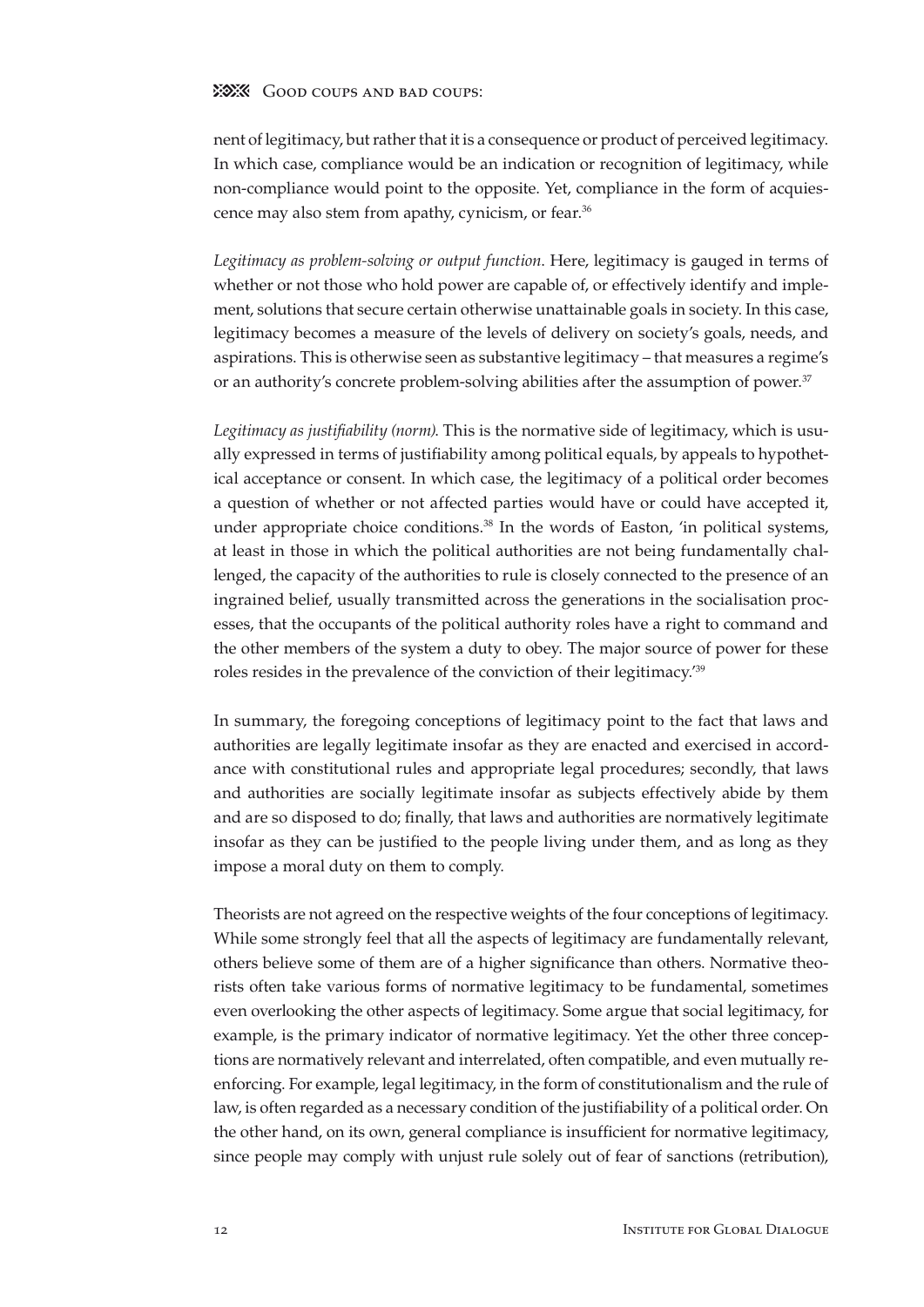nent of legitimacy, but rather that it is a consequence or product of perceived legitimacy. In which case, compliance would be an indication or recognition of legitimacy, while non-compliance would point to the opposite. Yet, compliance in the form of acquiescence may also stem from apathy, cynicism, or fear.[36]

*Legitimacy as problem-solving or output function*. Here, legitimacy is gauged in terms of whether or not those who hold power are capable of, or effectively identify and implement, solutions that secure certain otherwise unattainable goals in society. In this case, legitimacy becomes a measure of the levels of delivery on society's goals, needs, and aspirations. This is otherwise seen as substantive legitimacy – that measures a regime's or an authority's concrete problem-solving abilities after the assumption of power.[37]

*Legitimacy as justifiability (norm).* This is the normative side of legitimacy, which is usually expressed in terms of justifiability among political equals, by appeals to hypothetical acceptance or consent. In which case, the legitimacy of a political order becomes a question of whether or not affected parties would have or could have accepted it, under appropriate choice conditions.[38] In the words of Easton, 'in political systems, at least in those in which the political authorities are not being fundamentally challenged, the capacity of the authorities to rule is closely connected to the presence of an ingrained belief, usually transmitted across the generations in the socialisation processes, that the occupants of the political authority roles have a right to command and the other members of the system a duty to obey. The major source of power for these roles resides in the prevalence of the conviction of their legitimacy.'[39]

In summary, the foregoing conceptions of legitimacy point to the fact that laws and authorities are legally legitimate insofar as they are enacted and exercised in accordance with constitutional rules and appropriate legal procedures; secondly, that laws and authorities are socially legitimate insofar as subjects effectively abide by them and are so disposed to do; finally, that laws and authorities are normatively legitimate insofar as they can be justified to the people living under them, and as long as they impose a moral duty on them to comply.

Theorists are not agreed on the respective weights of the four conceptions of legitimacy. While some strongly feel that all the aspects of legitimacy are fundamentally relevant, others believe some of them are of a higher significance than others. Normative theorists often take various forms of normative legitimacy to be fundamental, sometimes even overlooking the other aspects of legitimacy. Some argue that social legitimacy, for example, is the primary indicator of normative legitimacy. Yet the other three conceptions are normatively relevant and interrelated, often compatible, and even mutually reenforcing. For example, legal legitimacy, in the form of constitutionalism and the rule of law, is often regarded as a necessary condition of the justifiability of a political order. On the other hand, on its own, general compliance is insufficient for normative legitimacy, since people may comply with unjust rule solely out of fear of sanctions (retribution),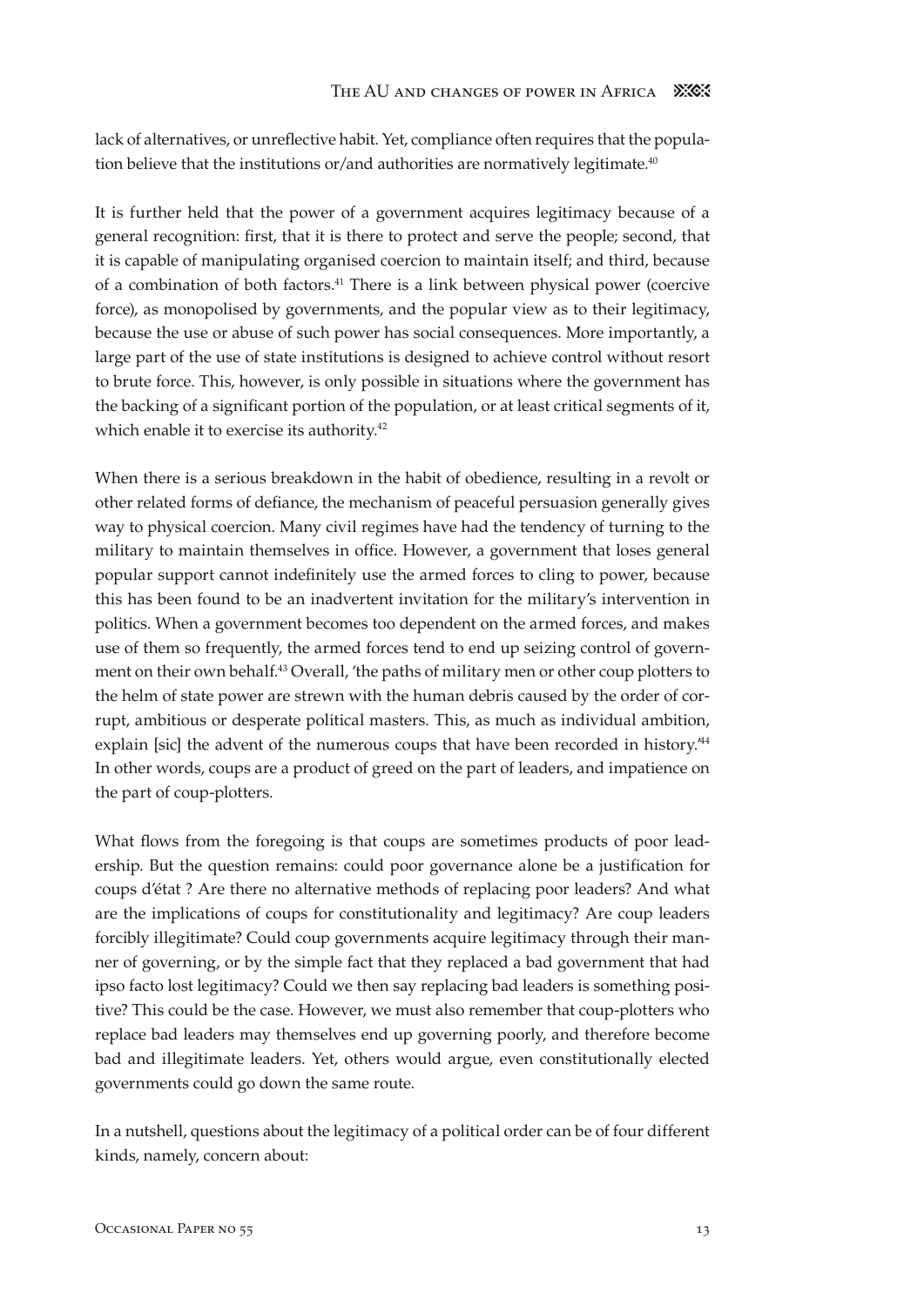lack of alternatives, or unreflective habit. Yet, compliance often requires that the population believe that the institutions or/and authorities are normatively legitimate.[40]

It is further held that the power of a government acquires legitimacy because of a general recognition: first, that it is there to protect and serve the people; second, that it is capable of manipulating organised coercion to maintain itself; and third, because of a combination of both factors.[41] There is a link between physical power (coercive force), as monopolised by governments, and the popular view as to their legitimacy, because the use or abuse of such power has social consequences. More importantly, a large part of the use of state institutions is designed to achieve control without resort to brute force. This, however, is only possible in situations where the government has the backing of a significant portion of the population, or at least critical segments of it, which enable it to exercise its authority.[42]

When there is a serious breakdown in the habit of obedience, resulting in a revolt or other related forms of defiance, the mechanism of peaceful persuasion generally gives way to physical coercion. Many civil regimes have had the tendency of turning to the military to maintain themselves in office. However, a government that loses general popular support cannot indefinitely use the armed forces to cling to power, because this has been found to be an inadvertent invitation for the military's intervention in politics. When a government becomes too dependent on the armed forces, and makes use of them so frequently, the armed forces tend to end up seizing control of government on their own behalf.[43] Overall, 'the paths of military men or other coup plotters to the helm of state power are strewn with the human debris caused by the order of corrupt, ambitious or desperate political masters. This, as much as individual ambition, explain [sic] the advent of the numerous coups that have been recorded in history.'[44] In other words, coups are a product of greed on the part of leaders, and impatience on the part of coup-plotters.

What flows from the foregoing is that coups are sometimes products of poor leadership. But the question remains: could poor governance alone be a justification for coups d'état ? Are there no alternative methods of replacing poor leaders? And what are the implications of coups for constitutionality and legitimacy? Are coup leaders forcibly illegitimate? Could coup governments acquire legitimacy through their manner of governing, or by the simple fact that they replaced a bad government that had ipso facto lost legitimacy? Could we then say replacing bad leaders is something positive? This could be the case. However, we must also remember that coup-plotters who replace bad leaders may themselves end up governing poorly, and therefore become bad and illegitimate leaders. Yet, others would argue, even constitutionally elected governments could go down the same route.

In a nutshell, questions about the legitimacy of a political order can be of four different kinds, namely, concern about: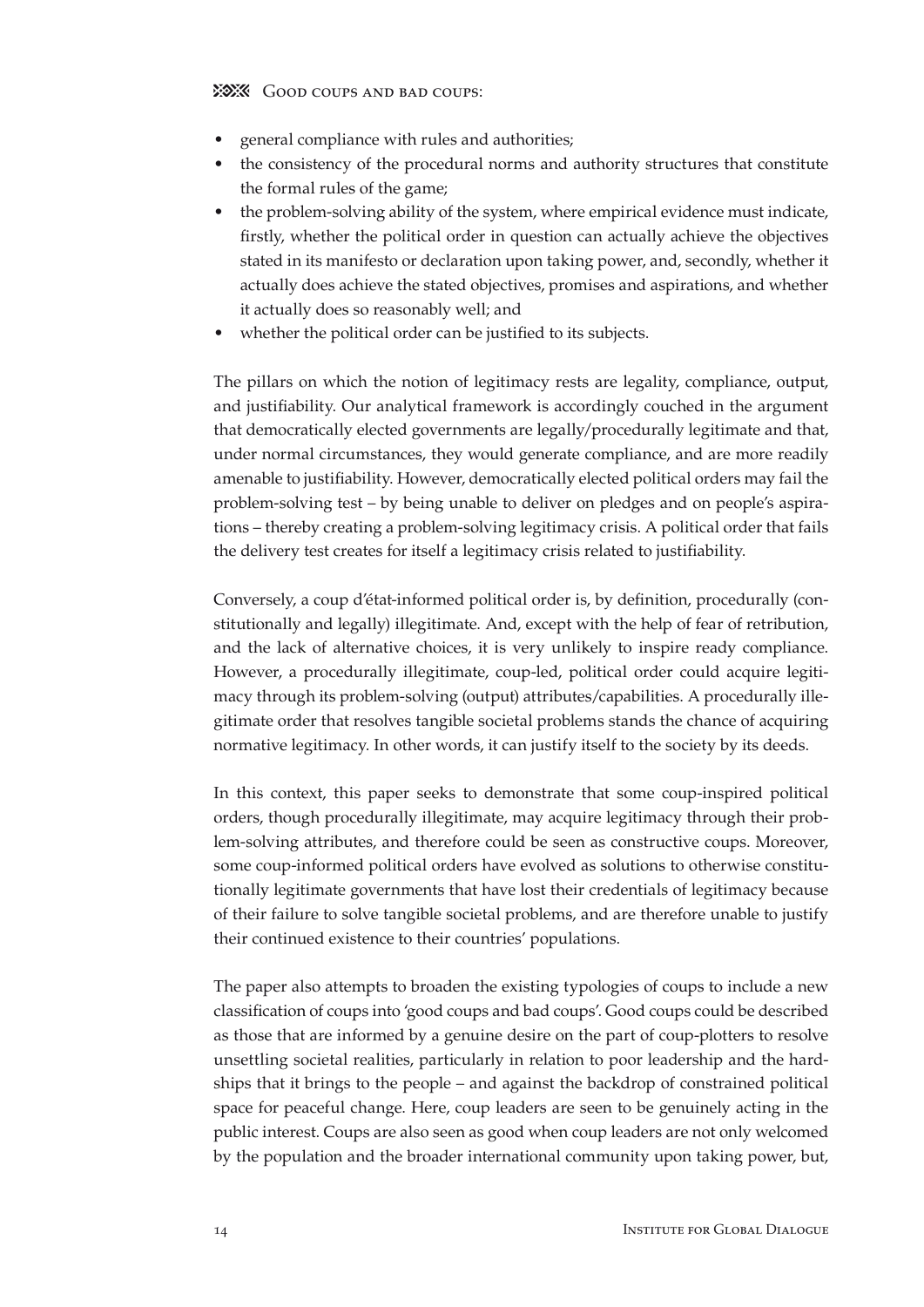- general compliance with rules and authorities;
- the consistency of the procedural norms and authority structures that constitute the formal rules of the game;
- the problem-solving ability of the system, where empirical evidence must indicate, firstly, whether the political order in question can actually achieve the objectives stated in its manifesto or declaration upon taking power, and, secondly, whether it actually does achieve the stated objectives, promises and aspirations, and whether it actually does so reasonably well; and
- whether the political order can be justified to its subjects.

The pillars on which the notion of legitimacy rests are legality, compliance, output, and justifiability. Our analytical framework is accordingly couched in the argument that democratically elected governments are legally/procedurally legitimate and that, under normal circumstances, they would generate compliance, and are more readily amenable to justifiability. However, democratically elected political orders may fail the problem-solving test – by being unable to deliver on pledges and on people's aspirations – thereby creating a problem-solving legitimacy crisis. A political order that fails the delivery test creates for itself a legitimacy crisis related to justifiability.

Conversely, a coup d'état-informed political order is, by definition, procedurally (constitutionally and legally) illegitimate. And, except with the help of fear of retribution, and the lack of alternative choices, it is very unlikely to inspire ready compliance. However, a procedurally illegitimate, coup-led, political order could acquire legitimacy through its problem-solving (output) attributes/capabilities. A procedurally illegitimate order that resolves tangible societal problems stands the chance of acquiring normative legitimacy. In other words, it can justify itself to the society by its deeds.

In this context, this paper seeks to demonstrate that some coup-inspired political orders, though procedurally illegitimate, may acquire legitimacy through their problem-solving attributes, and therefore could be seen as constructive coups. Moreover, some coup-informed political orders have evolved as solutions to otherwise constitutionally legitimate governments that have lost their credentials of legitimacy because of their failure to solve tangible societal problems, and are therefore unable to justify their continued existence to their countries' populations.

The paper also attempts to broaden the existing typologies of coups to include a new classification of coups into 'good coups and bad coups'. Good coups could be described as those that are informed by a genuine desire on the part of coup-plotters to resolve unsettling societal realities, particularly in relation to poor leadership and the hardships that it brings to the people – and against the backdrop of constrained political space for peaceful change. Here, coup leaders are seen to be genuinely acting in the public interest. Coups are also seen as good when coup leaders are not only welcomed by the population and the broader international community upon taking power, but,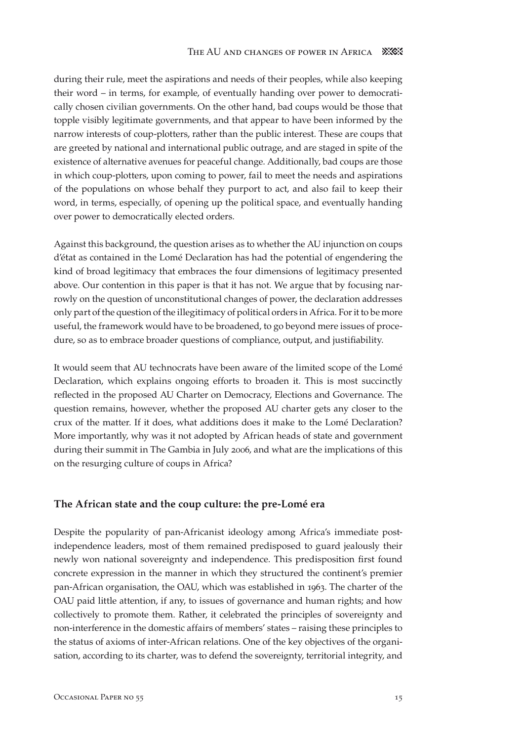during their rule, meet the aspirations and needs of their peoples, while also keeping their word – in terms, for example, of eventually handing over power to democratically chosen civilian governments. On the other hand, bad coups would be those that topple visibly legitimate governments, and that appear to have been informed by the narrow interests of coup-plotters, rather than the public interest. These are coups that are greeted by national and international public outrage, and are staged in spite of the existence of alternative avenues for peaceful change. Additionally, bad coups are those in which coup-plotters, upon coming to power, fail to meet the needs and aspirations of the populations on whose behalf they purport to act, and also fail to keep their word, in terms, especially, of opening up the political space, and eventually handing over power to democratically elected orders.

Against this background, the question arises as to whether the AU injunction on coups d'état as contained in the Lomé Declaration has had the potential of engendering the kind of broad legitimacy that embraces the four dimensions of legitimacy presented above. Our contention in this paper is that it has not. We argue that by focusing narrowly on the question of unconstitutional changes of power, the declaration addresses only part of the question of the illegitimacy of political orders in Africa. For it to be more useful, the framework would have to be broadened, to go beyond mere issues of procedure, so as to embrace broader questions of compliance, output, and justifiability.

It would seem that AU technocrats have been aware of the limited scope of the Lomé Declaration, which explains ongoing efforts to broaden it. This is most succinctly reflected in the proposed AU Charter on Democracy, Elections and Governance. The question remains, however, whether the proposed AU charter gets any closer to the crux of the matter. If it does, what additions does it make to the Lomé Declaration? More importantly, why was it not adopted by African heads of state and government during their summit in The Gambia in July 2006, and what are the implications of this on the resurging culture of coups in Africa?

## The African state and the coup culture: the pre-Lomé era

Despite the popularity of pan-Africanist ideology among Africa's immediate post-independence leaders, most of them remained predisposed to guard jealously their newly won national sovereignty and independence. This predisposition first found concrete expression in the manner in which they structured the continent's premier pan-African organisation, the OAU, which was established in 1963. The charter of the OAU paid little attention, if any, to issues of governance and human rights; and how collectively to promote them. Rather, it celebrated the principles of sovereignty and non-interference in the domestic affairs of members' states – raising these principles to the status of axioms of inter-African relations. One of the key objectives of the organisation, according to its charter, was to defend the sovereignty, territorial integrity, and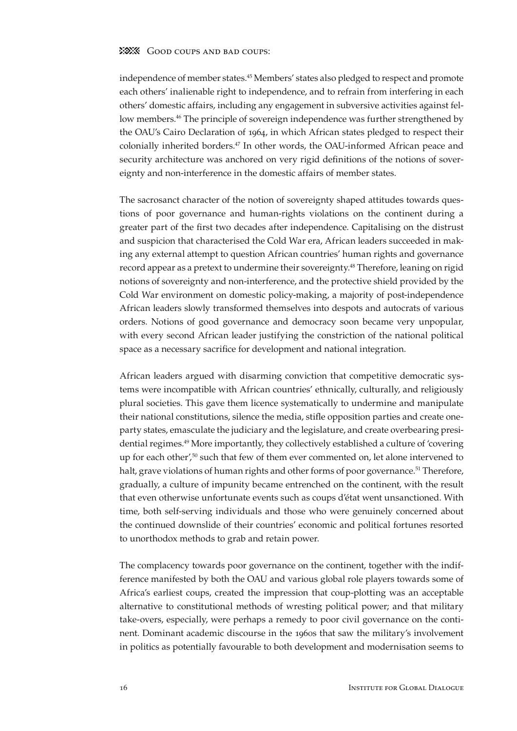independence of member states.[45] Members' states also pledged to respect and promote each others' inalienable right to independence, and to refrain from interfering in each others' domestic affairs, including any engagement in subversive activities against fellow members.[46] The principle of sovereign independence was further strengthened by the OAU's Cairo Declaration of 1964, in which African states pledged to respect their colonially inherited borders.[47] In other words, the OAU-informed African peace and security architecture was anchored on very rigid definitions of the notions of sovereignty and non-interference in the domestic affairs of member states.

The sacrosanct character of the notion of sovereignty shaped attitudes towards questions of poor governance and human-rights violations on the continent during a greater part of the first two decades after independence. Capitalising on the distrust and suspicion that characterised the Cold War era, African leaders succeeded in making any external attempt to question African countries' human rights and governance record appear as a pretext to undermine their sovereignty.[48] Therefore, leaning on rigid notions of sovereignty and non-interference, and the protective shield provided by the Cold War environment on domestic policy-making, a majority of post-independence African leaders slowly transformed themselves into despots and autocrats of various orders. Notions of good governance and democracy soon became very unpopular, with every second African leader justifying the constriction of the national political space as a necessary sacrifice for development and national integration.

African leaders argued with disarming conviction that competitive democratic systems were incompatible with African countries' ethnically, culturally, and religiously plural societies. This gave them licence systematically to undermine and manipulate their national constitutions, silence the media, stifle opposition parties and create one-party states, emasculate the judiciary and the legislature, and create overbearing presidential regimes.[49] More importantly, they collectively established a culture of 'covering up for each other',[50] such that few of them ever commented on, let alone intervened to halt, grave violations of human rights and other forms of poor governance.[51] Therefore, gradually, a culture of impunity became entrenched on the continent, with the result that even otherwise unfortunate events such as coups d'état went unsanctioned. With time, both self-serving individuals and those who were genuinely concerned about the continued downslide of their countries' economic and political fortunes resorted to unorthodox methods to grab and retain power.

The complacency towards poor governance on the continent, together with the indifference manifested by both the OAU and various global role players towards some of Africa's earliest coups, created the impression that coup-plotting was an acceptable alternative to constitutional methods of wresting political power; and that military take-overs, especially, were perhaps a remedy to poor civil governance on the continent. Dominant academic discourse in the 1960s that saw the military's involvement in politics as potentially favourable to both development and modernisation seems to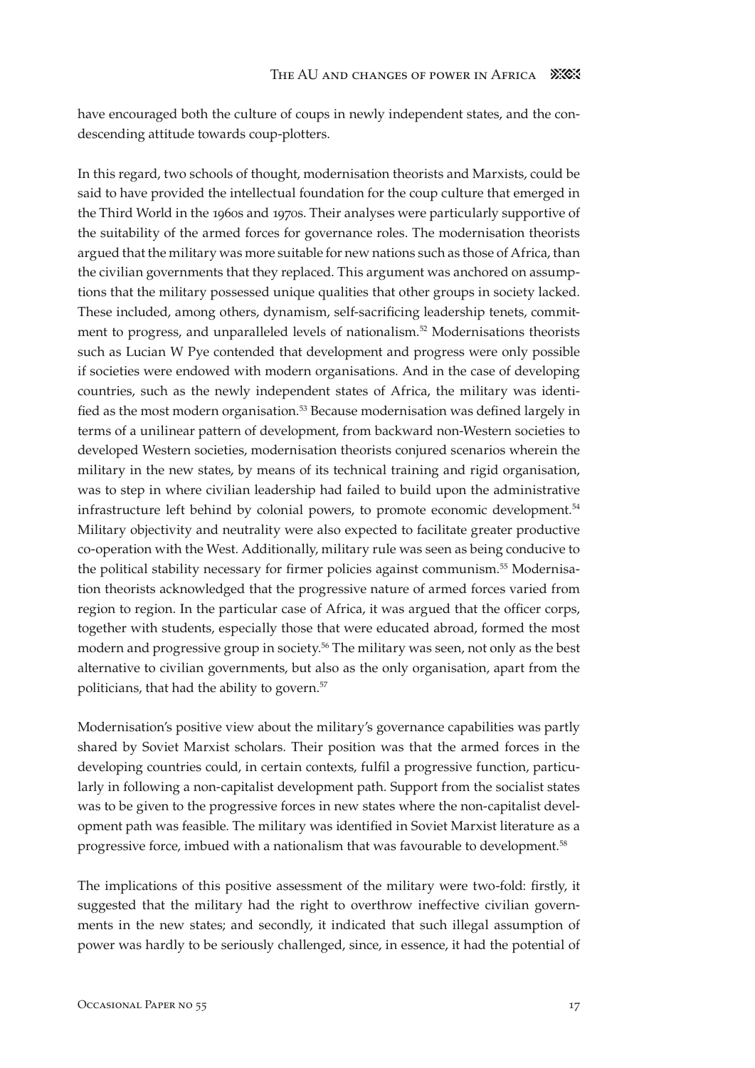have encouraged both the culture of coups in newly independent states, and the condescending attitude towards coup-plotters.

In this regard, two schools of thought, modernisation theorists and Marxists, could be said to have provided the intellectual foundation for the coup culture that emerged in the Third World in the 1960s and 1970s. Their analyses were particularly supportive of the suitability of the armed forces for governance roles. The modernisation theorists argued that the military was more suitable for new nations such as those of Africa, than the civilian governments that they replaced. This argument was anchored on assumptions that the military possessed unique qualities that other groups in society lacked. These included, among others, dynamism, self-sacrificing leadership tenets, commitment to progress, and unparalleled levels of nationalism.[52] Modernisations theorists such as Lucian W Pye contended that development and progress were only possible if societies were endowed with modern organisations. And in the case of developing countries, such as the newly independent states of Africa, the military was identified as the most modern organisation.[53] Because modernisation was defined largely in terms of a unilinear pattern of development, from backward non-Western societies to developed Western societies, modernisation theorists conjured scenarios wherein the military in the new states, by means of its technical training and rigid organisation, was to step in where civilian leadership had failed to build upon the administrative infrastructure left behind by colonial powers, to promote economic development.[54] Military objectivity and neutrality were also expected to facilitate greater productive co-operation with the West. Additionally, military rule was seen as being conducive to the political stability necessary for firmer policies against communism.[55] Modernisation theorists acknowledged that the progressive nature of armed forces varied from region to region. In the particular case of Africa, it was argued that the officer corps, together with students, especially those that were educated abroad, formed the most modern and progressive group in society.[56] The military was seen, not only as the best alternative to civilian governments, but also as the only organisation, apart from the politicians, that had the ability to govern.[57]

Modernisation's positive view about the military's governance capabilities was partly shared by Soviet Marxist scholars. Their position was that the armed forces in the developing countries could, in certain contexts, fulfil a progressive function, particularly in following a non-capitalist development path. Support from the socialist states was to be given to the progressive forces in new states where the non-capitalist development path was feasible. The military was identified in Soviet Marxist literature as a progressive force, imbued with a nationalism that was favourable to development.[58]

The implications of this positive assessment of the military were two-fold: firstly, it suggested that the military had the right to overthrow ineffective civilian governments in the new states; and secondly, it indicated that such illegal assumption of power was hardly to be seriously challenged, since, in essence, it had the potential of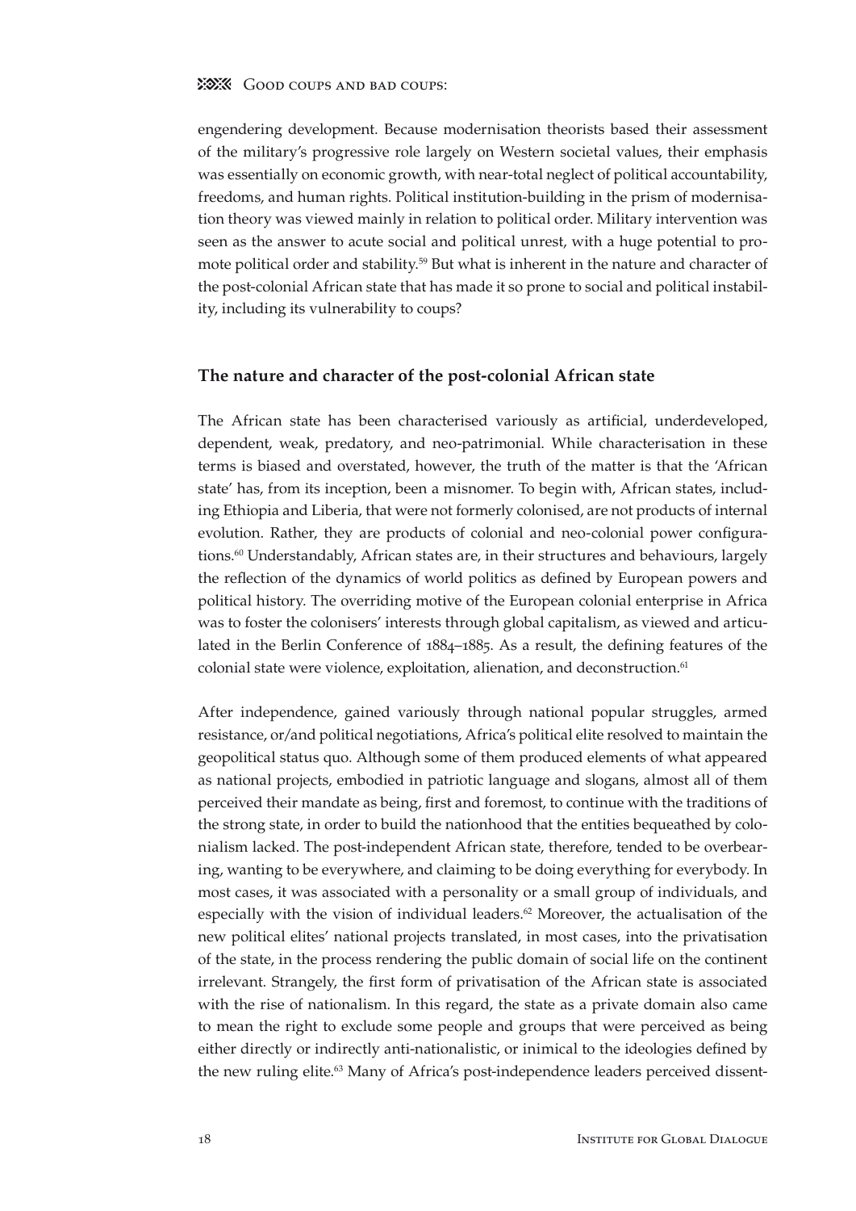engendering development. Because modernisation theorists based their assessment of the military's progressive role largely on Western societal values, their emphasis was essentially on economic growth, with near-total neglect of political accountability, freedoms, and human rights. Political institution-building in the prism of modernisation theory was viewed mainly in relation to political order. Military intervention was seen as the answer to acute social and political unrest, with a huge potential to promote political order and stability.[59] But what is inherent in the nature and character of the post-colonial African state that has made it so prone to social and political instability, including its vulnerability to coups?

## The nature and character of the post-colonial African state

The African state has been characterised variously as artificial, underdeveloped, dependent, weak, predatory, and neo-patrimonial. While characterisation in these terms is biased and overstated, however, the truth of the matter is that the 'African state' has, from its inception, been a misnomer. To begin with, African states, including Ethiopia and Liberia, that were not formerly colonised, are not products of internal evolution. Rather, they are products of colonial and neo-colonial power configurations.[60] Understandably, African states are, in their structures and behaviours, largely the reflection of the dynamics of world politics as defined by European powers and political history. The overriding motive of the European colonial enterprise in Africa was to foster the colonisers' interests through global capitalism, as viewed and articulated in the Berlin Conference of 1884–1885. As a result, the defining features of the colonial state were violence, exploitation, alienation, and deconstruction.[61]

After independence, gained variously through national popular struggles, armed resistance, or/and political negotiations, Africa's political elite resolved to maintain the geopolitical status quo. Although some of them produced elements of what appeared as national projects, embodied in patriotic language and slogans, almost all of them perceived their mandate as being, first and foremost, to continue with the traditions of the strong state, in order to build the nationhood that the entities bequeathed by colonialism lacked. The post-independent African state, therefore, tended to be overbearing, wanting to be everywhere, and claiming to be doing everything for everybody. In most cases, it was associated with a personality or a small group of individuals, and especially with the vision of individual leaders.[62] Moreover, the actualisation of the new political elites' national projects translated, in most cases, into the privatisation of the state, in the process rendering the public domain of social life on the continent irrelevant. Strangely, the first form of privatisation of the African state is associated with the rise of nationalism. In this regard, the state as a private domain also came to mean the right to exclude some people and groups that were perceived as being either directly or indirectly anti-nationalistic, or inimical to the ideologies defined by the new ruling elite.[63] Many of Africa's post-independence leaders perceived dissent-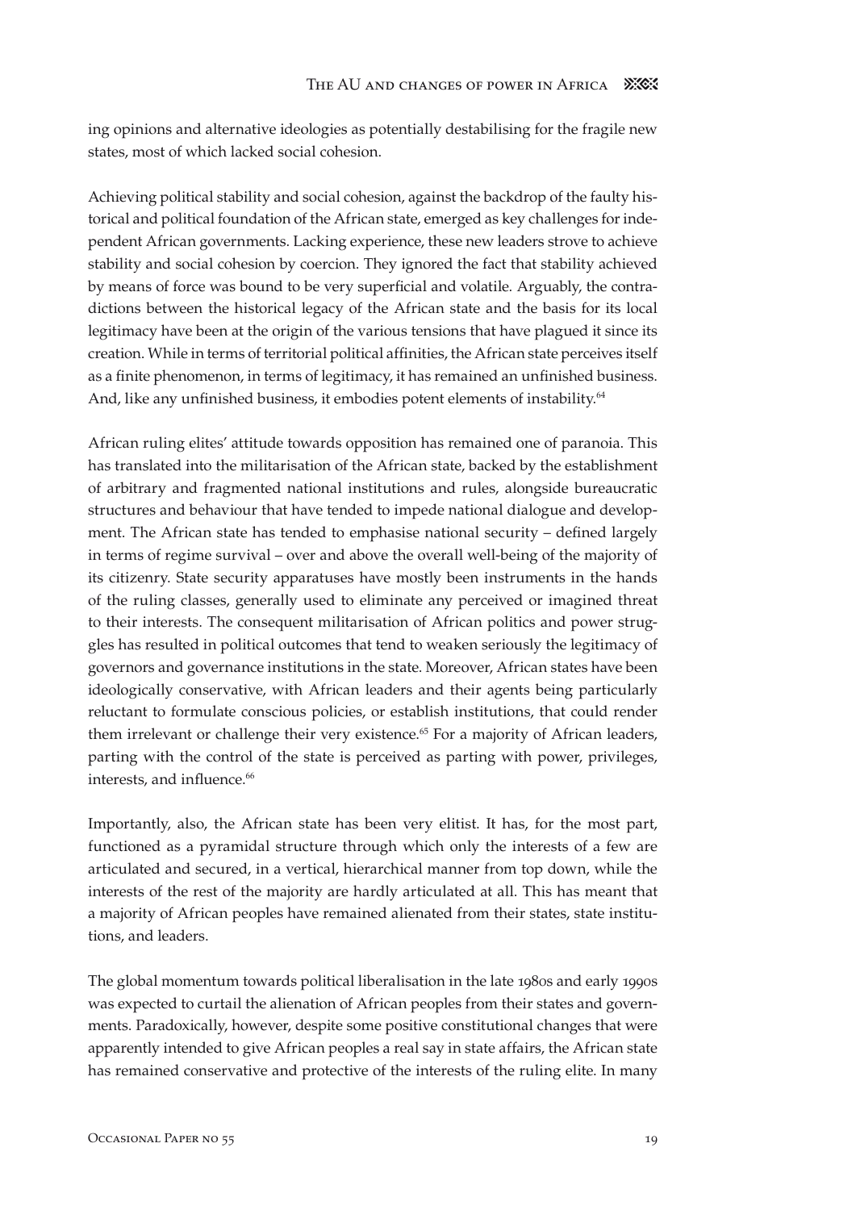ing opinions and alternative ideologies as potentially destabilising for the fragile new states, most of which lacked social cohesion.

Achieving political stability and social cohesion, against the backdrop of the faulty historical and political foundation of the African state, emerged as key challenges for independent African governments. Lacking experience, these new leaders strove to achieve stability and social cohesion by coercion. They ignored the fact that stability achieved by means of force was bound to be very superficial and volatile. Arguably, the contradictions between the historical legacy of the African state and the basis for its local legitimacy have been at the origin of the various tensions that have plagued it since its creation. While in terms of territorial political affinities, the African state perceives itself as a finite phenomenon, in terms of legitimacy, it has remained an unfinished business. And, like any unfinished business, it embodies potent elements of instability.[64]

African ruling elites' attitude towards opposition has remained one of paranoia. This has translated into the militarisation of the African state, backed by the establishment of arbitrary and fragmented national institutions and rules, alongside bureaucratic structures and behaviour that have tended to impede national dialogue and development. The African state has tended to emphasise national security – defined largely in terms of regime survival – over and above the overall well-being of the majority of its citizenry. State security apparatuses have mostly been instruments in the hands of the ruling classes, generally used to eliminate any perceived or imagined threat to their interests. The consequent militarisation of African politics and power struggles has resulted in political outcomes that tend to weaken seriously the legitimacy of governors and governance institutions in the state. Moreover, African states have been ideologically conservative, with African leaders and their agents being particularly reluctant to formulate conscious policies, or establish institutions, that could render them irrelevant or challenge their very existence.[65] For a majority of African leaders, parting with the control of the state is perceived as parting with power, privileges, interests, and influence.[66]

Importantly, also, the African state has been very elitist. It has, for the most part, functioned as a pyramidal structure through which only the interests of a few are articulated and secured, in a vertical, hierarchical manner from top down, while the interests of the rest of the majority are hardly articulated at all. This has meant that a majority of African peoples have remained alienated from their states, state institutions, and leaders.

The global momentum towards political liberalisation in the late 1980s and early 1990s was expected to curtail the alienation of African peoples from their states and governments. Paradoxically, however, despite some positive constitutional changes that were apparently intended to give African peoples a real say in state affairs, the African state has remained conservative and protective of the interests of the ruling elite. In many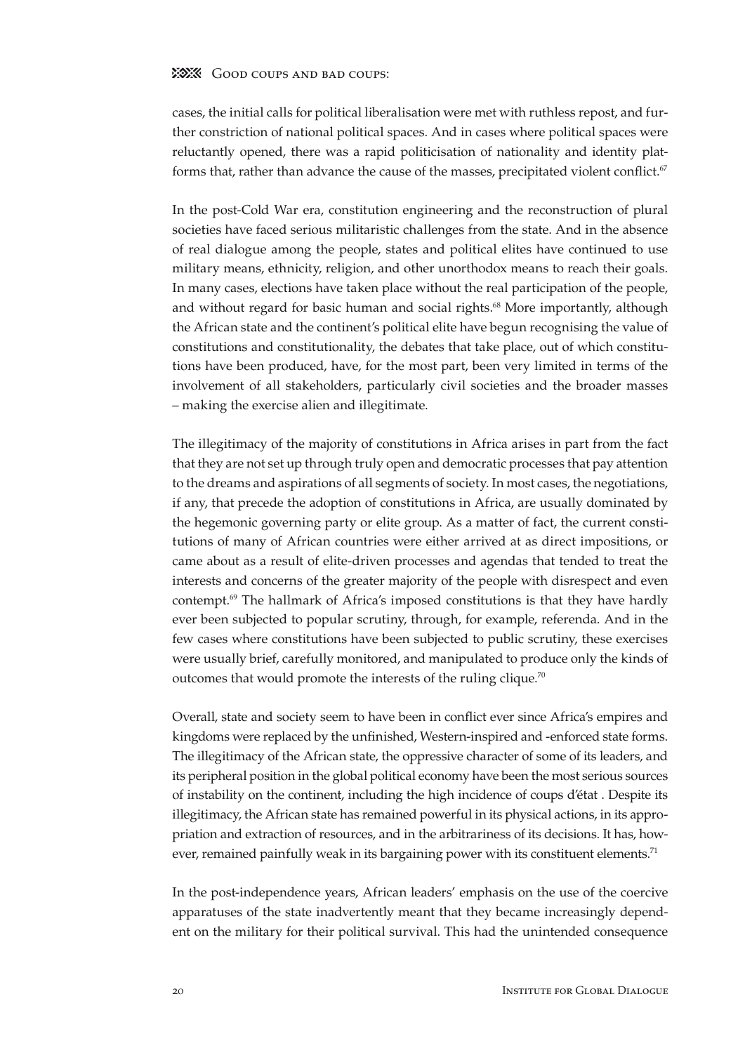cases, the initial calls for political liberalisation were met with ruthless repost, and further constriction of national political spaces. And in cases where political spaces were reluctantly opened, there was a rapid politicisation of nationality and identity platforms that, rather than advance the cause of the masses, precipitated violent conflict.[67]

In the post-Cold War era, constitution engineering and the reconstruction of plural societies have faced serious militaristic challenges from the state. And in the absence of real dialogue among the people, states and political elites have continued to use military means, ethnicity, religion, and other unorthodox means to reach their goals. In many cases, elections have taken place without the real participation of the people, and without regard for basic human and social rights.[68] More importantly, although the African state and the continent's political elite have begun recognising the value of constitutions and constitutionality, the debates that take place, out of which constitutions have been produced, have, for the most part, been very limited in terms of the involvement of all stakeholders, particularly civil societies and the broader masses – making the exercise alien and illegitimate.

The illegitimacy of the majority of constitutions in Africa arises in part from the fact that they are not set up through truly open and democratic processes that pay attention to the dreams and aspirations of all segments of society. In most cases, the negotiations, if any, that precede the adoption of constitutions in Africa, are usually dominated by the hegemonic governing party or elite group. As a matter of fact, the current constitutions of many of African countries were either arrived at as direct impositions, or came about as a result of elite-driven processes and agendas that tended to treat the interests and concerns of the greater majority of the people with disrespect and even contempt.[69] The hallmark of Africa's imposed constitutions is that they have hardly ever been subjected to popular scrutiny, through, for example, referenda. And in the few cases where constitutions have been subjected to public scrutiny, these exercises were usually brief, carefully monitored, and manipulated to produce only the kinds of outcomes that would promote the interests of the ruling clique.[70]

Overall, state and society seem to have been in conflict ever since Africa's empires and kingdoms were replaced by the unfinished, Western-inspired and -enforced state forms. The illegitimacy of the African state, the oppressive character of some of its leaders, and its peripheral position in the global political economy have been the most serious sources of instability on the continent, including the high incidence of coups d'état . Despite its illegitimacy, the African state has remained powerful in its physical actions, in its appropriation and extraction of resources, and in the arbitrariness of its decisions. It has, however, remained painfully weak in its bargaining power with its constituent elements.[71]

In the post-independence years, African leaders' emphasis on the use of the coercive apparatuses of the state inadvertently meant that they became increasingly dependent on the military for their political survival. This had the unintended consequence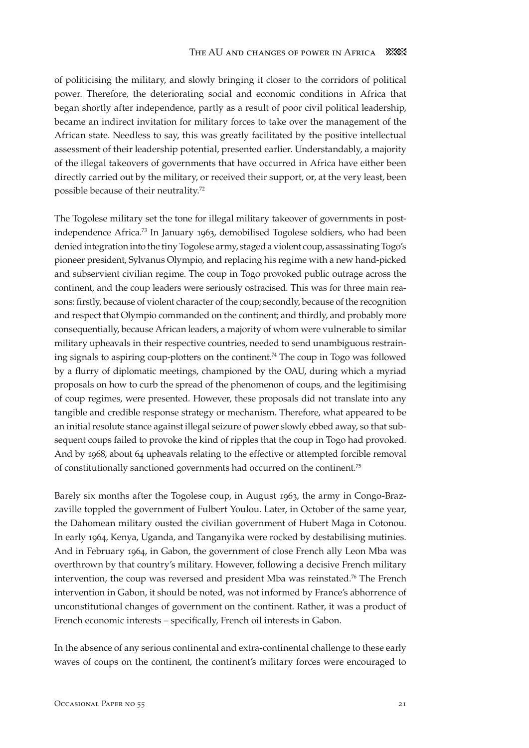of politicising the military, and slowly bringing it closer to the corridors of political power. Therefore, the deteriorating social and economic conditions in Africa that began shortly after independence, partly as a result of poor civil political leadership, became an indirect invitation for military forces to take over the management of the African state. Needless to say, this was greatly facilitated by the positive intellectual assessment of their leadership potential, presented earlier. Understandably, a majority of the illegal takeovers of governments that have occurred in Africa have either been directly carried out by the military, or received their support, or, at the very least, been possible because of their neutrality.[72]

The Togolese military set the tone for illegal military takeover of governments in post-independence Africa.[73] In January 1963, demobilised Togolese soldiers, who had been denied integration into the tiny Togolese army, staged a violent coup, assassinating Togo's pioneer president, Sylvanus Olympio, and replacing his regime with a new hand-picked and subservient civilian regime. The coup in Togo provoked public outrage across the continent, and the coup leaders were seriously ostracised. This was for three main reasons: firstly, because of violent character of the coup; secondly, because of the recognition and respect that Olympio commanded on the continent; and thirdly, and probably more consequentially, because African leaders, a majority of whom were vulnerable to similar military upheavals in their respective countries, needed to send unambiguous restraining signals to aspiring coup-plotters on the continent.[74] The coup in Togo was followed by a flurry of diplomatic meetings, championed by the OAU, during which a myriad proposals on how to curb the spread of the phenomenon of coups, and the legitimising of coup regimes, were presented. However, these proposals did not translate into any tangible and credible response strategy or mechanism. Therefore, what appeared to be an initial resolute stance against illegal seizure of power slowly ebbed away, so that subsequent coups failed to provoke the kind of ripples that the coup in Togo had provoked. And by 1968, about 64 upheavals relating to the effective or attempted forcible removal of constitutionally sanctioned governments had occurred on the continent.[75]

Barely six months after the Togolese coup, in August 1963, the army in Congo-Brazzaville toppled the government of Fulbert Youlou. Later, in October of the same year, the Dahomean military ousted the civilian government of Hubert Maga in Cotonou. In early 1964, Kenya, Uganda, and Tanganyika were rocked by destabilising mutinies. And in February 1964, in Gabon, the government of close French ally Leon Mba was overthrown by that country's military. However, following a decisive French military intervention, the coup was reversed and president Mba was reinstated.[76] The French intervention in Gabon, it should be noted, was not informed by France's abhorrence of unconstitutional changes of government on the continent. Rather, it was a product of French economic interests – specifically, French oil interests in Gabon.

In the absence of any serious continental and extra-continental challenge to these early waves of coups on the continent, the continent's military forces were encouraged to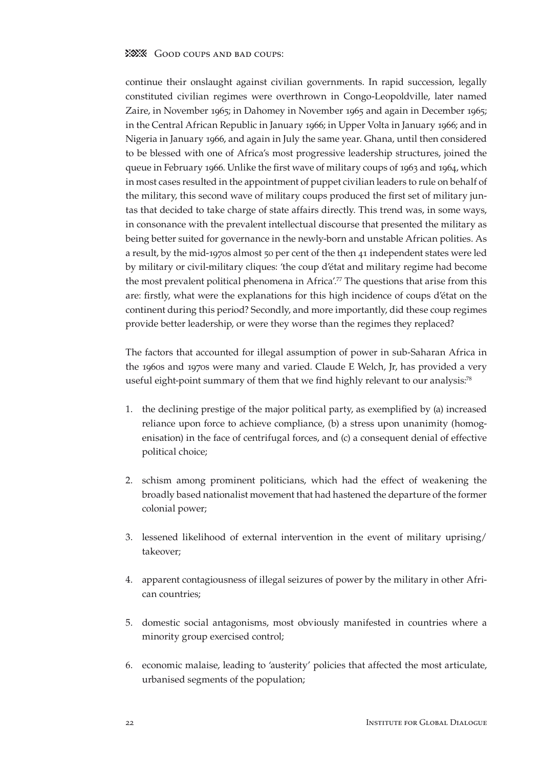continue their onslaught against civilian governments. In rapid succession, legally constituted civilian regimes were overthrown in Congo-Leopoldville, later named Zaire, in November 1965; in Dahomey in November 1965 and again in December 1965; in the Central African Republic in January 1966; in Upper Volta in January 1966; and in Nigeria in January 1966, and again in July the same year. Ghana, until then considered to be blessed with one of Africa's most progressive leadership structures, joined the queue in February 1966. Unlike the first wave of military coups of 1963 and 1964, which in most cases resulted in the appointment of puppet civilian leaders to rule on behalf of the military, this second wave of military coups produced the first set of military juntas that decided to take charge of state affairs directly. This trend was, in some ways, in consonance with the prevalent intellectual discourse that presented the military as being better suited for governance in the newly-born and unstable African polities. As a result, by the mid-1970s almost 50 per cent of the then 41 independent states were led by military or civil-military cliques: 'the coup d'état and military regime had become the most prevalent political phenomena in Africa'.[77] The questions that arise from this are: firstly, what were the explanations for this high incidence of coups d'état on the continent during this period? Secondly, and more importantly, did these coup regimes provide better leadership, or were they worse than the regimes they replaced?

The factors that accounted for illegal assumption of power in sub-Saharan Africa in the 1960s and 1970s were many and varied. Claude E Welch, Jr, has provided a very useful eight-point summary of them that we find highly relevant to our analysis:[78]

1. the declining prestige of the major political party, as exemplified by (a) increased reliance upon force to achieve compliance, (b) a stress upon unanimity (homogenisation) in the face of centrifugal forces, and (c) a consequent denial of effective political choice;

2. schism among prominent politicians, which had the effect of weakening the broadly based nationalist movement that had hastened the departure of the former colonial power;

3. lessened likelihood of external intervention in the event of military uprising/takeover;

4. apparent contagiousness of illegal seizures of power by the military in other African countries;

5. domestic social antagonisms, most obviously manifested in countries where a minority group exercised control;

6. economic malaise, leading to 'austerity' policies that affected the most articulate, urbanised segments of the population;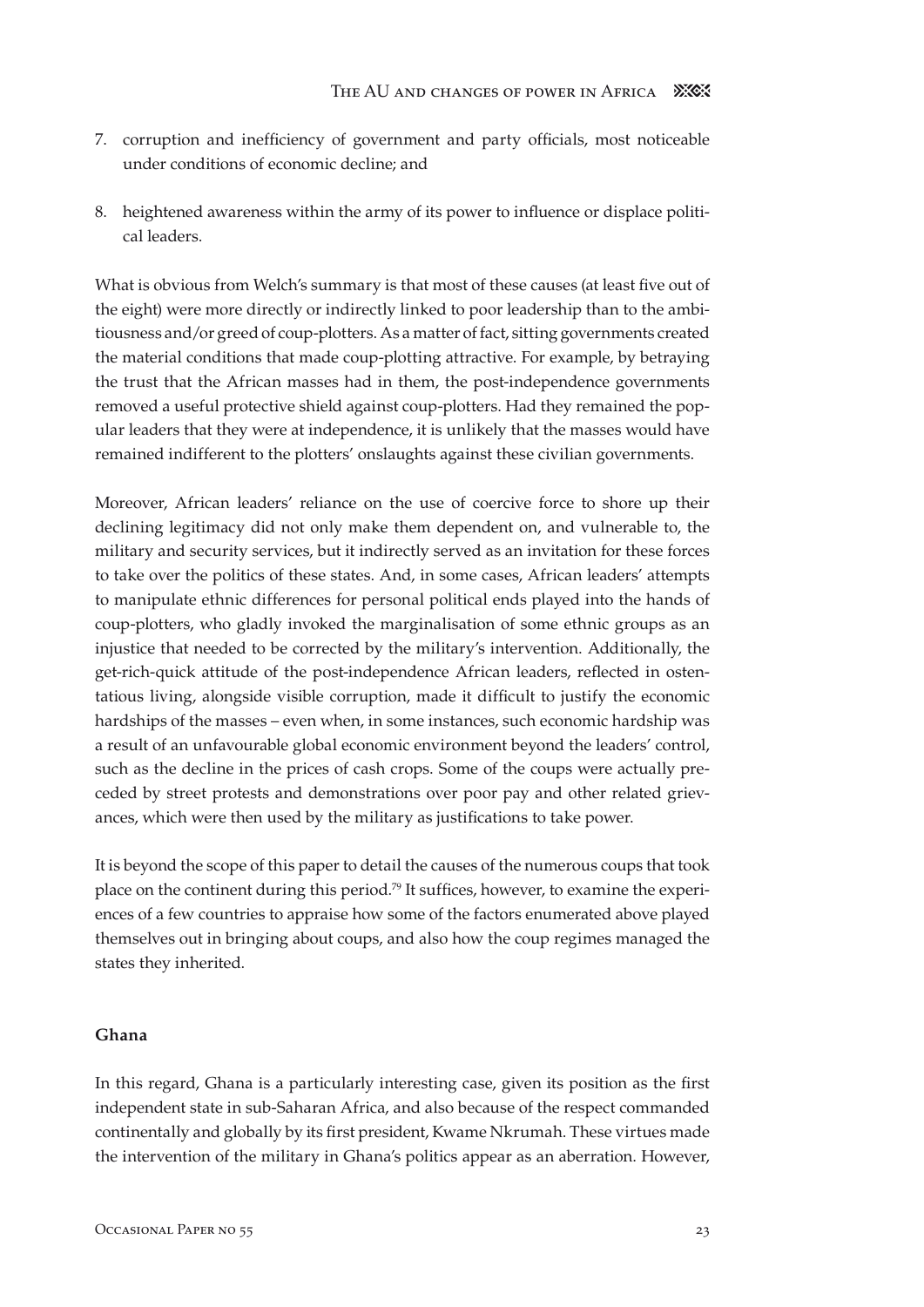7. corruption and inefficiency of government and party officials, most noticeable under conditions of economic decline; and

8. heightened awareness within the army of its power to influence or displace political leaders.

What is obvious from Welch's summary is that most of these causes (at least five out of the eight) were more directly or indirectly linked to poor leadership than to the ambitiousness and/or greed of coup-plotters. As a matter of fact, sitting governments created the material conditions that made coup-plotting attractive. For example, by betraying the trust that the African masses had in them, the post-independence governments removed a useful protective shield against coup-plotters. Had they remained the popular leaders that they were at independence, it is unlikely that the masses would have remained indifferent to the plotters' onslaughts against these civilian governments.

Moreover, African leaders' reliance on the use of coercive force to shore up their declining legitimacy did not only make them dependent on, and vulnerable to, the military and security services, but it indirectly served as an invitation for these forces to take over the politics of these states. And, in some cases, African leaders' attempts to manipulate ethnic differences for personal political ends played into the hands of coup-plotters, who gladly invoked the marginalisation of some ethnic groups as an injustice that needed to be corrected by the military's intervention. Additionally, the get-rich-quick attitude of the post-independence African leaders, reflected in ostentatious living, alongside visible corruption, made it difficult to justify the economic hardships of the masses – even when, in some instances, such economic hardship was a result of an unfavourable global economic environment beyond the leaders' control, such as the decline in the prices of cash crops. Some of the coups were actually preceded by street protests and demonstrations over poor pay and other related grievances, which were then used by the military as justifications to take power.

It is beyond the scope of this paper to detail the causes of the numerous coups that took place on the continent during this period.[79] It suffices, however, to examine the experiences of a few countries to appraise how some of the factors enumerated above played themselves out in bringing about coups, and also how the coup regimes managed the states they inherited.

### Ghana

In this regard, Ghana is a particularly interesting case, given its position as the first independent state in sub-Saharan Africa, and also because of the respect commanded continentally and globally by its first president, Kwame Nkrumah. These virtues made the intervention of the military in Ghana's politics appear as an aberration. However,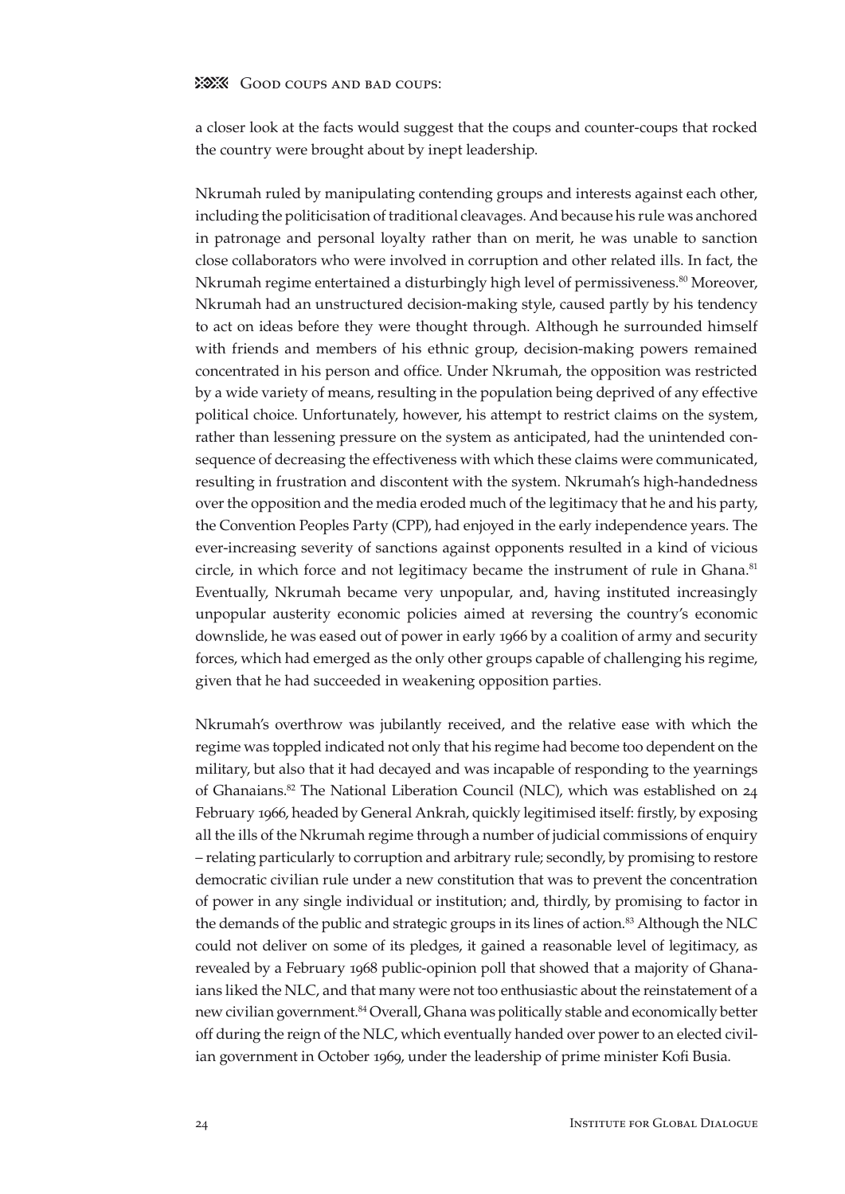a closer look at the facts would suggest that the coups and counter-coups that rocked the country were brought about by inept leadership.

Nkrumah ruled by manipulating contending groups and interests against each other, including the politicisation of traditional cleavages. And because his rule was anchored in patronage and personal loyalty rather than on merit, he was unable to sanction close collaborators who were involved in corruption and other related ills. In fact, the Nkrumah regime entertained a disturbingly high level of permissiveness.[80] Moreover, Nkrumah had an unstructured decision-making style, caused partly by his tendency to act on ideas before they were thought through. Although he surrounded himself with friends and members of his ethnic group, decision-making powers remained concentrated in his person and office. Under Nkrumah, the opposition was restricted by a wide variety of means, resulting in the population being deprived of any effective political choice. Unfortunately, however, his attempt to restrict claims on the system, rather than lessening pressure on the system as anticipated, had the unintended consequence of decreasing the effectiveness with which these claims were communicated, resulting in frustration and discontent with the system. Nkrumah's high-handedness over the opposition and the media eroded much of the legitimacy that he and his party, the Convention Peoples Party (CPP), had enjoyed in the early independence years. The ever-increasing severity of sanctions against opponents resulted in a kind of vicious circle, in which force and not legitimacy became the instrument of rule in Ghana.[81] Eventually, Nkrumah became very unpopular, and, having instituted increasingly unpopular austerity economic policies aimed at reversing the country's economic downslide, he was eased out of power in early 1966 by a coalition of army and security forces, which had emerged as the only other groups capable of challenging his regime, given that he had succeeded in weakening opposition parties.

Nkrumah's overthrow was jubilantly received, and the relative ease with which the regime was toppled indicated not only that his regime had become too dependent on the military, but also that it had decayed and was incapable of responding to the yearnings of Ghanaians.[82] The National Liberation Council (NLC), which was established on 24 February 1966, headed by General Ankrah, quickly legitimised itself: firstly, by exposing all the ills of the Nkrumah regime through a number of judicial commissions of enquiry – relating particularly to corruption and arbitrary rule; secondly, by promising to restore democratic civilian rule under a new constitution that was to prevent the concentration of power in any single individual or institution; and, thirdly, by promising to factor in the demands of the public and strategic groups in its lines of action.[83] Although the NLC could not deliver on some of its pledges, it gained a reasonable level of legitimacy, as revealed by a February 1968 public-opinion poll that showed that a majority of Ghanaians liked the NLC, and that many were not too enthusiastic about the reinstatement of a new civilian government.[84] Overall, Ghana was politically stable and economically better off during the reign of the NLC, which eventually handed over power to an elected civilian government in October 1969, under the leadership of prime minister Kofi Busia.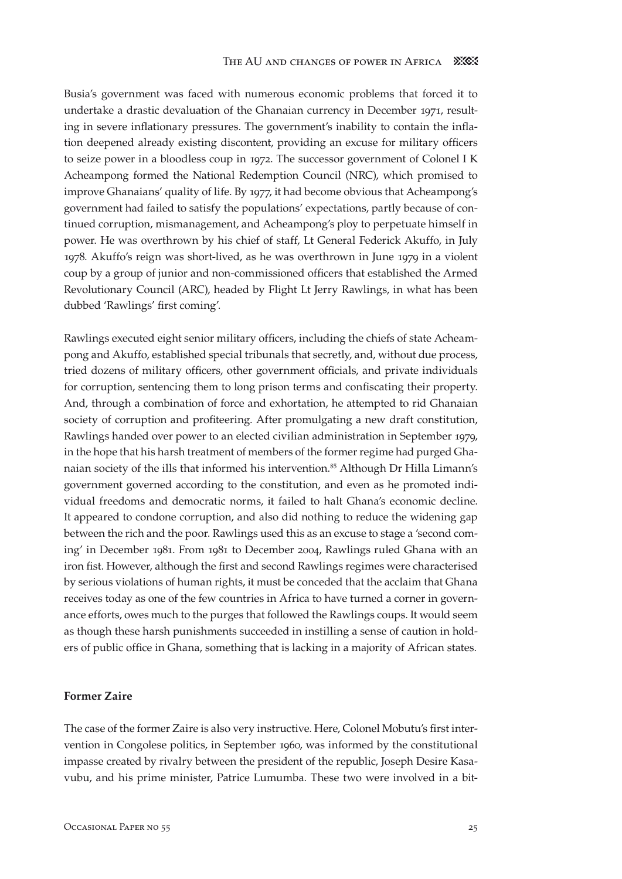Busia's government was faced with numerous economic problems that forced it to undertake a drastic devaluation of the Ghanaian currency in December 1971, resulting in severe inflationary pressures. The government's inability to contain the inflation deepened already existing discontent, providing an excuse for military officers to seize power in a bloodless coup in 1972. The successor government of Colonel I K Acheampong formed the National Redemption Council (NRC), which promised to improve Ghanaians' quality of life. By 1977, it had become obvious that Acheampong's government had failed to satisfy the populations' expectations, partly because of continued corruption, mismanagement, and Acheampong's ploy to perpetuate himself in power. He was overthrown by his chief of staff, Lt General Federick Akuffo, in July 1978. Akuffo's reign was short-lived, as he was overthrown in June 1979 in a violent coup by a group of junior and non-commissioned officers that established the Armed Revolutionary Council (ARC), headed by Flight Lt Jerry Rawlings, in what has been dubbed 'Rawlings' first coming'.

Rawlings executed eight senior military officers, including the chiefs of state Acheampong and Akuffo, established special tribunals that secretly, and, without due process, tried dozens of military officers, other government officials, and private individuals for corruption, sentencing them to long prison terms and confiscating their property. And, through a combination of force and exhortation, he attempted to rid Ghanaian society of corruption and profiteering. After promulgating a new draft constitution, Rawlings handed over power to an elected civilian administration in September 1979, in the hope that his harsh treatment of members of the former regime had purged Ghanaian society of the ills that informed his intervention.[85] Although Dr Hilla Limann's government governed according to the constitution, and even as he promoted individual freedoms and democratic norms, it failed to halt Ghana's economic decline. It appeared to condone corruption, and also did nothing to reduce the widening gap between the rich and the poor. Rawlings used this as an excuse to stage a 'second coming' in December 1981. From 1981 to December 2004, Rawlings ruled Ghana with an iron fist. However, although the first and second Rawlings regimes were characterised by serious violations of human rights, it must be conceded that the acclaim that Ghana receives today as one of the few countries in Africa to have turned a corner in governance efforts, owes much to the purges that followed the Rawlings coups. It would seem as though these harsh punishments succeeded in instilling a sense of caution in holders of public office in Ghana, something that is lacking in a majority of African states.

### Former Zaire

The case of the former Zaire is also very instructive. Here, Colonel Mobutu's first intervention in Congolese politics, in September 1960, was informed by the constitutional impasse created by rivalry between the president of the republic, Joseph Desire Kasavubu, and his prime minister, Patrice Lumumba. These two were involved in a bit-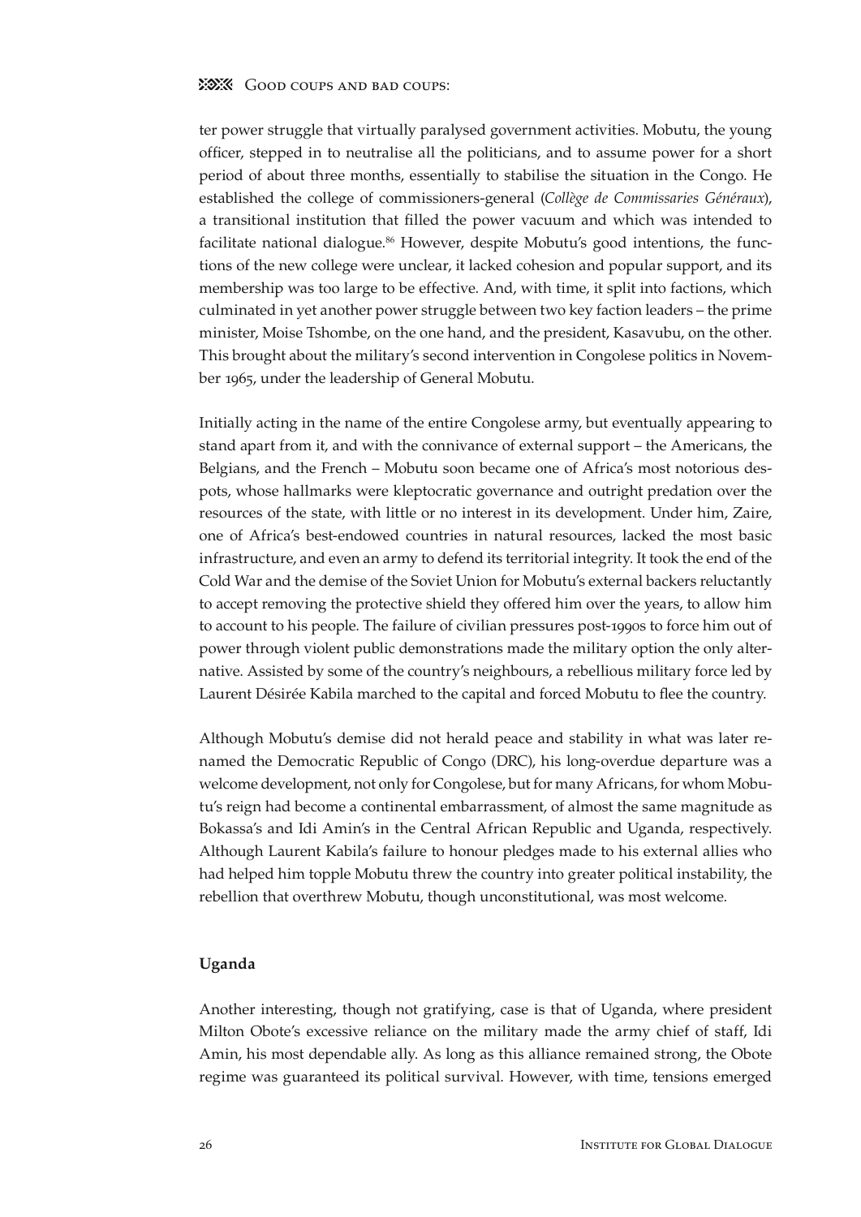ter power struggle that virtually paralysed government activities. Mobutu, the young officer, stepped in to neutralise all the politicians, and to assume power for a short period of about three months, essentially to stabilise the situation in the Congo. He established the college of commissioners-general (*Collège de Commissaries Généraux*), a transitional institution that filled the power vacuum and which was intended to facilitate national dialogue.[86] However, despite Mobutu's good intentions, the functions of the new college were unclear, it lacked cohesion and popular support, and its membership was too large to be effective. And, with time, it split into factions, which culminated in yet another power struggle between two key faction leaders – the prime minister, Moise Tshombe, on the one hand, and the president, Kasavubu, on the other. This brought about the military's second intervention in Congolese politics in November 1965, under the leadership of General Mobutu.

Initially acting in the name of the entire Congolese army, but eventually appearing to stand apart from it, and with the connivance of external support – the Americans, the Belgians, and the French – Mobutu soon became one of Africa's most notorious despots, whose hallmarks were kleptocratic governance and outright predation over the resources of the state, with little or no interest in its development. Under him, Zaire, one of Africa's best-endowed countries in natural resources, lacked the most basic infrastructure, and even an army to defend its territorial integrity. It took the end of the Cold War and the demise of the Soviet Union for Mobutu's external backers reluctantly to accept removing the protective shield they offered him over the years, to allow him to account to his people. The failure of civilian pressures post-1990s to force him out of power through violent public demonstrations made the military option the only alternative. Assisted by some of the country's neighbours, a rebellious military force led by Laurent Désirée Kabila marched to the capital and forced Mobutu to flee the country.

Although Mobutu's demise did not herald peace and stability in what was later renamed the Democratic Republic of Congo (DRC), his long-overdue departure was a welcome development, not only for Congolese, but for many Africans, for whom Mobutu's reign had become a continental embarrassment, of almost the same magnitude as Bokassa's and Idi Amin's in the Central African Republic and Uganda, respectively. Although Laurent Kabila's failure to honour pledges made to his external allies who had helped him topple Mobutu threw the country into greater political instability, the rebellion that overthrew Mobutu, though unconstitutional, was most welcome.

### Uganda

Another interesting, though not gratifying, case is that of Uganda, where president Milton Obote's excessive reliance on the military made the army chief of staff, Idi Amin, his most dependable ally. As long as this alliance remained strong, the Obote regime was guaranteed its political survival. However, with time, tensions emerged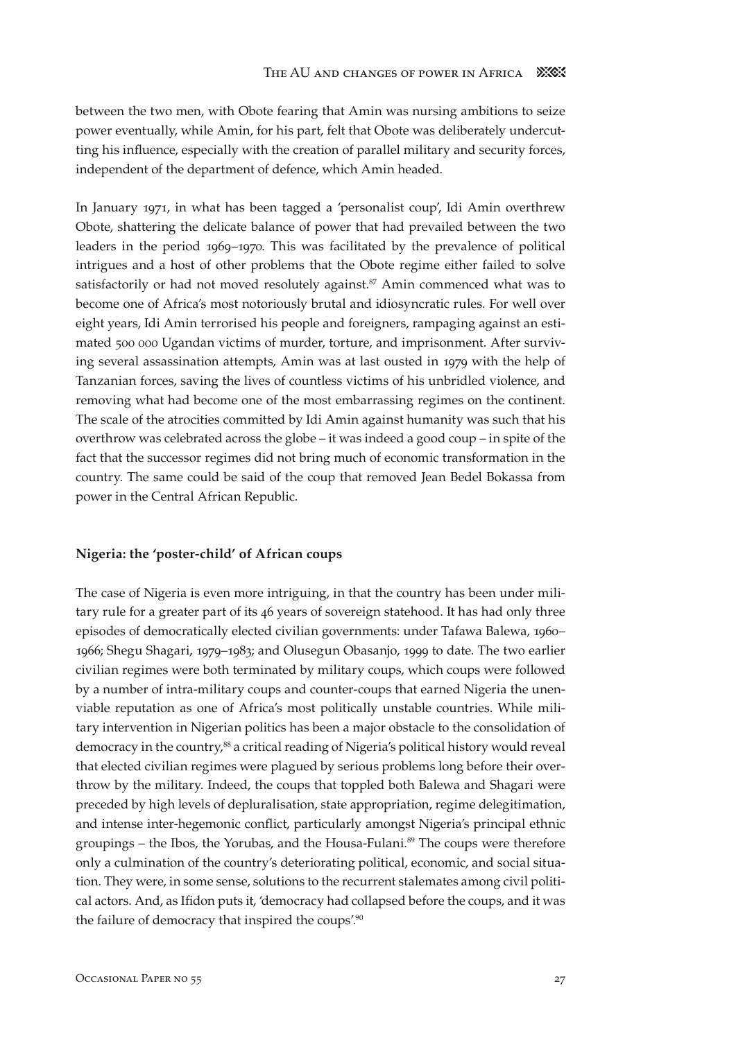between the two men, with Obote fearing that Amin was nursing ambitions to seize power eventually, while Amin, for his part, felt that Obote was deliberately undercutting his influence, especially with the creation of parallel military and security forces, independent of the department of defence, which Amin headed.

In January 1971, in what has been tagged a 'personalist coup', Idi Amin overthrew Obote, shattering the delicate balance of power that had prevailed between the two leaders in the period 1969–1970. This was facilitated by the prevalence of political intrigues and a host of other problems that the Obote regime either failed to solve satisfactorily or had not moved resolutely against.[87] Amin commenced what was to become one of Africa's most notoriously brutal and idiosyncratic rules. For well over eight years, Idi Amin terrorised his people and foreigners, rampaging against an estimated 500 000 Ugandan victims of murder, torture, and imprisonment. After surviving several assassination attempts, Amin was at last ousted in 1979 with the help of Tanzanian forces, saving the lives of countless victims of his unbridled violence, and removing what had become one of the most embarrassing regimes on the continent. The scale of the atrocities committed by Idi Amin against humanity was such that his overthrow was celebrated across the globe – it was indeed a good coup – in spite of the fact that the successor regimes did not bring much of economic transformation in the country. The same could be said of the coup that removed Jean Bedel Bokassa from power in the Central African Republic.

## Nigeria: the 'poster-child' of African coups

The case of Nigeria is even more intriguing, in that the country has been under military rule for a greater part of its 46 years of sovereign statehood. It has had only three episodes of democratically elected civilian governments: under Tafawa Balewa, 1960–1966; Shegu Shagari, 1979–1983; and Olusegun Obasanjo, 1999 to date. The two earlier civilian regimes were both terminated by military coups, which coups were followed by a number of intra-military coups and counter-coups that earned Nigeria the unenviable reputation as one of Africa's most politically unstable countries. While military intervention in Nigerian politics has been a major obstacle to the consolidation of democracy in the country,[88] a critical reading of Nigeria's political history would reveal that elected civilian regimes were plagued by serious problems long before their overthrow by the military. Indeed, the coups that toppled both Balewa and Shagari were preceded by high levels of depluralisation, state appropriation, regime delegitimation, and intense inter-hegemonic conflict, particularly amongst Nigeria's principal ethnic groupings – the Ibos, the Yorubas, and the Housa-Fulani.[89] The coups were therefore only a culmination of the country's deteriorating political, economic, and social situation. They were, in some sense, solutions to the recurrent stalemates among civil political actors. And, as Ifidon puts it, 'democracy had collapsed before the coups, and it was the failure of democracy that inspired the coups'.[90]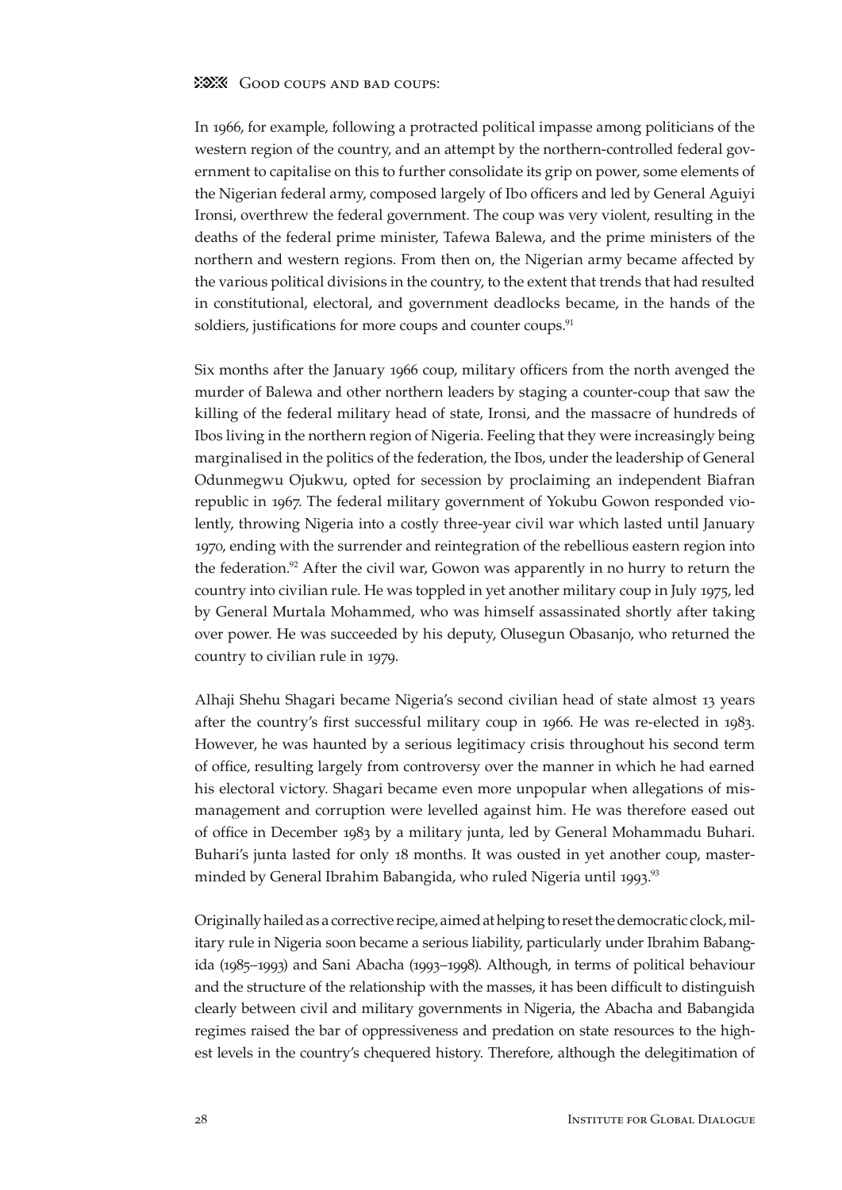In 1966, for example, following a protracted political impasse among politicians of the western region of the country, and an attempt by the northern-controlled federal government to capitalise on this to further consolidate its grip on power, some elements of the Nigerian federal army, composed largely of Ibo officers and led by General Aguiyi Ironsi, overthrew the federal government. The coup was very violent, resulting in the deaths of the federal prime minister, Tafewa Balewa, and the prime ministers of the northern and western regions. From then on, the Nigerian army became affected by the various political divisions in the country, to the extent that trends that had resulted in constitutional, electoral, and government deadlocks became, in the hands of the soldiers, justifications for more coups and counter coups.[91]

Six months after the January 1966 coup, military officers from the north avenged the murder of Balewa and other northern leaders by staging a counter-coup that saw the killing of the federal military head of state, Ironsi, and the massacre of hundreds of Ibos living in the northern region of Nigeria. Feeling that they were increasingly being marginalised in the politics of the federation, the Ibos, under the leadership of General Odunmegwu Ojukwu, opted for secession by proclaiming an independent Biafran republic in 1967. The federal military government of Yokubu Gowon responded violently, throwing Nigeria into a costly three-year civil war which lasted until January 1970, ending with the surrender and reintegration of the rebellious eastern region into the federation.[92] After the civil war, Gowon was apparently in no hurry to return the country into civilian rule. He was toppled in yet another military coup in July 1975, led by General Murtala Mohammed, who was himself assassinated shortly after taking over power. He was succeeded by his deputy, Olusegun Obasanjo, who returned the country to civilian rule in 1979.

Alhaji Shehu Shagari became Nigeria's second civilian head of state almost 13 years after the country's first successful military coup in 1966. He was re-elected in 1983. However, he was haunted by a serious legitimacy crisis throughout his second term of office, resulting largely from controversy over the manner in which he had earned his electoral victory. Shagari became even more unpopular when allegations of mismanagement and corruption were levelled against him. He was therefore eased out of office in December 1983 by a military junta, led by General Mohammadu Buhari. Buhari's junta lasted for only 18 months. It was ousted in yet another coup, masterminded by General Ibrahim Babangida, who ruled Nigeria until 1993.[93]

Originally hailed as a corrective recipe, aimed at helping to reset the democratic clock, military rule in Nigeria soon became a serious liability, particularly under Ibrahim Babangida (1985–1993) and Sani Abacha (1993–1998). Although, in terms of political behaviour and the structure of the relationship with the masses, it has been difficult to distinguish clearly between civil and military governments in Nigeria, the Abacha and Babangida regimes raised the bar of oppressiveness and predation on state resources to the highest levels in the country's chequered history. Therefore, although the delegitimation of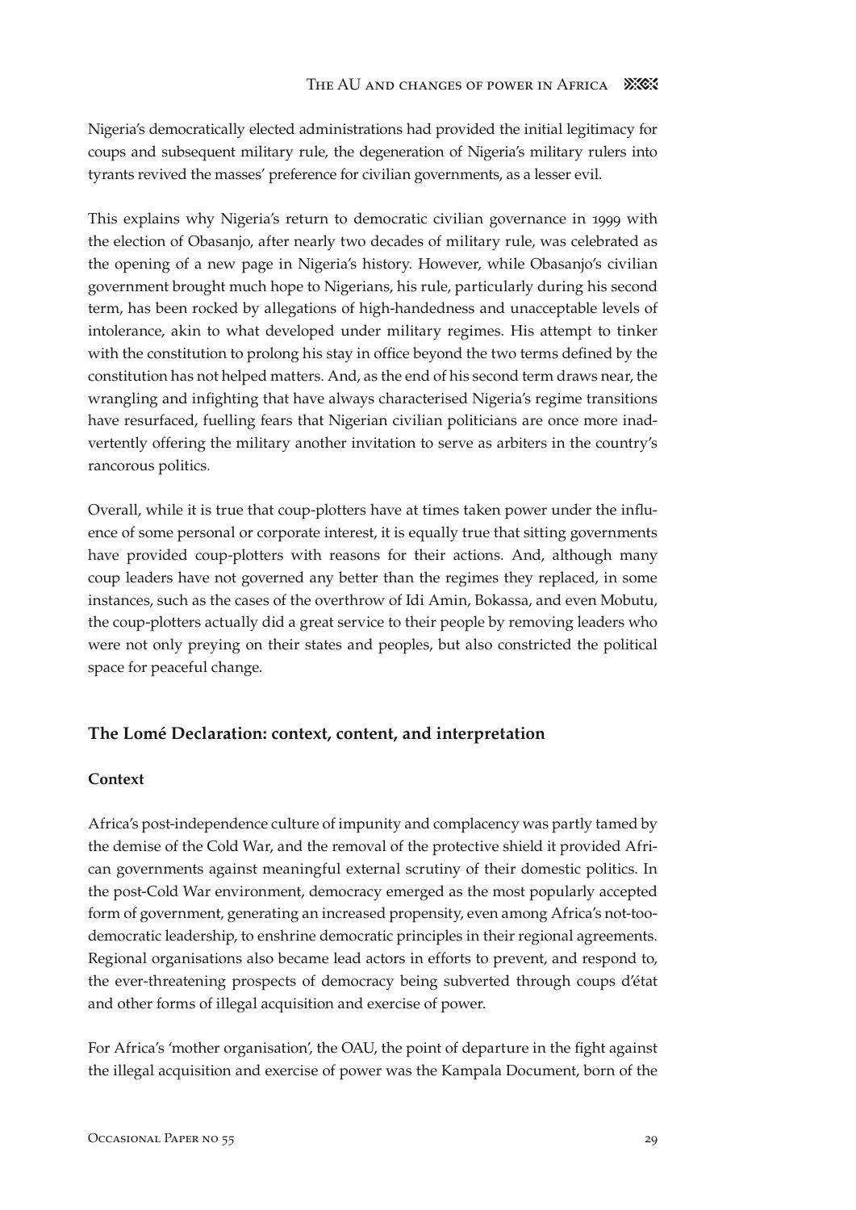Nigeria's democratically elected administrations had provided the initial legitimacy for coups and subsequent military rule, the degeneration of Nigeria's military rulers into tyrants revived the masses' preference for civilian governments, as a lesser evil.

This explains why Nigeria's return to democratic civilian governance in 1999 with the election of Obasanjo, after nearly two decades of military rule, was celebrated as the opening of a new page in Nigeria's history. However, while Obasanjo's civilian government brought much hope to Nigerians, his rule, particularly during his second term, has been rocked by allegations of high-handedness and unacceptable levels of intolerance, akin to what developed under military regimes. His attempt to tinker with the constitution to prolong his stay in office beyond the two terms defined by the constitution has not helped matters. And, as the end of his second term draws near, the wrangling and infighting that have always characterised Nigeria's regime transitions have resurfaced, fuelling fears that Nigerian civilian politicians are once more inadvertently offering the military another invitation to serve as arbiters in the country's rancorous politics.

Overall, while it is true that coup-plotters have at times taken power under the influence of some personal or corporate interest, it is equally true that sitting governments have provided coup-plotters with reasons for their actions. And, although many coup leaders have not governed any better than the regimes they replaced, in some instances, such as the cases of the overthrow of Idi Amin, Bokassa, and even Mobutu, the coup-plotters actually did a great service to their people by removing leaders who were not only preying on their states and peoples, but also constricted the political space for peaceful change.

## The Lomé Declaration: context, content, and interpretation

### Context

Africa's post-independence culture of impunity and complacency was partly tamed by the demise of the Cold War, and the removal of the protective shield it provided African governments against meaningful external scrutiny of their domestic politics. In the post-Cold War environment, democracy emerged as the most popularly accepted form of government, generating an increased propensity, even among Africa's not-too-democratic leadership, to enshrine democratic principles in their regional agreements. Regional organisations also became lead actors in efforts to prevent, and respond to, the ever-threatening prospects of democracy being subverted through coups d'état and other forms of illegal acquisition and exercise of power.

For Africa's 'mother organisation', the OAU, the point of departure in the fight against the illegal acquisition and exercise of power was the Kampala Document, born of the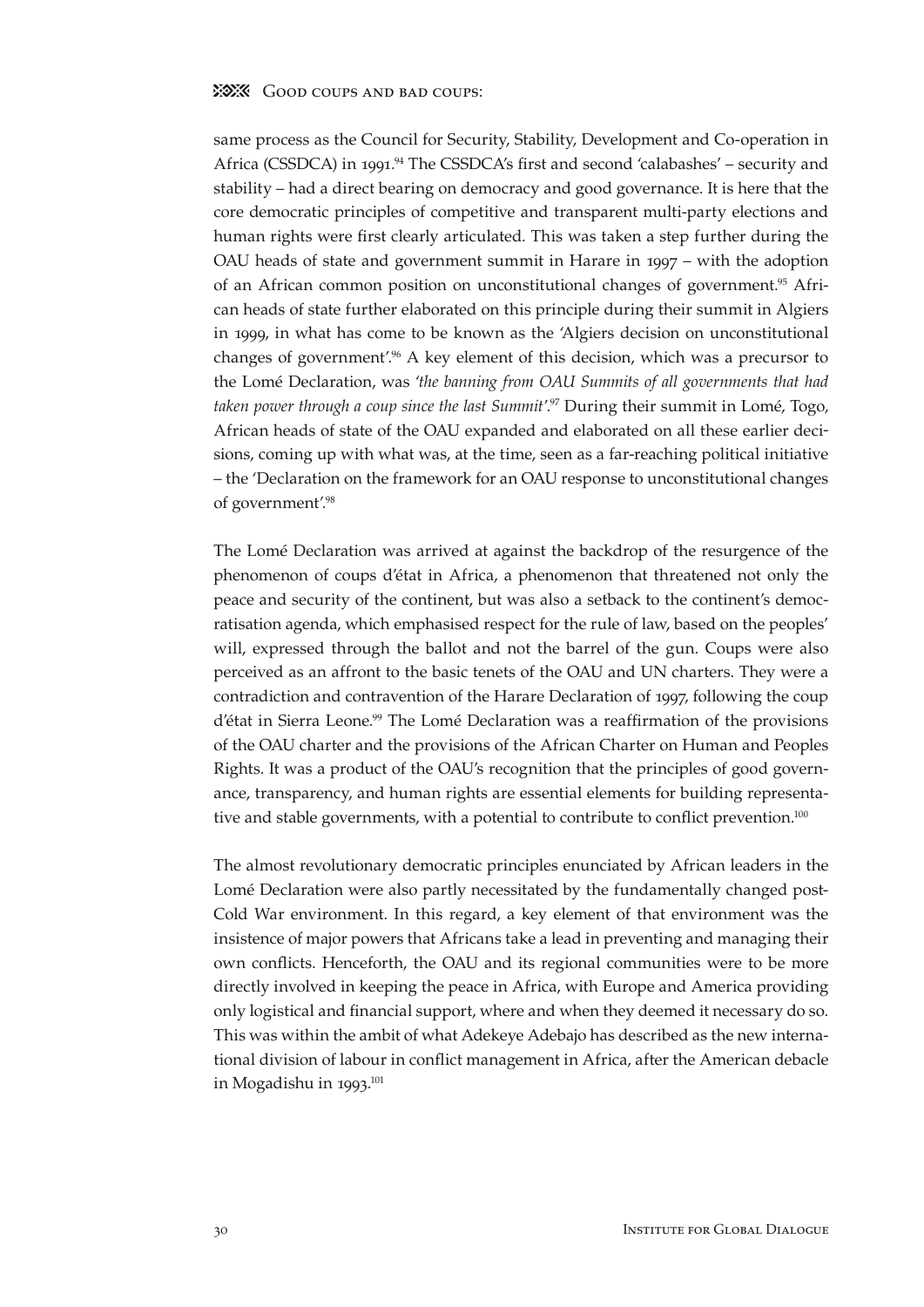same process as the Council for Security, Stability, Development and Co-operation in Africa (CSSDCA) in 1991.[94] The CSSDCA's first and second 'calabashes' – security and stability – had a direct bearing on democracy and good governance. It is here that the core democratic principles of competitive and transparent multi-party elections and human rights were first clearly articulated. This was taken a step further during the OAU heads of state and government summit in Harare in 1997 – with the adoption of an African common position on unconstitutional changes of government.[95] African heads of state further elaborated on this principle during their summit in Algiers in 1999, in what has come to be known as the 'Algiers decision on unconstitutional changes of government'.[96] A key element of this decision, which was a precursor to the Lomé Declaration, was *'the banning from OAU Summits of all governments that had taken power through a coup since the last Summit'*.[97] During their summit in Lomé, Togo, African heads of state of the OAU expanded and elaborated on all these earlier decisions, coming up with what was, at the time, seen as a far-reaching political initiative – the 'Declaration on the framework for an OAU response to unconstitutional changes of government'.[98]

The Lomé Declaration was arrived at against the backdrop of the resurgence of the phenomenon of coups d'état in Africa, a phenomenon that threatened not only the peace and security of the continent, but was also a setback to the continent's democratisation agenda, which emphasised respect for the rule of law, based on the peoples' will, expressed through the ballot and not the barrel of the gun. Coups were also perceived as an affront to the basic tenets of the OAU and UN charters. They were a contradiction and contravention of the Harare Declaration of 1997, following the coup d'état in Sierra Leone.[99] The Lomé Declaration was a reaffirmation of the provisions of the OAU charter and the provisions of the African Charter on Human and Peoples Rights. It was a product of the OAU's recognition that the principles of good governance, transparency, and human rights are essential elements for building representative and stable governments, with a potential to contribute to conflict prevention.[100]

The almost revolutionary democratic principles enunciated by African leaders in the Lomé Declaration were also partly necessitated by the fundamentally changed post-Cold War environment. In this regard, a key element of that environment was the insistence of major powers that Africans take a lead in preventing and managing their own conflicts. Henceforth, the OAU and its regional communities were to be more directly involved in keeping the peace in Africa, with Europe and America providing only logistical and financial support, where and when they deemed it necessary do so. This was within the ambit of what Adekeye Adebajo has described as the new international division of labour in conflict management in Africa, after the American debacle in Mogadishu in 1993.[101]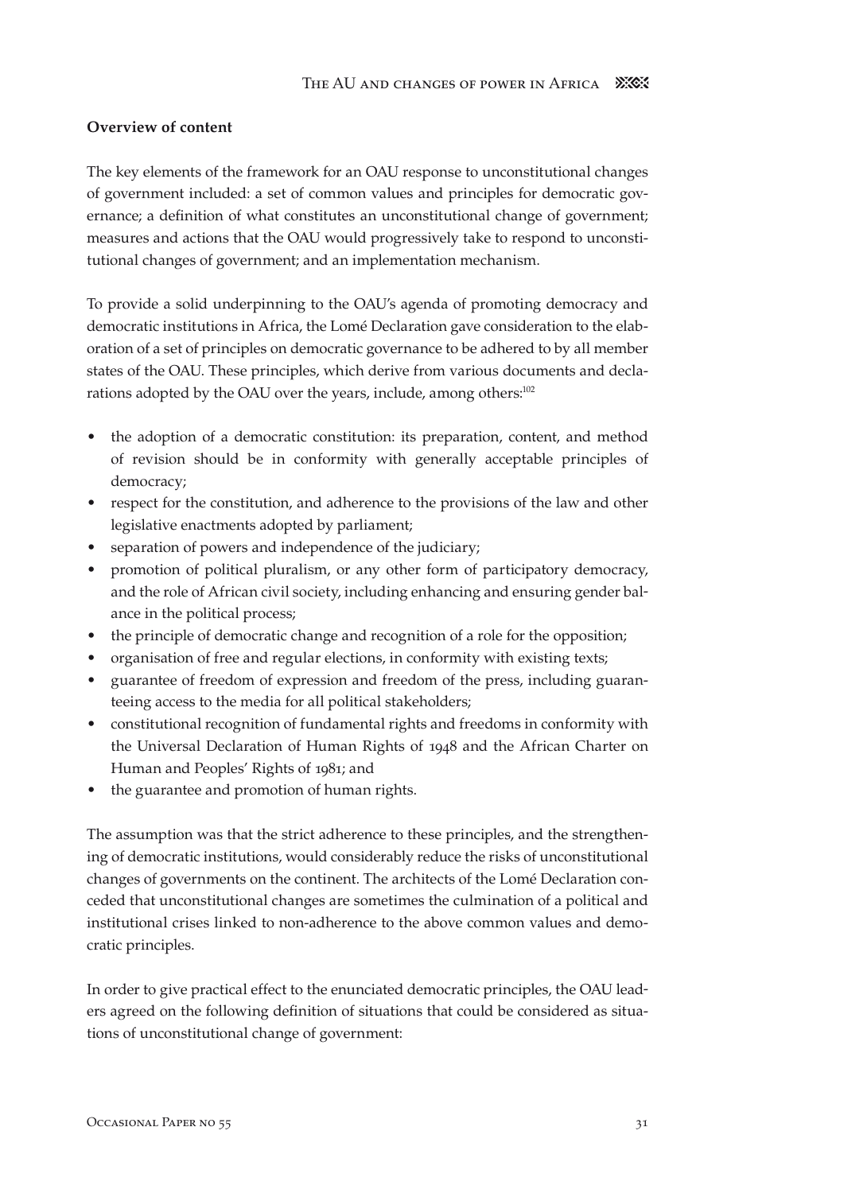**Overview of content**

The key elements of the framework for an OAU response to unconstitutional changes of government included: a set of common values and principles for democratic governance; a definition of what constitutes an unconstitutional change of government; measures and actions that the OAU would progressively take to respond to unconstitutional changes of government; and an implementation mechanism.

To provide a solid underpinning to the OAU's agenda of promoting democracy and democratic institutions in Africa, the Lomé Declaration gave consideration to the elaboration of a set of principles on democratic governance to be adhered to by all member states of the OAU. These principles, which derive from various documents and declarations adopted by the OAU over the years, include, among others:[102]

- the adoption of a democratic constitution: its preparation, content, and method of revision should be in conformity with generally acceptable principles of democracy;
- respect for the constitution, and adherence to the provisions of the law and other legislative enactments adopted by parliament;
- separation of powers and independence of the judiciary;
- promotion of political pluralism, or any other form of participatory democracy, and the role of African civil society, including enhancing and ensuring gender balance in the political process;
- the principle of democratic change and recognition of a role for the opposition;
- organisation of free and regular elections, in conformity with existing texts;
- guarantee of freedom of expression and freedom of the press, including guaranteeing access to the media for all political stakeholders;
- constitutional recognition of fundamental rights and freedoms in conformity with the Universal Declaration of Human Rights of 1948 and the African Charter on Human and Peoples' Rights of 1981; and
- the guarantee and promotion of human rights.

The assumption was that the strict adherence to these principles, and the strengthening of democratic institutions, would considerably reduce the risks of unconstitutional changes of governments on the continent. The architects of the Lomé Declaration conceded that unconstitutional changes are sometimes the culmination of a political and institutional crises linked to non-adherence to the above common values and democratic principles.

In order to give practical effect to the enunciated democratic principles, the OAU leaders agreed on the following definition of situations that could be considered as situations of unconstitutional change of government: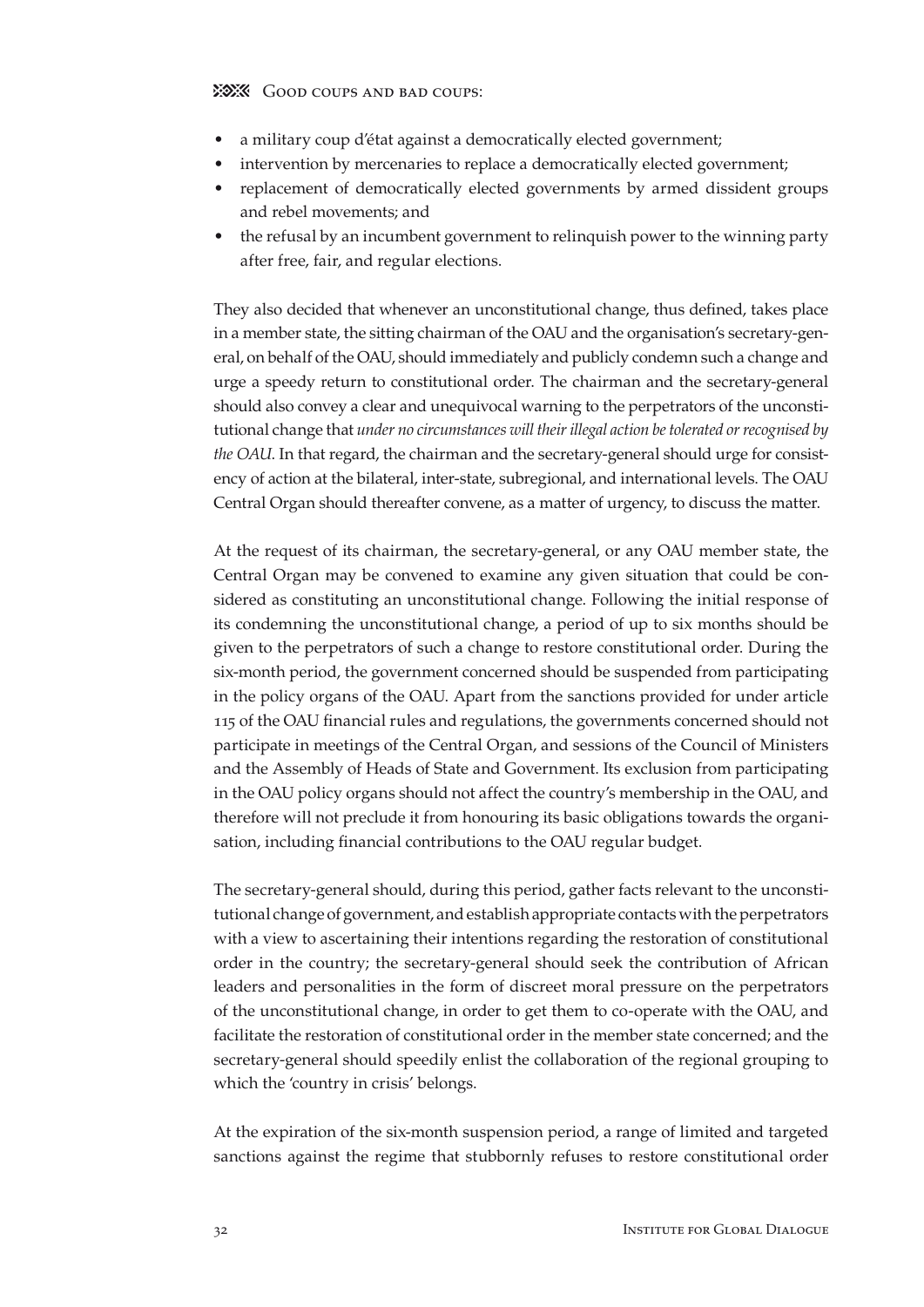- a military coup d'état against a democratically elected government;
- intervention by mercenaries to replace a democratically elected government;
- replacement of democratically elected governments by armed dissident groups and rebel movements; and
- the refusal by an incumbent government to relinquish power to the winning party after free, fair, and regular elections.

They also decided that whenever an unconstitutional change, thus defined, takes place in a member state, the sitting chairman of the OAU and the organisation's secretary-general, on behalf of the OAU, should immediately and publicly condemn such a change and urge a speedy return to constitutional order. The chairman and the secretary-general should also convey a clear and unequivocal warning to the perpetrators of the unconstitutional change that *under no circumstances will their illegal action be tolerated or recognised by the OAU*. In that regard, the chairman and the secretary-general should urge for consistency of action at the bilateral, inter-state, subregional, and international levels. The OAU Central Organ should thereafter convene, as a matter of urgency, to discuss the matter.

At the request of its chairman, the secretary-general, or any OAU member state, the Central Organ may be convened to examine any given situation that could be considered as constituting an unconstitutional change. Following the initial response of its condemning the unconstitutional change, a period of up to six months should be given to the perpetrators of such a change to restore constitutional order. During the six-month period, the government concerned should be suspended from participating in the policy organs of the OAU. Apart from the sanctions provided for under article 115 of the OAU financial rules and regulations, the governments concerned should not participate in meetings of the Central Organ, and sessions of the Council of Ministers and the Assembly of Heads of State and Government. Its exclusion from participating in the OAU policy organs should not affect the country's membership in the OAU, and therefore will not preclude it from honouring its basic obligations towards the organisation, including financial contributions to the OAU regular budget.

The secretary-general should, during this period, gather facts relevant to the unconstitutional change of government, and establish appropriate contacts with the perpetrators with a view to ascertaining their intentions regarding the restoration of constitutional order in the country; the secretary-general should seek the contribution of African leaders and personalities in the form of discreet moral pressure on the perpetrators of the unconstitutional change, in order to get them to co-operate with the OAU, and facilitate the restoration of constitutional order in the member state concerned; and the secretary-general should speedily enlist the collaboration of the regional grouping to which the 'country in crisis' belongs.

At the expiration of the six-month suspension period, a range of limited and targeted sanctions against the regime that stubbornly refuses to restore constitutional order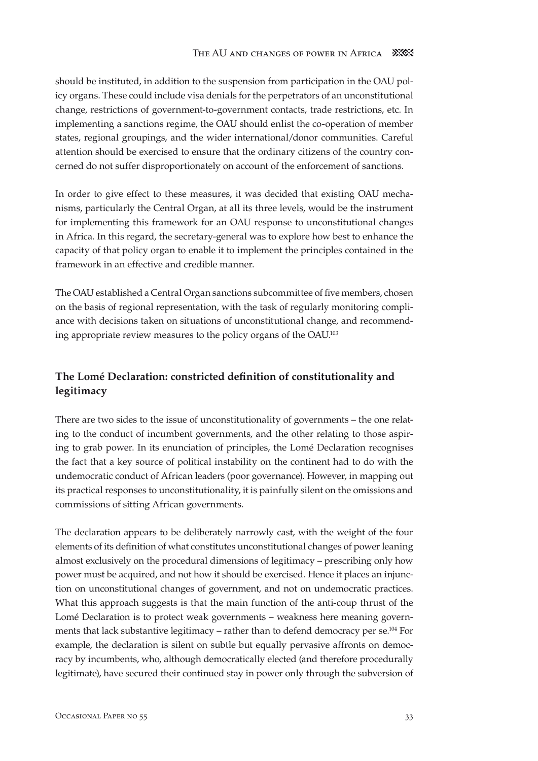should be instituted, in addition to the suspension from participation in the OAU policy organs. These could include visa denials for the perpetrators of an unconstitutional change, restrictions of government-to-government contacts, trade restrictions, etc. In implementing a sanctions regime, the OAU should enlist the co-operation of member states, regional groupings, and the wider international/donor communities. Careful attention should be exercised to ensure that the ordinary citizens of the country concerned do not suffer disproportionately on account of the enforcement of sanctions.

In order to give effect to these measures, it was decided that existing OAU mechanisms, particularly the Central Organ, at all its three levels, would be the instrument for implementing this framework for an OAU response to unconstitutional changes in Africa. In this regard, the secretary-general was to explore how best to enhance the capacity of that policy organ to enable it to implement the principles contained in the framework in an effective and credible manner.

The OAU established a Central Organ sanctions subcommittee of five members, chosen on the basis of regional representation, with the task of regularly monitoring compliance with decisions taken on situations of unconstitutional change, and recommending appropriate review measures to the policy organs of the OAU.[103]

## The Lomé Declaration: constricted definition of constitutionality and legitimacy

There are two sides to the issue of unconstitutionality of governments – the one relating to the conduct of incumbent governments, and the other relating to those aspiring to grab power. In its enunciation of principles, the Lomé Declaration recognises the fact that a key source of political instability on the continent had to do with the undemocratic conduct of African leaders (poor governance). However, in mapping out its practical responses to unconstitutionality, it is painfully silent on the omissions and commissions of sitting African governments.

The declaration appears to be deliberately narrowly cast, with the weight of the four elements of its definition of what constitutes unconstitutional changes of power leaning almost exclusively on the procedural dimensions of legitimacy – prescribing only how power must be acquired, and not how it should be exercised. Hence it places an injunction on unconstitutional changes of government, and not on undemocratic practices. What this approach suggests is that the main function of the anti-coup thrust of the Lomé Declaration is to protect weak governments – weakness here meaning governments that lack substantive legitimacy – rather than to defend democracy per se.[104] For example, the declaration is silent on subtle but equally pervasive affronts on democracy by incumbents, who, although democratically elected (and therefore procedurally legitimate), have secured their continued stay in power only through the subversion of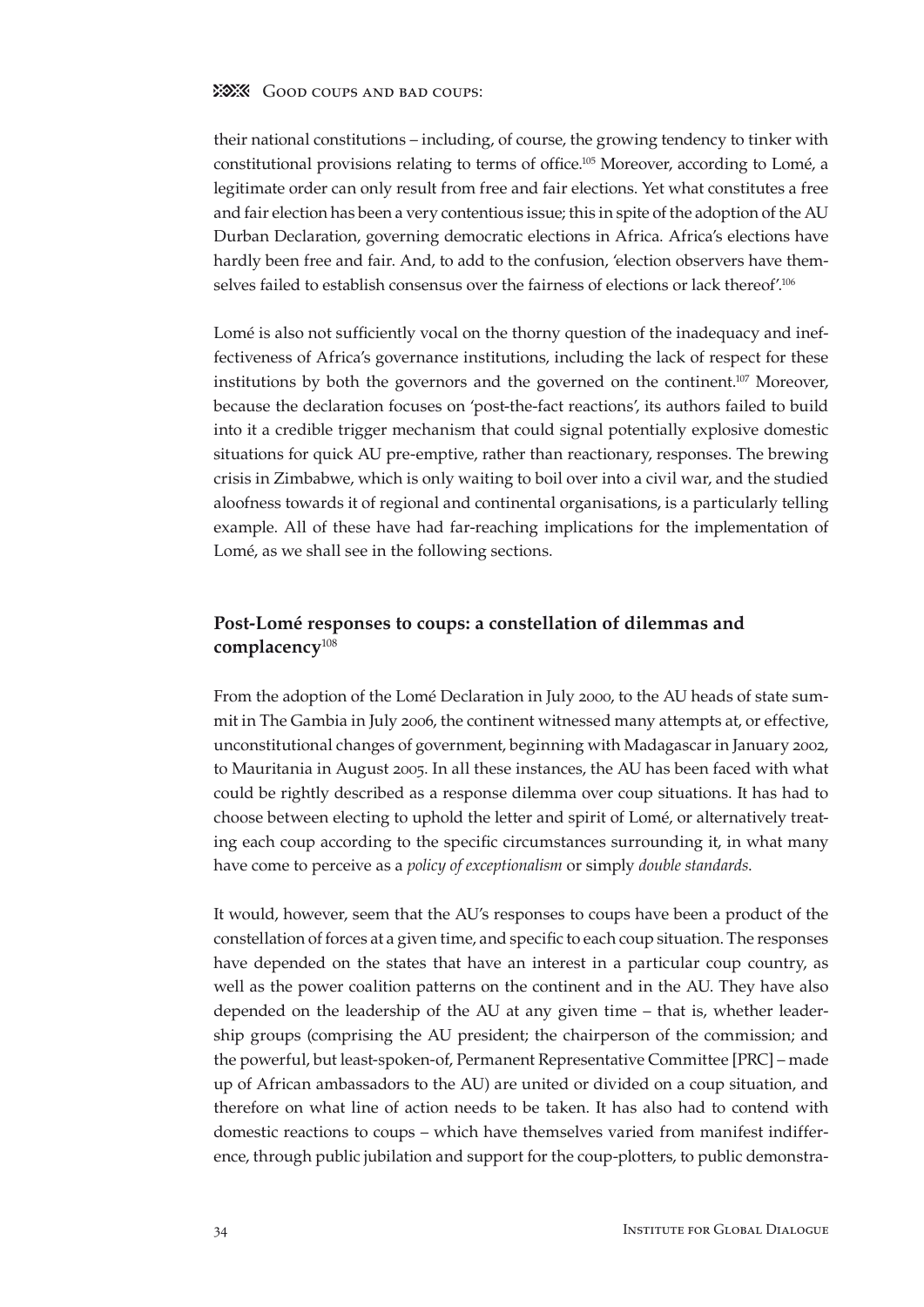their national constitutions – including, of course, the growing tendency to tinker with constitutional provisions relating to terms of office.[105] Moreover, according to Lomé, a legitimate order can only result from free and fair elections. Yet what constitutes a free and fair election has been a very contentious issue; this in spite of the adoption of the AU Durban Declaration, governing democratic elections in Africa. Africa's elections have hardly been free and fair. And, to add to the confusion, 'election observers have themselves failed to establish consensus over the fairness of elections or lack thereof'.[106]

Lomé is also not sufficiently vocal on the thorny question of the inadequacy and ineffectiveness of Africa's governance institutions, including the lack of respect for these institutions by both the governors and the governed on the continent.[107] Moreover, because the declaration focuses on 'post-the-fact reactions', its authors failed to build into it a credible trigger mechanism that could signal potentially explosive domestic situations for quick AU pre-emptive, rather than reactionary, responses. The brewing crisis in Zimbabwe, which is only waiting to boil over into a civil war, and the studied aloofness towards it of regional and continental organisations, is a particularly telling example. All of these have had far-reaching implications for the implementation of Lomé, as we shall see in the following sections.

## Post-Lomé responses to coups: a constellation of dilemmas and complacency[108]

From the adoption of the Lomé Declaration in July 2000, to the AU heads of state summit in The Gambia in July 2006, the continent witnessed many attempts at, or effective, unconstitutional changes of government, beginning with Madagascar in January 2002, to Mauritania in August 2005. In all these instances, the AU has been faced with what could be rightly described as a response dilemma over coup situations. It has had to choose between electing to uphold the letter and spirit of Lomé, or alternatively treating each coup according to the specific circumstances surrounding it, in what many have come to perceive as a *policy of exceptionalism* or simply *double standards.*

It would, however, seem that the AU's responses to coups have been a product of the constellation of forces at a given time, and specific to each coup situation. The responses have depended on the states that have an interest in a particular coup country, as well as the power coalition patterns on the continent and in the AU. They have also depended on the leadership of the AU at any given time – that is, whether leadership groups (comprising the AU president; the chairperson of the commission; and the powerful, but least-spoken-of, Permanent Representative Committee [PRC] – made up of African ambassadors to the AU) are united or divided on a coup situation, and therefore on what line of action needs to be taken. It has also had to contend with domestic reactions to coups – which have themselves varied from manifest indifference, through public jubilation and support for the coup-plotters, to public demonstra-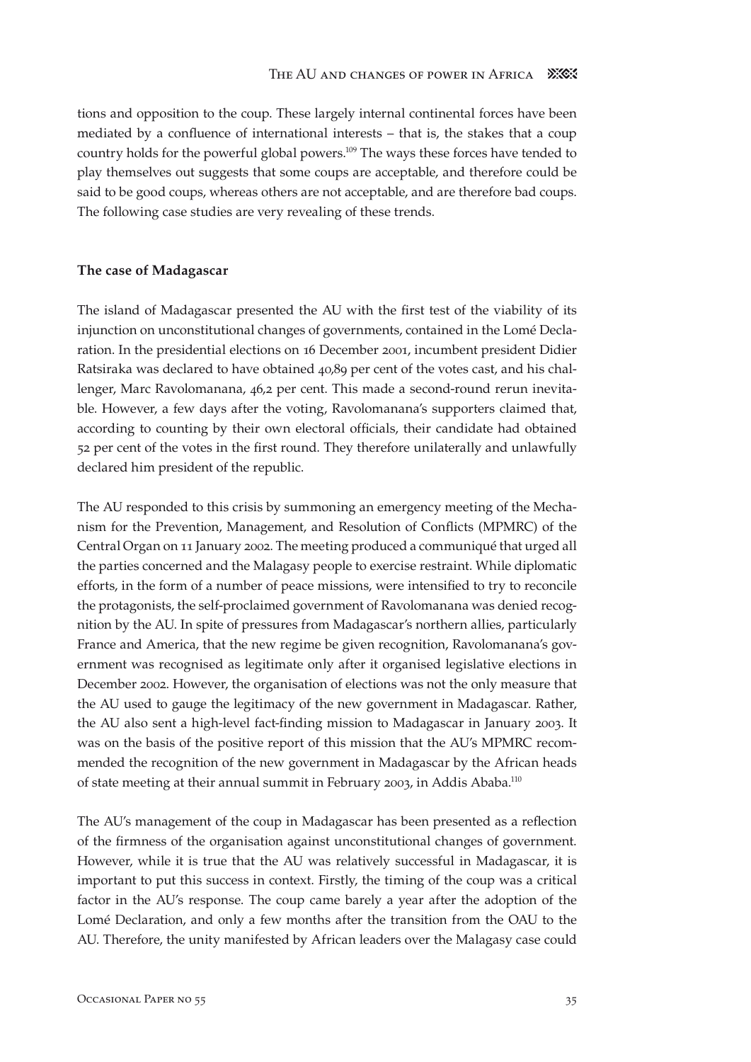tions and opposition to the coup. These largely internal continental forces have been mediated by a confluence of international interests – that is, the stakes that a coup country holds for the powerful global powers.[109] The ways these forces have tended to play themselves out suggests that some coups are acceptable, and therefore could be said to be good coups, whereas others are not acceptable, and are therefore bad coups. The following case studies are very revealing of these trends.

**The case of Madagascar**

The island of Madagascar presented the AU with the first test of the viability of its injunction on unconstitutional changes of governments, contained in the Lomé Declaration. In the presidential elections on 16 December 2001, incumbent president Didier Ratsiraka was declared to have obtained 40,89 per cent of the votes cast, and his challenger, Marc Ravolomanana, 46,2 per cent. This made a second-round rerun inevitable. However, a few days after the voting, Ravolomanana's supporters claimed that, according to counting by their own electoral officials, their candidate had obtained 52 per cent of the votes in the first round. They therefore unilaterally and unlawfully declared him president of the republic.

The AU responded to this crisis by summoning an emergency meeting of the Mechanism for the Prevention, Management, and Resolution of Conflicts (MPMRC) of the Central Organ on 11 January 2002. The meeting produced a communiqué that urged all the parties concerned and the Malagasy people to exercise restraint. While diplomatic efforts, in the form of a number of peace missions, were intensified to try to reconcile the protagonists, the self-proclaimed government of Ravolomanana was denied recognition by the AU. In spite of pressures from Madagascar's northern allies, particularly France and America, that the new regime be given recognition, Ravolomanana's government was recognised as legitimate only after it organised legislative elections in December 2002. However, the organisation of elections was not the only measure that the AU used to gauge the legitimacy of the new government in Madagascar. Rather, the AU also sent a high-level fact-finding mission to Madagascar in January 2003. It was on the basis of the positive report of this mission that the AU's MPMRC recommended the recognition of the new government in Madagascar by the African heads of state meeting at their annual summit in February 2003, in Addis Ababa.[110]

The AU's management of the coup in Madagascar has been presented as a reflection of the firmness of the organisation against unconstitutional changes of government. However, while it is true that the AU was relatively successful in Madagascar, it is important to put this success in context. Firstly, the timing of the coup was a critical factor in the AU's response. The coup came barely a year after the adoption of the Lomé Declaration, and only a few months after the transition from the OAU to the AU. Therefore, the unity manifested by African leaders over the Malagasy case could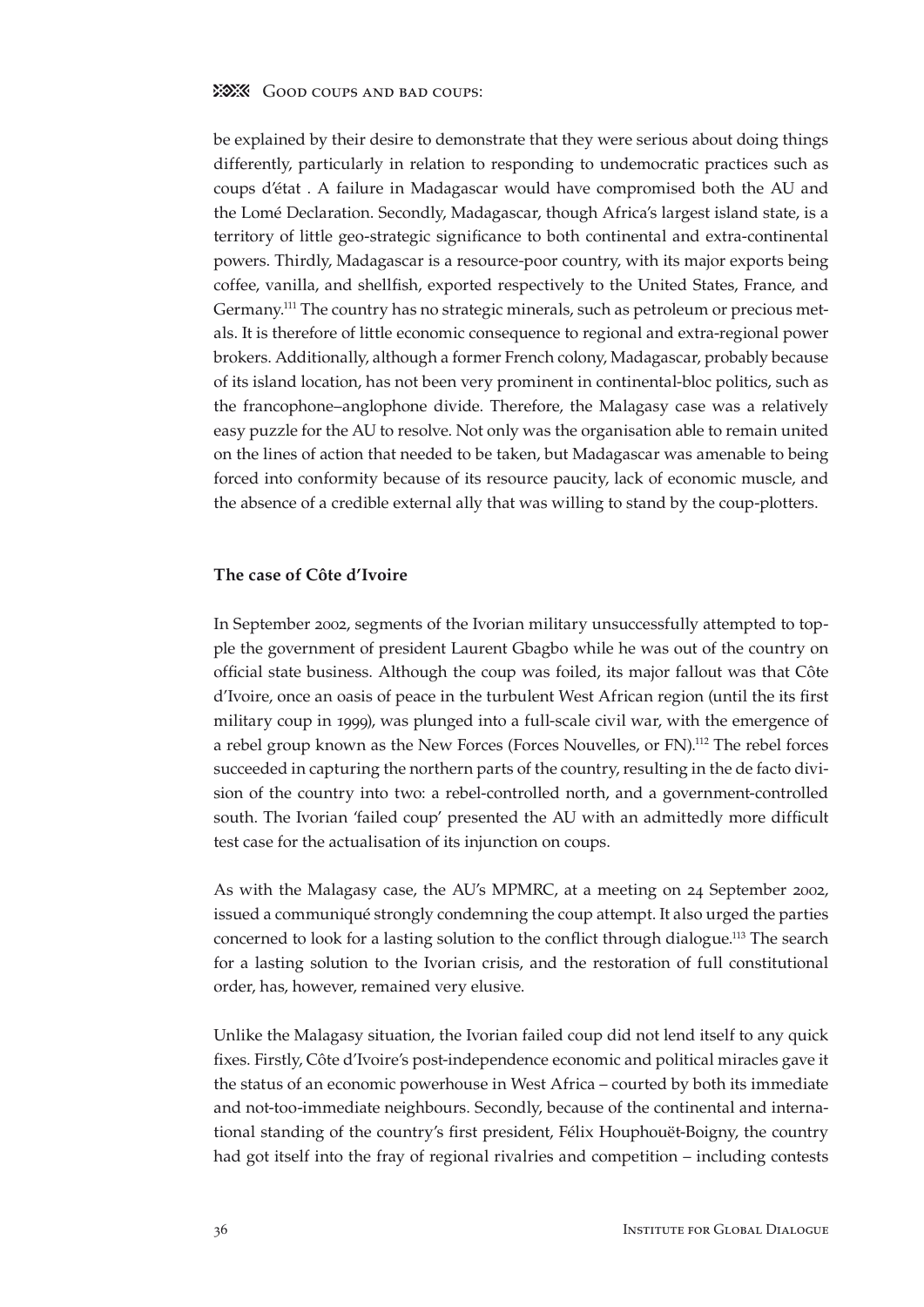be explained by their desire to demonstrate that they were serious about doing things differently, particularly in relation to responding to undemocratic practices such as coups d'état . A failure in Madagascar would have compromised both the AU and the Lomé Declaration. Secondly, Madagascar, though Africa's largest island state, is a territory of little geo-strategic significance to both continental and extra-continental powers. Thirdly, Madagascar is a resource-poor country, with its major exports being coffee, vanilla, and shellfish, exported respectively to the United States, France, and Germany.[111] The country has no strategic minerals, such as petroleum or precious metals. It is therefore of little economic consequence to regional and extra-regional power brokers. Additionally, although a former French colony, Madagascar, probably because of its island location, has not been very prominent in continental-bloc politics, such as the francophone–anglophone divide. Therefore, the Malagasy case was a relatively easy puzzle for the AU to resolve. Not only was the organisation able to remain united on the lines of action that needed to be taken, but Madagascar was amenable to being forced into conformity because of its resource paucity, lack of economic muscle, and the absence of a credible external ally that was willing to stand by the coup-plotters.

### The case of Côte d'Ivoire

In September 2002, segments of the Ivorian military unsuccessfully attempted to topple the government of president Laurent Gbagbo while he was out of the country on official state business. Although the coup was foiled, its major fallout was that Côte d'Ivoire, once an oasis of peace in the turbulent West African region (until the its first military coup in 1999), was plunged into a full-scale civil war, with the emergence of a rebel group known as the New Forces (Forces Nouvelles, or FN).[112] The rebel forces succeeded in capturing the northern parts of the country, resulting in the de facto division of the country into two: a rebel-controlled north, and a government-controlled south. The Ivorian 'failed coup' presented the AU with an admittedly more difficult test case for the actualisation of its injunction on coups.

As with the Malagasy case, the AU's MPMRC, at a meeting on 24 September 2002, issued a communiqué strongly condemning the coup attempt. It also urged the parties concerned to look for a lasting solution to the conflict through dialogue.[113] The search for a lasting solution to the Ivorian crisis, and the restoration of full constitutional order, has, however, remained very elusive.

Unlike the Malagasy situation, the Ivorian failed coup did not lend itself to any quick fixes. Firstly, Côte d'Ivoire's post-independence economic and political miracles gave it the status of an economic powerhouse in West Africa – courted by both its immediate and not-too-immediate neighbours. Secondly, because of the continental and international standing of the country's first president, Félix Houphouët-Boigny, the country had got itself into the fray of regional rivalries and competition – including contests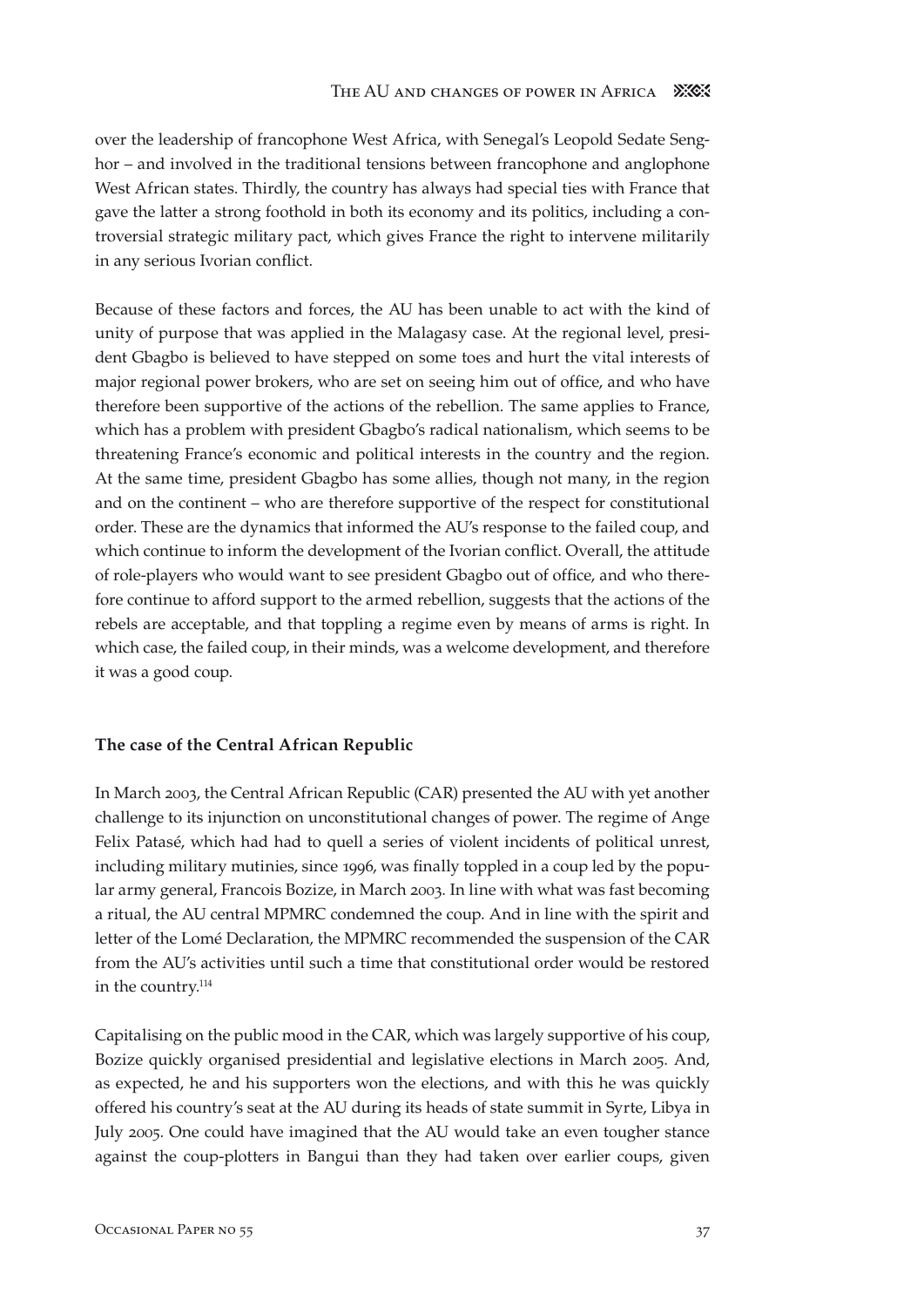over the leadership of francophone West Africa, with Senegal's Leopold Sedate Senghor – and involved in the traditional tensions between francophone and anglophone West African states. Thirdly, the country has always had special ties with France that gave the latter a strong foothold in both its economy and its politics, including a controversial strategic military pact, which gives France the right to intervene militarily in any serious Ivorian conflict.

Because of these factors and forces, the AU has been unable to act with the kind of unity of purpose that was applied in the Malagasy case. At the regional level, president Gbagbo is believed to have stepped on some toes and hurt the vital interests of major regional power brokers, who are set on seeing him out of office, and who have therefore been supportive of the actions of the rebellion. The same applies to France, which has a problem with president Gbagbo's radical nationalism, which seems to be threatening France's economic and political interests in the country and the region. At the same time, president Gbagbo has some allies, though not many, in the region and on the continent – who are therefore supportive of the respect for constitutional order. These are the dynamics that informed the AU's response to the failed coup, and which continue to inform the development of the Ivorian conflict. Overall, the attitude of role-players who would want to see president Gbagbo out of office, and who therefore continue to afford support to the armed rebellion, suggests that the actions of the rebels are acceptable, and that toppling a regime even by means of arms is right. In which case, the failed coup, in their minds, was a welcome development, and therefore it was a good coup.

### The case of the Central African Republic

In March 2003, the Central African Republic (CAR) presented the AU with yet another challenge to its injunction on unconstitutional changes of power. The regime of Ange Felix Patasé, which had had to quell a series of violent incidents of political unrest, including military mutinies, since 1996, was finally toppled in a coup led by the popular army general, Francois Bozize, in March 2003. In line with what was fast becoming a ritual, the AU central MPMRC condemned the coup. And in line with the spirit and letter of the Lomé Declaration, the MPMRC recommended the suspension of the CAR from the AU's activities until such a time that constitutional order would be restored in the country.[114]

Capitalising on the public mood in the CAR, which was largely supportive of his coup, Bozize quickly organised presidential and legislative elections in March 2005. And, as expected, he and his supporters won the elections, and with this he was quickly offered his country's seat at the AU during its heads of state summit in Syrte, Libya in July 2005. One could have imagined that the AU would take an even tougher stance against the coup-plotters in Bangui than they had taken over earlier coups, given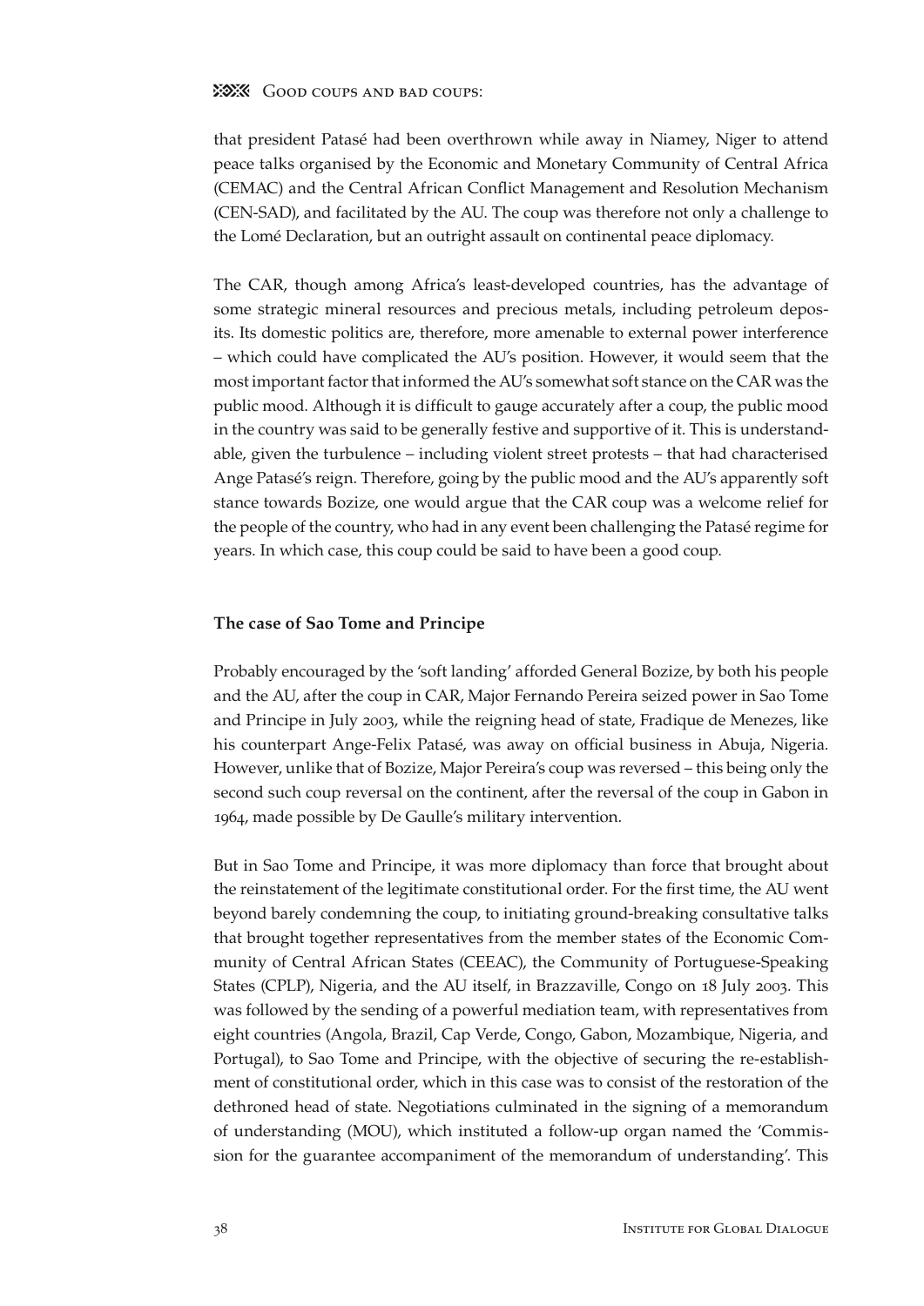that president Patasé had been overthrown while away in Niamey, Niger to attend peace talks organised by the Economic and Monetary Community of Central Africa (CEMAC) and the Central African Conflict Management and Resolution Mechanism (CEN-SAD), and facilitated by the AU. The coup was therefore not only a challenge to the Lomé Declaration, but an outright assault on continental peace diplomacy.

The CAR, though among Africa's least-developed countries, has the advantage of some strategic mineral resources and precious metals, including petroleum deposits. Its domestic politics are, therefore, more amenable to external power interference – which could have complicated the AU's position. However, it would seem that the most important factor that informed the AU's somewhat soft stance on the CAR was the public mood. Although it is difficult to gauge accurately after a coup, the public mood in the country was said to be generally festive and supportive of it. This is understandable, given the turbulence – including violent street protests – that had characterised Ange Patasé's reign. Therefore, going by the public mood and the AU's apparently soft stance towards Bozize, one would argue that the CAR coup was a welcome relief for the people of the country, who had in any event been challenging the Patasé regime for years. In which case, this coup could be said to have been a good coup.

### The case of Sao Tome and Principe

Probably encouraged by the 'soft landing' afforded General Bozize, by both his people and the AU, after the coup in CAR, Major Fernando Pereira seized power in Sao Tome and Principe in July 2003, while the reigning head of state, Fradique de Menezes, like his counterpart Ange-Felix Patasé, was away on official business in Abuja, Nigeria. However, unlike that of Bozize, Major Pereira's coup was reversed – this being only the second such coup reversal on the continent, after the reversal of the coup in Gabon in 1964, made possible by De Gaulle's military intervention.

But in Sao Tome and Principe, it was more diplomacy than force that brought about the reinstatement of the legitimate constitutional order. For the first time, the AU went beyond barely condemning the coup, to initiating ground-breaking consultative talks that brought together representatives from the member states of the Economic Community of Central African States (CEEAC), the Community of Portuguese-Speaking States (CPLP), Nigeria, and the AU itself, in Brazzaville, Congo on 18 July 2003. This was followed by the sending of a powerful mediation team, with representatives from eight countries (Angola, Brazil, Cap Verde, Congo, Gabon, Mozambique, Nigeria, and Portugal), to Sao Tome and Principe, with the objective of securing the re-establishment of constitutional order, which in this case was to consist of the restoration of the dethroned head of state. Negotiations culminated in the signing of a memorandum of understanding (MOU), which instituted a follow-up organ named the 'Commission for the guarantee accompaniment of the memorandum of understanding'. This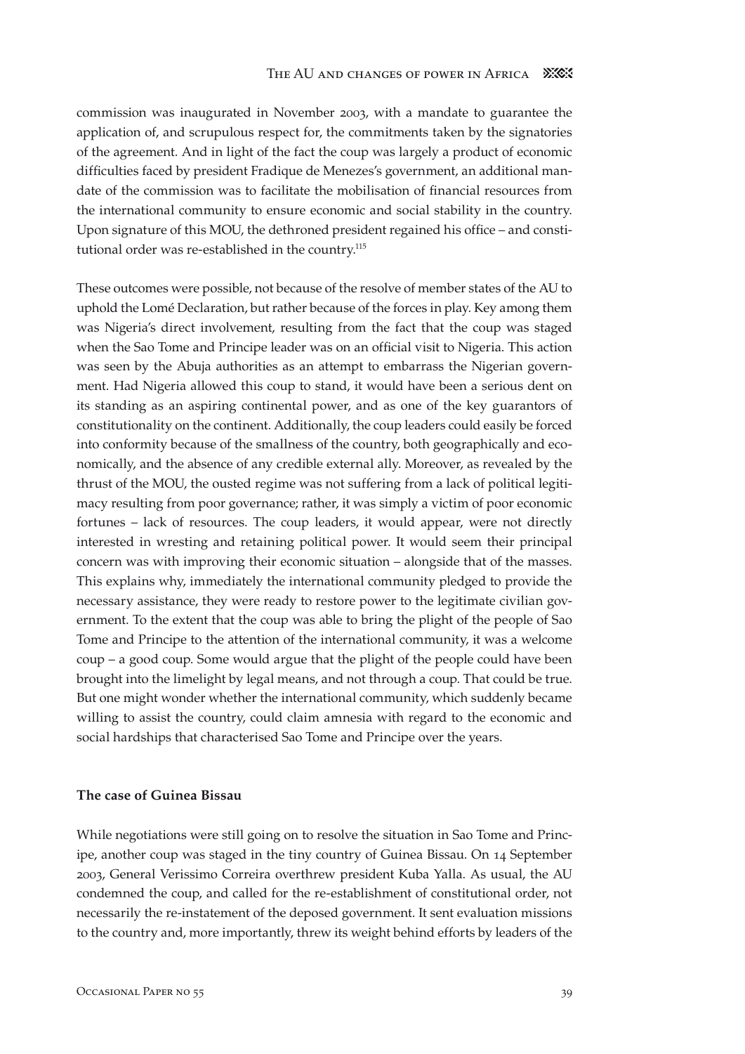commission was inaugurated in November 2003, with a mandate to guarantee the application of, and scrupulous respect for, the commitments taken by the signatories of the agreement. And in light of the fact the coup was largely a product of economic difficulties faced by president Fradique de Menezes's government, an additional mandate of the commission was to facilitate the mobilisation of financial resources from the international community to ensure economic and social stability in the country. Upon signature of this MOU, the dethroned president regained his office – and constitutional order was re-established in the country.[115]

These outcomes were possible, not because of the resolve of member states of the AU to uphold the Lomé Declaration, but rather because of the forces in play. Key among them was Nigeria's direct involvement, resulting from the fact that the coup was staged when the Sao Tome and Principe leader was on an official visit to Nigeria. This action was seen by the Abuja authorities as an attempt to embarrass the Nigerian government. Had Nigeria allowed this coup to stand, it would have been a serious dent on its standing as an aspiring continental power, and as one of the key guarantors of constitutionality on the continent. Additionally, the coup leaders could easily be forced into conformity because of the smallness of the country, both geographically and economically, and the absence of any credible external ally. Moreover, as revealed by the thrust of the MOU, the ousted regime was not suffering from a lack of political legitimacy resulting from poor governance; rather, it was simply a victim of poor economic fortunes – lack of resources. The coup leaders, it would appear, were not directly interested in wresting and retaining political power. It would seem their principal concern was with improving their economic situation – alongside that of the masses. This explains why, immediately the international community pledged to provide the necessary assistance, they were ready to restore power to the legitimate civilian government. To the extent that the coup was able to bring the plight of the people of Sao Tome and Principe to the attention of the international community, it was a welcome coup – a good coup. Some would argue that the plight of the people could have been brought into the limelight by legal means, and not through a coup. That could be true. But one might wonder whether the international community, which suddenly became willing to assist the country, could claim amnesia with regard to the economic and social hardships that characterised Sao Tome and Principe over the years.

**The case of Guinea Bissau**

While negotiations were still going on to resolve the situation in Sao Tome and Principe, another coup was staged in the tiny country of Guinea Bissau. On 14 September 2003, General Verissimo Correira overthrew president Kuba Yalla. As usual, the AU condemned the coup, and called for the re-establishment of constitutional order, not necessarily the re-instatement of the deposed government. It sent evaluation missions to the country and, more importantly, threw its weight behind efforts by leaders of the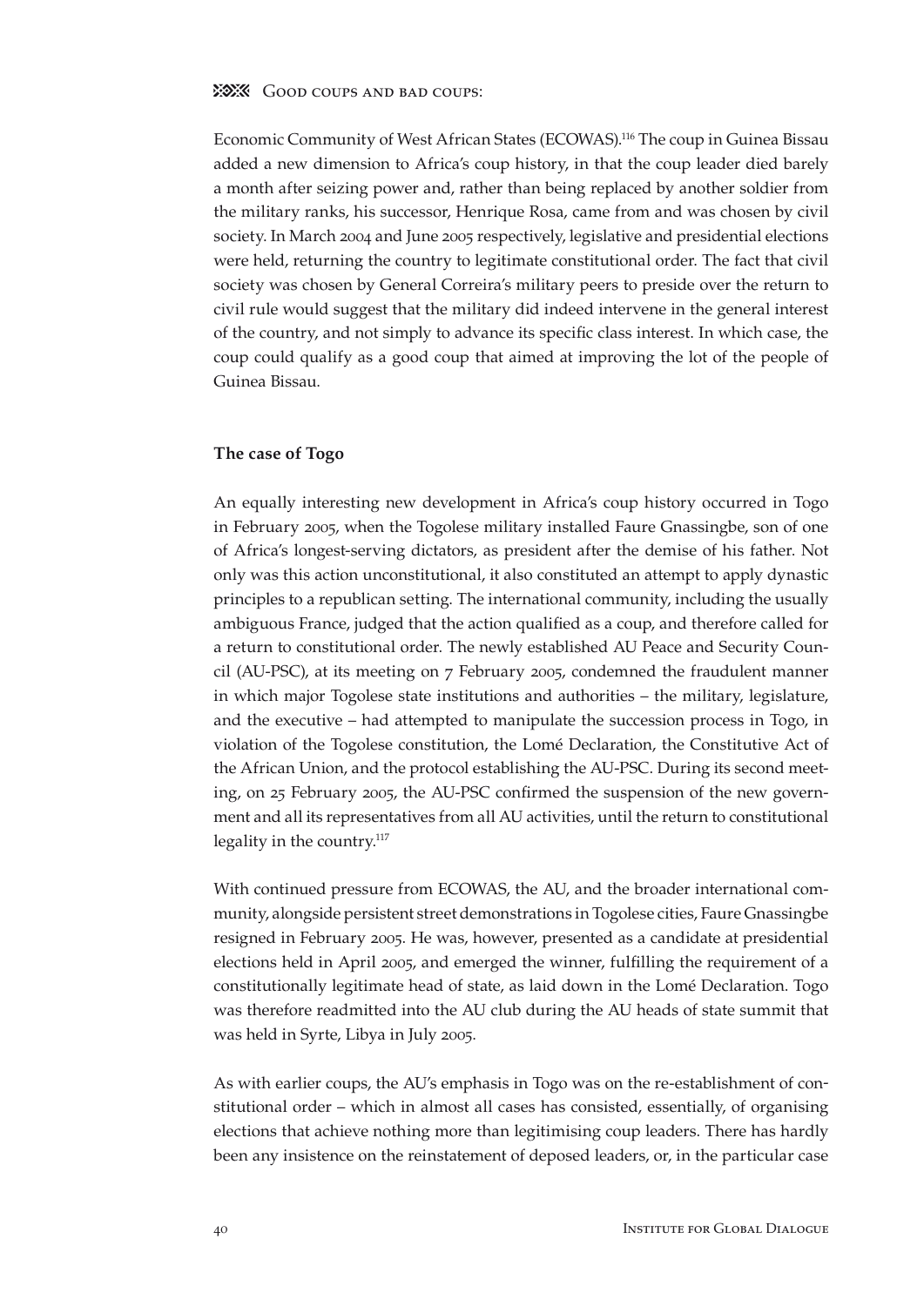Economic Community of West African States (ECOWAS).[116] The coup in Guinea Bissau added a new dimension to Africa's coup history, in that the coup leader died barely a month after seizing power and, rather than being replaced by another soldier from the military ranks, his successor, Henrique Rosa, came from and was chosen by civil society. In March 2004 and June 2005 respectively, legislative and presidential elections were held, returning the country to legitimate constitutional order. The fact that civil society was chosen by General Correira's military peers to preside over the return to civil rule would suggest that the military did indeed intervene in the general interest of the country, and not simply to advance its specific class interest. In which case, the coup could qualify as a good coup that aimed at improving the lot of the people of Guinea Bissau.

### The case of Togo

An equally interesting new development in Africa's coup history occurred in Togo in February 2005, when the Togolese military installed Faure Gnassingbe, son of one of Africa's longest-serving dictators, as president after the demise of his father. Not only was this action unconstitutional, it also constituted an attempt to apply dynastic principles to a republican setting. The international community, including the usually ambiguous France, judged that the action qualified as a coup, and therefore called for a return to constitutional order. The newly established AU Peace and Security Council (AU-PSC), at its meeting on 7 February 2005, condemned the fraudulent manner in which major Togolese state institutions and authorities – the military, legislature, and the executive – had attempted to manipulate the succession process in Togo, in violation of the Togolese constitution, the Lomé Declaration, the Constitutive Act of the African Union, and the protocol establishing the AU-PSC. During its second meeting, on 25 February 2005, the AU-PSC confirmed the suspension of the new government and all its representatives from all AU activities, until the return to constitutional legality in the country.[117]

With continued pressure from ECOWAS, the AU, and the broader international community, alongside persistent street demonstrations in Togolese cities, Faure Gnassingbe resigned in February 2005. He was, however, presented as a candidate at presidential elections held in April 2005, and emerged the winner, fulfilling the requirement of a constitutionally legitimate head of state, as laid down in the Lomé Declaration. Togo was therefore readmitted into the AU club during the AU heads of state summit that was held in Syrte, Libya in July 2005.

As with earlier coups, the AU's emphasis in Togo was on the re-establishment of constitutional order – which in almost all cases has consisted, essentially, of organising elections that achieve nothing more than legitimising coup leaders. There has hardly been any insistence on the reinstatement of deposed leaders, or, in the particular case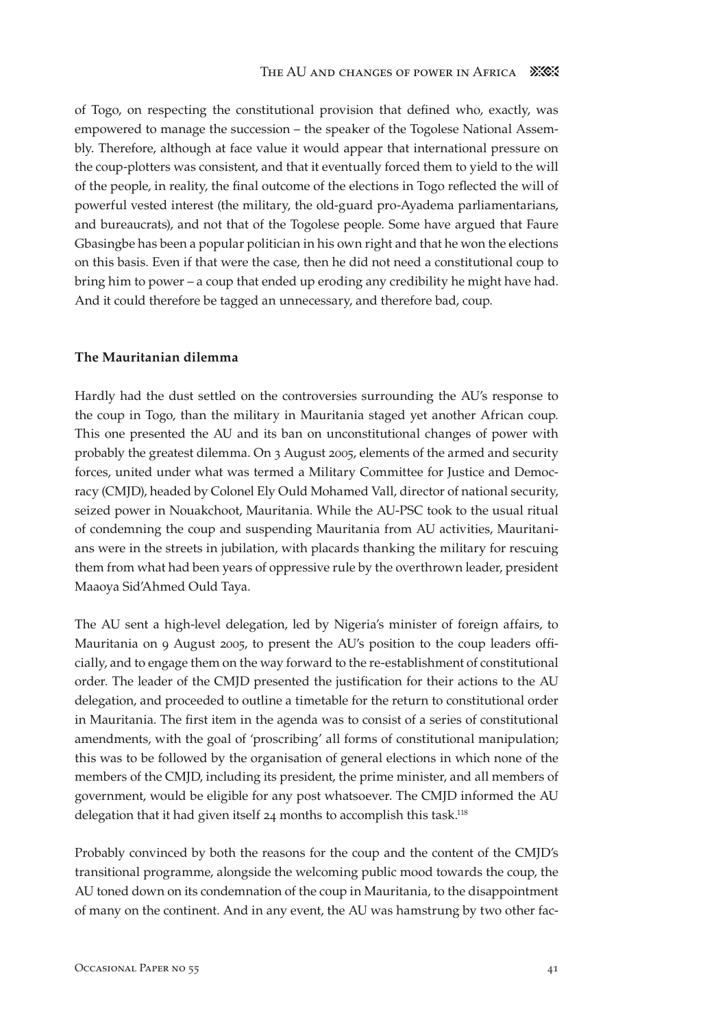of Togo, on respecting the constitutional provision that defined who, exactly, was empowered to manage the succession – the speaker of the Togolese National Assembly. Therefore, although at face value it would appear that international pressure on the coup-plotters was consistent, and that it eventually forced them to yield to the will of the people, in reality, the final outcome of the elections in Togo reflected the will of powerful vested interest (the military, the old-guard pro-Ayadema parliamentarians, and bureaucrats), and not that of the Togolese people. Some have argued that Faure Gbasingbe has been a popular politician in his own right and that he won the elections on this basis. Even if that were the case, then he did not need a constitutional coup to bring him to power – a coup that ended up eroding any credibility he might have had. And it could therefore be tagged an unnecessary, and therefore bad, coup.

### The Mauritanian dilemma

Hardly had the dust settled on the controversies surrounding the AU's response to the coup in Togo, than the military in Mauritania staged yet another African coup. This one presented the AU and its ban on unconstitutional changes of power with probably the greatest dilemma. On 3 August 2005, elements of the armed and security forces, united under what was termed a Military Committee for Justice and Democracy (CMJD), headed by Colonel Ely Ould Mohamed Vall, director of national security, seized power in Nouakchoot, Mauritania. While the AU-PSC took to the usual ritual of condemning the coup and suspending Mauritania from AU activities, Mauritanians were in the streets in jubilation, with placards thanking the military for rescuing them from what had been years of oppressive rule by the overthrown leader, president Maaoya Sid'Ahmed Ould Taya.

The AU sent a high-level delegation, led by Nigeria's minister of foreign affairs, to Mauritania on 9 August 2005, to present the AU's position to the coup leaders officially, and to engage them on the way forward to the re-establishment of constitutional order. The leader of the CMJD presented the justification for their actions to the AU delegation, and proceeded to outline a timetable for the return to constitutional order in Mauritania. The first item in the agenda was to consist of a series of constitutional amendments, with the goal of 'proscribing' all forms of constitutional manipulation; this was to be followed by the organisation of general elections in which none of the members of the CMJD, including its president, the prime minister, and all members of government, would be eligible for any post whatsoever. The CMJD informed the AU delegation that it had given itself 24 months to accomplish this task.[118]

Probably convinced by both the reasons for the coup and the content of the CMJD's transitional programme, alongside the welcoming public mood towards the coup, the AU toned down on its condemnation of the coup in Mauritania, to the disappointment of many on the continent. And in any event, the AU was hamstrung by two other fac-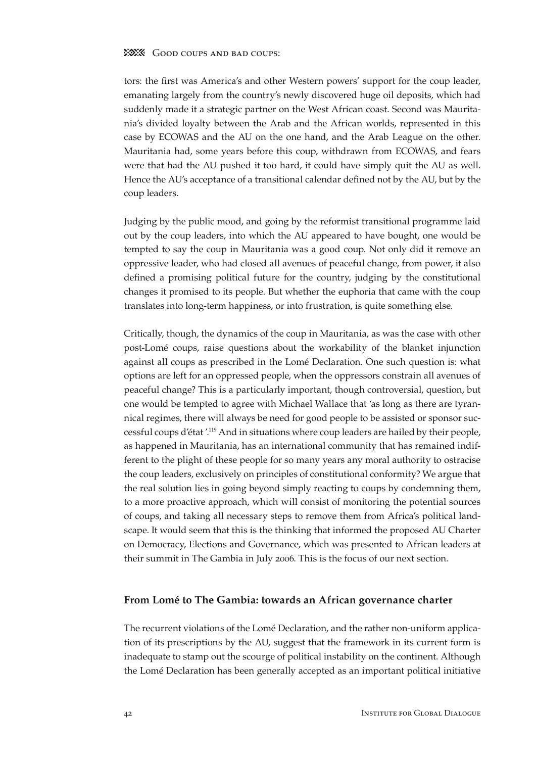tors: the first was America's and other Western powers' support for the coup leader, emanating largely from the country's newly discovered huge oil deposits, which had suddenly made it a strategic partner on the West African coast. Second was Mauritania's divided loyalty between the Arab and the African worlds, represented in this case by ECOWAS and the AU on the one hand, and the Arab League on the other. Mauritania had, some years before this coup, withdrawn from ECOWAS, and fears were that had the AU pushed it too hard, it could have simply quit the AU as well. Hence the AU's acceptance of a transitional calendar defined not by the AU, but by the coup leaders.

Judging by the public mood, and going by the reformist transitional programme laid out by the coup leaders, into which the AU appeared to have bought, one would be tempted to say the coup in Mauritania was a good coup. Not only did it remove an oppressive leader, who had closed all avenues of peaceful change, from power, it also defined a promising political future for the country, judging by the constitutional changes it promised to its people. But whether the euphoria that came with the coup translates into long-term happiness, or into frustration, is quite something else.

Critically, though, the dynamics of the coup in Mauritania, as was the case with other post-Lomé coups, raise questions about the workability of the blanket injunction against all coups as prescribed in the Lomé Declaration. One such question is: what options are left for an oppressed people, when the oppressors constrain all avenues of peaceful change? This is a particularly important, though controversial, question, but one would be tempted to agree with Michael Wallace that 'as long as there are tyrannical regimes, there will always be need for good people to be assisted or sponsor successful coups d'état '.[119] And in situations where coup leaders are hailed by their people, as happened in Mauritania, has an international community that has remained indifferent to the plight of these people for so many years any moral authority to ostracise the coup leaders, exclusively on principles of constitutional conformity? We argue that the real solution lies in going beyond simply reacting to coups by condemning them, to a more proactive approach, which will consist of monitoring the potential sources of coups, and taking all necessary steps to remove them from Africa's political landscape. It would seem that this is the thinking that informed the proposed AU Charter on Democracy, Elections and Governance, which was presented to African leaders at their summit in The Gambia in July 2006. This is the focus of our next section.

## From Lomé to The Gambia: towards an African governance charter

The recurrent violations of the Lomé Declaration, and the rather non-uniform application of its prescriptions by the AU, suggest that the framework in its current form is inadequate to stamp out the scourge of political instability on the continent. Although the Lomé Declaration has been generally accepted as an important political initiative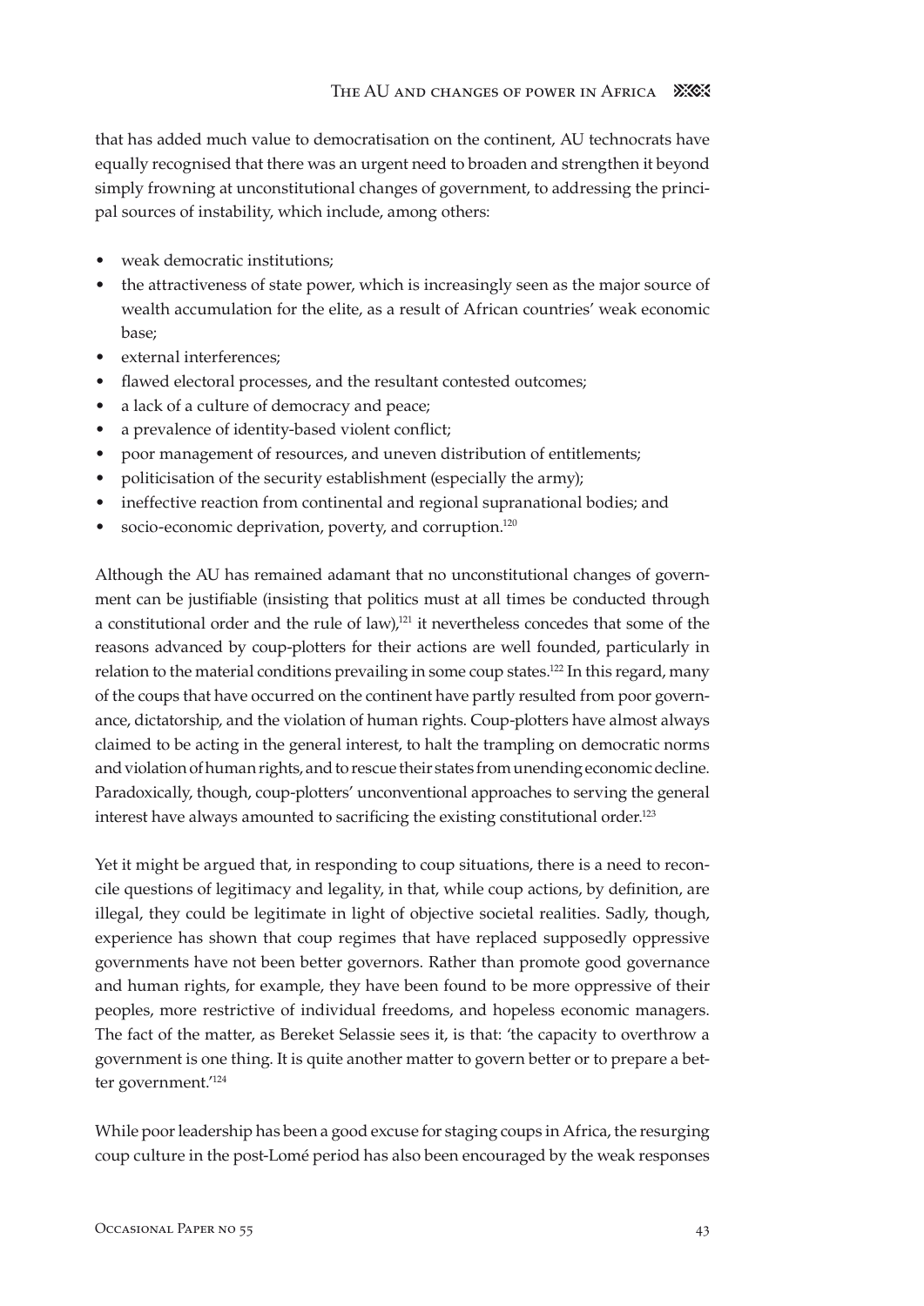that has added much value to democratisation on the continent, AU technocrats have equally recognised that there was an urgent need to broaden and strengthen it beyond simply frowning at unconstitutional changes of government, to addressing the principal sources of instability, which include, among others:

- weak democratic institutions;
- the attractiveness of state power, which is increasingly seen as the major source of wealth accumulation for the elite, as a result of African countries' weak economic base;
- external interferences;
- flawed electoral processes, and the resultant contested outcomes;
- a lack of a culture of democracy and peace;
- a prevalence of identity-based violent conflict;
- poor management of resources, and uneven distribution of entitlements;
- politicisation of the security establishment (especially the army);
- ineffective reaction from continental and regional supranational bodies; and
- socio-economic deprivation, poverty, and corruption.[120]

Although the AU has remained adamant that no unconstitutional changes of government can be justifiable (insisting that politics must at all times be conducted through a constitutional order and the rule of law),[121] it nevertheless concedes that some of the reasons advanced by coup-plotters for their actions are well founded, particularly in relation to the material conditions prevailing in some coup states.[122] In this regard, many of the coups that have occurred on the continent have partly resulted from poor governance, dictatorship, and the violation of human rights. Coup-plotters have almost always claimed to be acting in the general interest, to halt the trampling on democratic norms and violation of human rights, and to rescue their states from unending economic decline. Paradoxically, though, coup-plotters' unconventional approaches to serving the general interest have always amounted to sacrificing the existing constitutional order.[123]

Yet it might be argued that, in responding to coup situations, there is a need to reconcile questions of legitimacy and legality, in that, while coup actions, by definition, are illegal, they could be legitimate in light of objective societal realities. Sadly, though, experience has shown that coup regimes that have replaced supposedly oppressive governments have not been better governors. Rather than promote good governance and human rights, for example, they have been found to be more oppressive of their peoples, more restrictive of individual freedoms, and hopeless economic managers. The fact of the matter, as Bereket Selassie sees it, is that: 'the capacity to overthrow a government is one thing. It is quite another matter to govern better or to prepare a better government.'[124]

While poor leadership has been a good excuse for staging coups in Africa, the resurging coup culture in the post-Lomé period has also been encouraged by the weak responses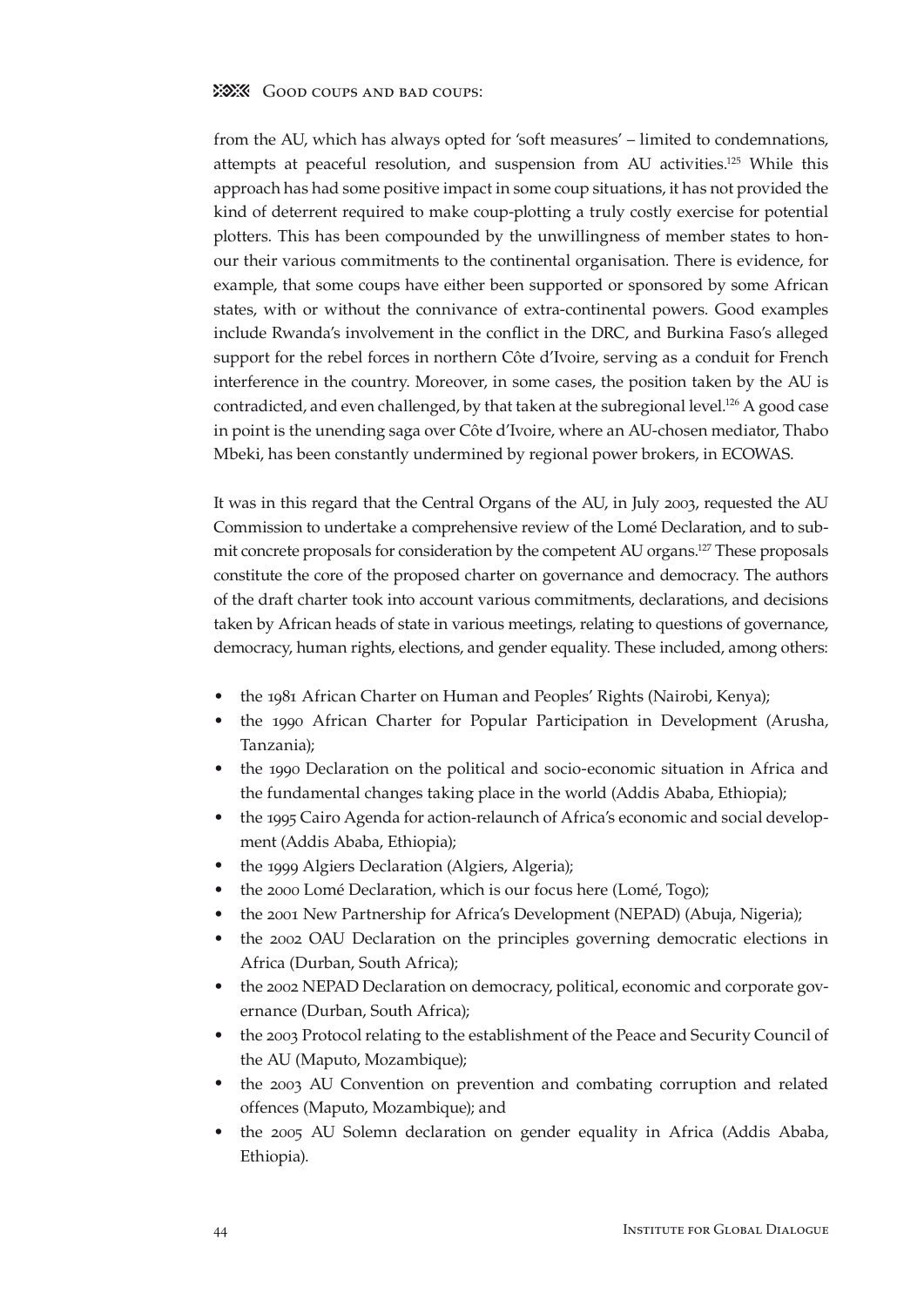from the AU, which has always opted for 'soft measures' – limited to condemnations, attempts at peaceful resolution, and suspension from AU activities.[125] While this approach has had some positive impact in some coup situations, it has not provided the kind of deterrent required to make coup-plotting a truly costly exercise for potential plotters. This has been compounded by the unwillingness of member states to honour their various commitments to the continental organisation. There is evidence, for example, that some coups have either been supported or sponsored by some African states, with or without the connivance of extra-continental powers. Good examples include Rwanda's involvement in the conflict in the DRC, and Burkina Faso's alleged support for the rebel forces in northern Côte d'Ivoire, serving as a conduit for French interference in the country. Moreover, in some cases, the position taken by the AU is contradicted, and even challenged, by that taken at the subregional level.[126] A good case in point is the unending saga over Côte d'Ivoire, where an AU-chosen mediator, Thabo Mbeki, has been constantly undermined by regional power brokers, in ECOWAS.

It was in this regard that the Central Organs of the AU, in July 2003, requested the AU Commission to undertake a comprehensive review of the Lomé Declaration, and to submit concrete proposals for consideration by the competent AU organs.[127] These proposals constitute the core of the proposed charter on governance and democracy. The authors of the draft charter took into account various commitments, declarations, and decisions taken by African heads of state in various meetings, relating to questions of governance, democracy, human rights, elections, and gender equality. These included, among others:

- the 1981 African Charter on Human and Peoples' Rights (Nairobi, Kenya);
- the 1990 African Charter for Popular Participation in Development (Arusha, Tanzania);
- the 1990 Declaration on the political and socio-economic situation in Africa and the fundamental changes taking place in the world (Addis Ababa, Ethiopia);
- the 1995 Cairo Agenda for action-relaunch of Africa's economic and social development (Addis Ababa, Ethiopia);
- the 1999 Algiers Declaration (Algiers, Algeria);
- the 2000 Lomé Declaration, which is our focus here (Lomé, Togo);
- the 2001 New Partnership for Africa's Development (NEPAD) (Abuja, Nigeria);
- the 2002 OAU Declaration on the principles governing democratic elections in Africa (Durban, South Africa);
- the 2002 NEPAD Declaration on democracy, political, economic and corporate governance (Durban, South Africa);
- the 2003 Protocol relating to the establishment of the Peace and Security Council of the AU (Maputo, Mozambique);
- the 2003 AU Convention on prevention and combating corruption and related offences (Maputo, Mozambique); and
- the 2005 AU Solemn declaration on gender equality in Africa (Addis Ababa, Ethiopia).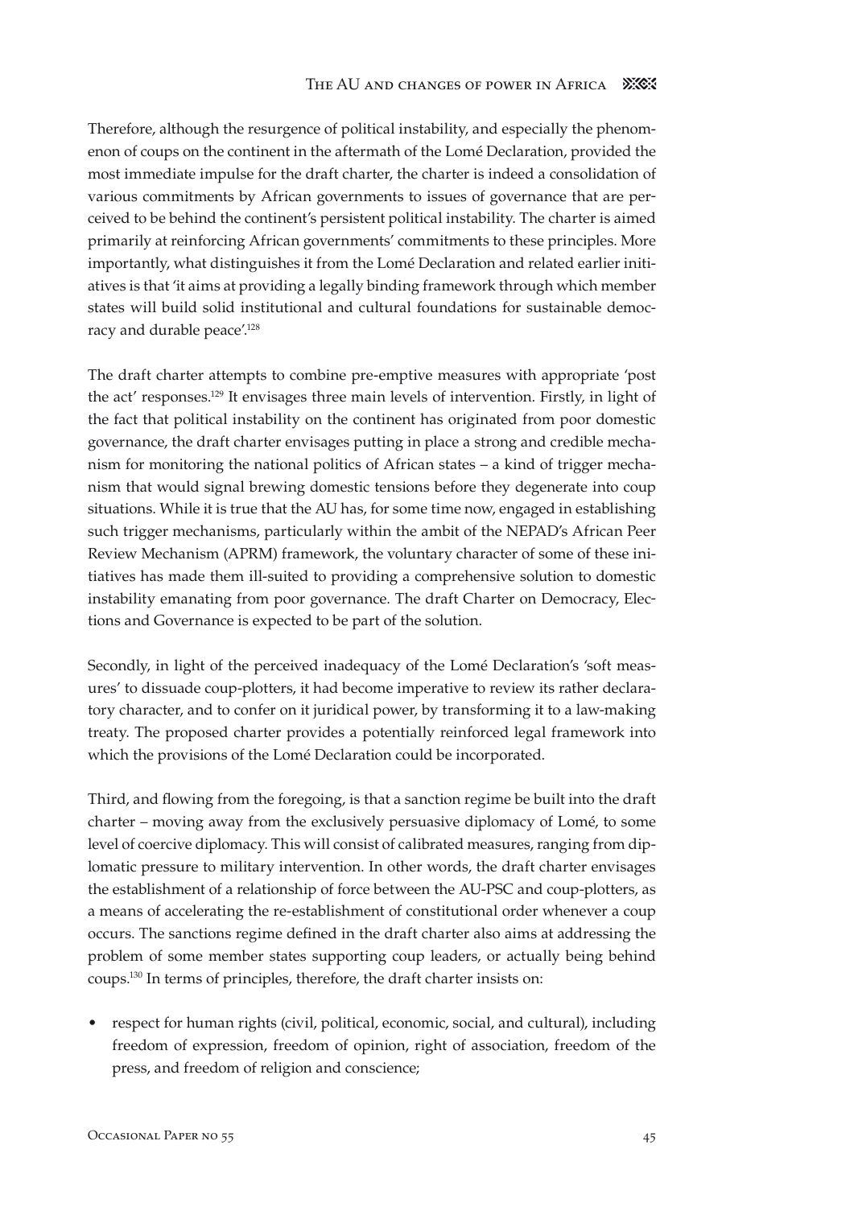Therefore, although the resurgence of political instability, and especially the phenomenon of coups on the continent in the aftermath of the Lomé Declaration, provided the most immediate impulse for the draft charter, the charter is indeed a consolidation of various commitments by African governments to issues of governance that are perceived to be behind the continent's persistent political instability. The charter is aimed primarily at reinforcing African governments' commitments to these principles. More importantly, what distinguishes it from the Lomé Declaration and related earlier initiatives is that 'it aims at providing a legally binding framework through which member states will build solid institutional and cultural foundations for sustainable democracy and durable peace'.[128]

The draft charter attempts to combine pre-emptive measures with appropriate 'post the act' responses.[129] It envisages three main levels of intervention. Firstly, in light of the fact that political instability on the continent has originated from poor domestic governance, the draft charter envisages putting in place a strong and credible mechanism for monitoring the national politics of African states – a kind of trigger mechanism that would signal brewing domestic tensions before they degenerate into coup situations. While it is true that the AU has, for some time now, engaged in establishing such trigger mechanisms, particularly within the ambit of the NEPAD's African Peer Review Mechanism (APRM) framework, the voluntary character of some of these initiatives has made them ill-suited to providing a comprehensive solution to domestic instability emanating from poor governance. The draft Charter on Democracy, Elections and Governance is expected to be part of the solution.

Secondly, in light of the perceived inadequacy of the Lomé Declaration's 'soft measures' to dissuade coup-plotters, it had become imperative to review its rather declaratory character, and to confer on it juridical power, by transforming it to a law-making treaty. The proposed charter provides a potentially reinforced legal framework into which the provisions of the Lomé Declaration could be incorporated.

Third, and flowing from the foregoing, is that a sanction regime be built into the draft charter – moving away from the exclusively persuasive diplomacy of Lomé, to some level of coercive diplomacy. This will consist of calibrated measures, ranging from diplomatic pressure to military intervention. In other words, the draft charter envisages the establishment of a relationship of force between the AU-PSC and coup-plotters, as a means of accelerating the re-establishment of constitutional order whenever a coup occurs. The sanctions regime defined in the draft charter also aims at addressing the problem of some member states supporting coup leaders, or actually being behind coups.[130] In terms of principles, therefore, the draft charter insists on:

- respect for human rights (civil, political, economic, social, and cultural), including freedom of expression, freedom of opinion, right of association, freedom of the press, and freedom of religion and conscience;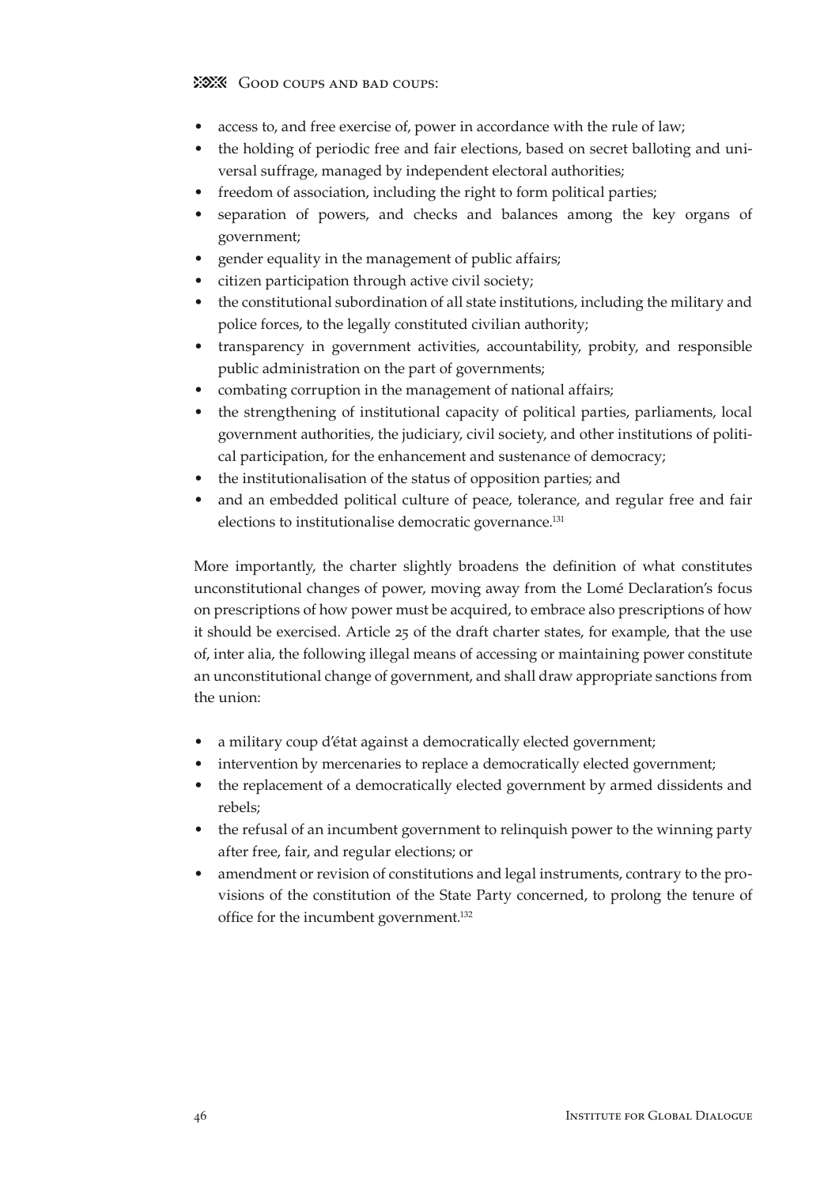- access to, and free exercise of, power in accordance with the rule of law;
- the holding of periodic free and fair elections, based on secret balloting and universal suffrage, managed by independent electoral authorities;
- freedom of association, including the right to form political parties;
- separation of powers, and checks and balances among the key organs of government;
- gender equality in the management of public affairs;
- citizen participation through active civil society;
- the constitutional subordination of all state institutions, including the military and police forces, to the legally constituted civilian authority;
- transparency in government activities, accountability, probity, and responsible public administration on the part of governments;
- combating corruption in the management of national affairs;
- the strengthening of institutional capacity of political parties, parliaments, local government authorities, the judiciary, civil society, and other institutions of political participation, for the enhancement and sustenance of democracy;
- the institutionalisation of the status of opposition parties; and
- and an embedded political culture of peace, tolerance, and regular free and fair elections to institutionalise democratic governance.[131]

More importantly, the charter slightly broadens the definition of what constitutes unconstitutional changes of power, moving away from the Lomé Declaration's focus on prescriptions of how power must be acquired, to embrace also prescriptions of how it should be exercised. Article 25 of the draft charter states, for example, that the use of, inter alia, the following illegal means of accessing or maintaining power constitute an unconstitutional change of government, and shall draw appropriate sanctions from the union:

- a military coup d'état against a democratically elected government;
- intervention by mercenaries to replace a democratically elected government;
- the replacement of a democratically elected government by armed dissidents and rebels;
- the refusal of an incumbent government to relinquish power to the winning party after free, fair, and regular elections; or
- amendment or revision of constitutions and legal instruments, contrary to the provisions of the constitution of the State Party concerned, to prolong the tenure of office for the incumbent government.[132]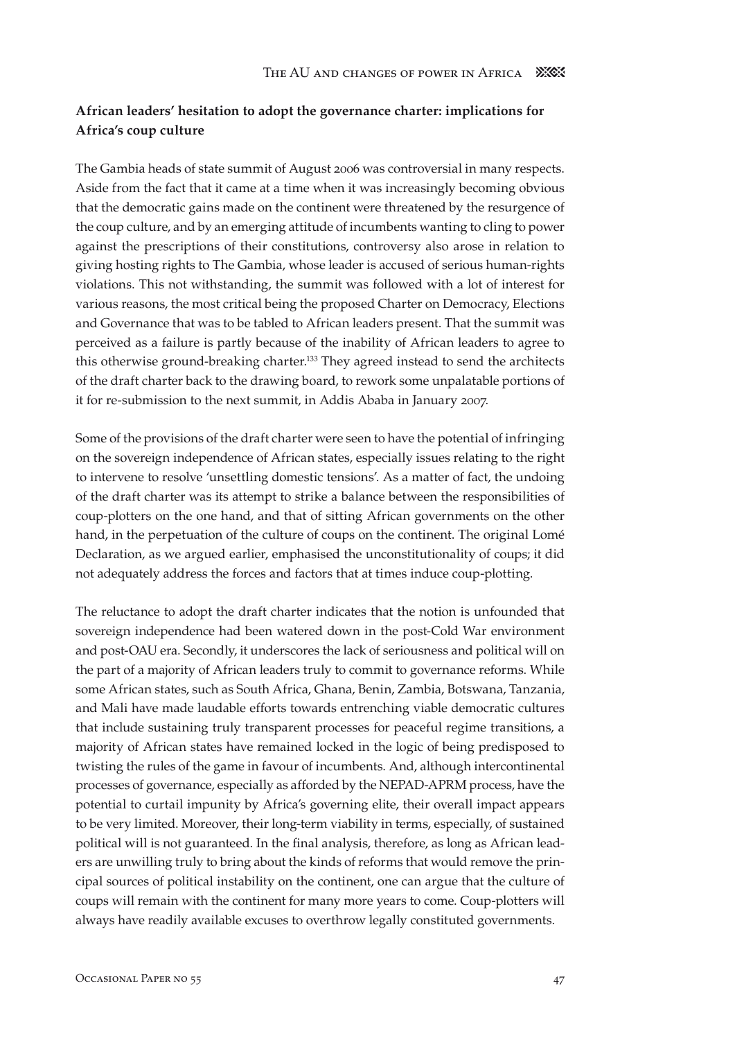**African leaders' hesitation to adopt the governance charter: implications for Africa's coup culture**

The Gambia heads of state summit of August 2006 was controversial in many respects. Aside from the fact that it came at a time when it was increasingly becoming obvious that the democratic gains made on the continent were threatened by the resurgence of the coup culture, and by an emerging attitude of incumbents wanting to cling to power against the prescriptions of their constitutions, controversy also arose in relation to giving hosting rights to The Gambia, whose leader is accused of serious human-rights violations. This not withstanding, the summit was followed with a lot of interest for various reasons, the most critical being the proposed Charter on Democracy, Elections and Governance that was to be tabled to African leaders present. That the summit was perceived as a failure is partly because of the inability of African leaders to agree to this otherwise ground-breaking charter.[133] They agreed instead to send the architects of the draft charter back to the drawing board, to rework some unpalatable portions of it for re-submission to the next summit, in Addis Ababa in January 2007.

Some of the provisions of the draft charter were seen to have the potential of infringing on the sovereign independence of African states, especially issues relating to the right to intervene to resolve 'unsettling domestic tensions'. As a matter of fact, the undoing of the draft charter was its attempt to strike a balance between the responsibilities of coup-plotters on the one hand, and that of sitting African governments on the other hand, in the perpetuation of the culture of coups on the continent. The original Lomé Declaration, as we argued earlier, emphasised the unconstitutionality of coups; it did not adequately address the forces and factors that at times induce coup-plotting.

The reluctance to adopt the draft charter indicates that the notion is unfounded that sovereign independence had been watered down in the post-Cold War environment and post-OAU era. Secondly, it underscores the lack of seriousness and political will on the part of a majority of African leaders truly to commit to governance reforms. While some African states, such as South Africa, Ghana, Benin, Zambia, Botswana, Tanzania, and Mali have made laudable efforts towards entrenching viable democratic cultures that include sustaining truly transparent processes for peaceful regime transitions, a majority of African states have remained locked in the logic of being predisposed to twisting the rules of the game in favour of incumbents. And, although intercontinental processes of governance, especially as afforded by the NEPAD-APRM process, have the potential to curtail impunity by Africa's governing elite, their overall impact appears to be very limited. Moreover, their long-term viability in terms, especially, of sustained political will is not guaranteed. In the final analysis, therefore, as long as African leaders are unwilling truly to bring about the kinds of reforms that would remove the principal sources of political instability on the continent, one can argue that the culture of coups will remain with the continent for many more years to come. Coup-plotters will always have readily available excuses to overthrow legally constituted governments.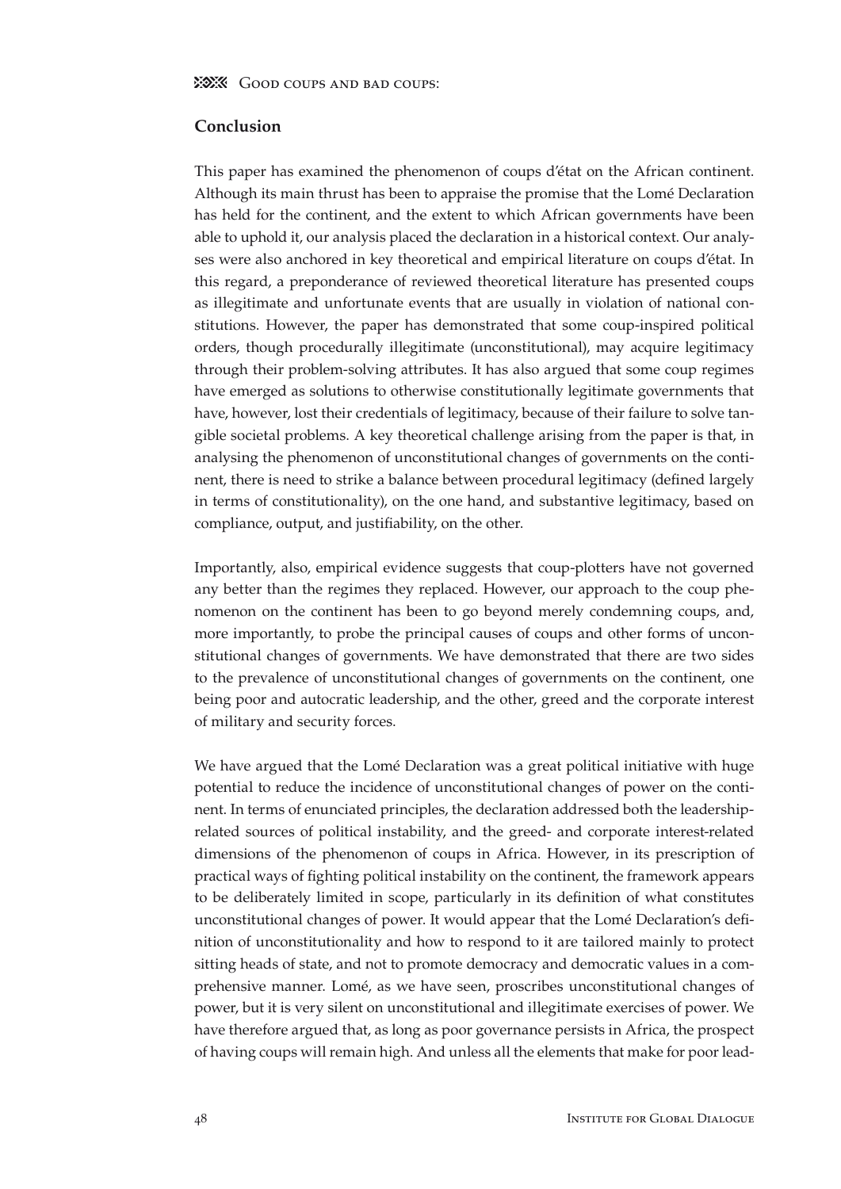## Conclusion

This paper has examined the phenomenon of coups d'état on the African continent. Although its main thrust has been to appraise the promise that the Lomé Declaration has held for the continent, and the extent to which African governments have been able to uphold it, our analysis placed the declaration in a historical context. Our analyses were also anchored in key theoretical and empirical literature on coups d'état. In this regard, a preponderance of reviewed theoretical literature has presented coups as illegitimate and unfortunate events that are usually in violation of national constitutions. However, the paper has demonstrated that some coup-inspired political orders, though procedurally illegitimate (unconstitutional), may acquire legitimacy through their problem-solving attributes. It has also argued that some coup regimes have emerged as solutions to otherwise constitutionally legitimate governments that have, however, lost their credentials of legitimacy, because of their failure to solve tangible societal problems. A key theoretical challenge arising from the paper is that, in analysing the phenomenon of unconstitutional changes of governments on the continent, there is need to strike a balance between procedural legitimacy (defined largely in terms of constitutionality), on the one hand, and substantive legitimacy, based on compliance, output, and justifiability, on the other.

Importantly, also, empirical evidence suggests that coup-plotters have not governed any better than the regimes they replaced. However, our approach to the coup phenomenon on the continent has been to go beyond merely condemning coups, and, more importantly, to probe the principal causes of coups and other forms of unconstitutional changes of governments. We have demonstrated that there are two sides to the prevalence of unconstitutional changes of governments on the continent, one being poor and autocratic leadership, and the other, greed and the corporate interest of military and security forces.

We have argued that the Lomé Declaration was a great political initiative with huge potential to reduce the incidence of unconstitutional changes of power on the continent. In terms of enunciated principles, the declaration addressed both the leadership-related sources of political instability, and the greed- and corporate interest-related dimensions of the phenomenon of coups in Africa. However, in its prescription of practical ways of fighting political instability on the continent, the framework appears to be deliberately limited in scope, particularly in its definition of what constitutes unconstitutional changes of power. It would appear that the Lomé Declaration's definition of unconstitutionality and how to respond to it are tailored mainly to protect sitting heads of state, and not to promote democracy and democratic values in a comprehensive manner. Lomé, as we have seen, proscribes unconstitutional changes of power, but it is very silent on unconstitutional and illegitimate exercises of power. We have therefore argued that, as long as poor governance persists in Africa, the prospect of having coups will remain high. And unless all the elements that make for poor lead-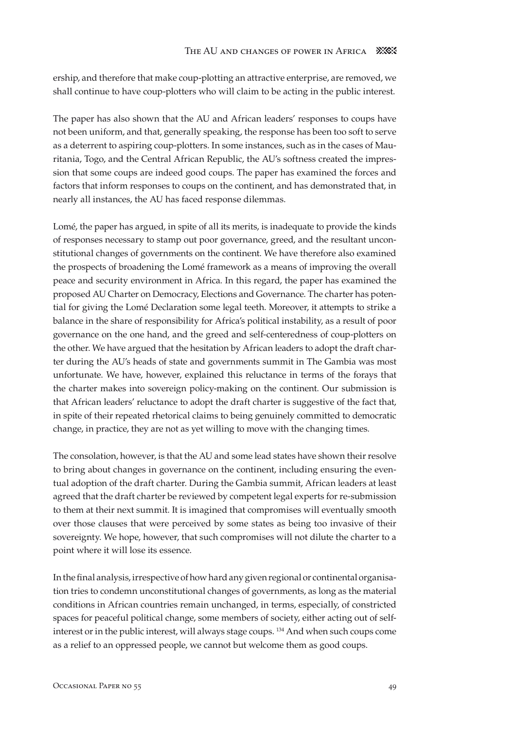ership, and therefore that make coup-plotting an attractive enterprise, are removed, we shall continue to have coup-plotters who will claim to be acting in the public interest.

The paper has also shown that the AU and African leaders' responses to coups have not been uniform, and that, generally speaking, the response has been too soft to serve as a deterrent to aspiring coup-plotters. In some instances, such as in the cases of Mauritania, Togo, and the Central African Republic, the AU's softness created the impression that some coups are indeed good coups. The paper has examined the forces and factors that inform responses to coups on the continent, and has demonstrated that, in nearly all instances, the AU has faced response dilemmas.

Lomé, the paper has argued, in spite of all its merits, is inadequate to provide the kinds of responses necessary to stamp out poor governance, greed, and the resultant unconstitutional changes of governments on the continent. We have therefore also examined the prospects of broadening the Lomé framework as a means of improving the overall peace and security environment in Africa. In this regard, the paper has examined the proposed AU Charter on Democracy, Elections and Governance. The charter has potential for giving the Lomé Declaration some legal teeth. Moreover, it attempts to strike a balance in the share of responsibility for Africa's political instability, as a result of poor governance on the one hand, and the greed and self-centeredness of coup-plotters on the other. We have argued that the hesitation by African leaders to adopt the draft charter during the AU's heads of state and governments summit in The Gambia was most unfortunate. We have, however, explained this reluctance in terms of the forays that the charter makes into sovereign policy-making on the continent. Our submission is that African leaders' reluctance to adopt the draft charter is suggestive of the fact that, in spite of their repeated rhetorical claims to being genuinely committed to democratic change, in practice, they are not as yet willing to move with the changing times.

The consolation, however, is that the AU and some lead states have shown their resolve to bring about changes in governance on the continent, including ensuring the eventual adoption of the draft charter. During the Gambia summit, African leaders at least agreed that the draft charter be reviewed by competent legal experts for re-submission to them at their next summit. It is imagined that compromises will eventually smooth over those clauses that were perceived by some states as being too invasive of their sovereignty. We hope, however, that such compromises will not dilute the charter to a point where it will lose its essence.

In the final analysis, irrespective of how hard any given regional or continental organisation tries to condemn unconstitutional changes of governments, as long as the material conditions in African countries remain unchanged, in terms, especially, of constricted spaces for peaceful political change, some members of society, either acting out of self-interest or in the public interest, will always stage coups. [134] And when such coups come as a relief to an oppressed people, we cannot but welcome them as good coups.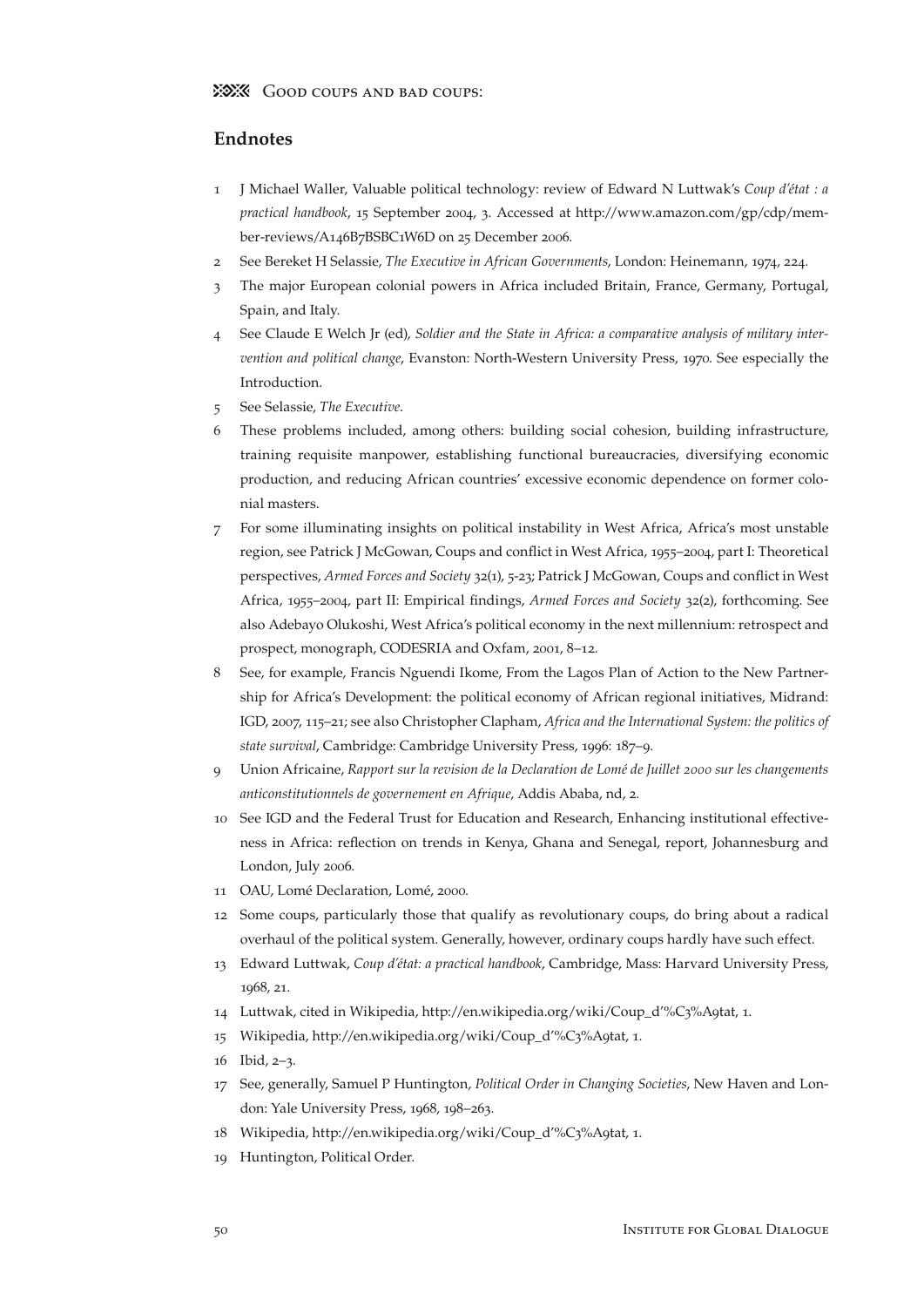## Endnotes

1 J Michael Waller, Valuable political technology: review of Edward N Luttwak's *Coup d'état : a practical handbook*, 15 September 2004, 3. Accessed at http://www.amazon.com/gp/cdp/member-reviews/A146B7BSBC1W6D on 25 December 2006.

2 See Bereket H Selassie, *The Executive in African Governments*, London: Heinemann, 1974, 224.

3 The major European colonial powers in Africa included Britain, France, Germany, Portugal, Spain, and Italy.

4 See Claude E Welch Jr (ed), *Soldier and the State in Africa: a comparative analysis of military intervention and political change*, Evanston: North-Western University Press, 1970. See especially the Introduction.

5 See Selassie, *The Executive*.

6 These problems included, among others: building social cohesion, building infrastructure, training requisite manpower, establishing functional bureaucracies, diversifying economic production, and reducing African countries' excessive economic dependence on former colonial masters.

7 For some illuminating insights on political instability in West Africa, Africa's most unstable region, see Patrick J McGowan, Coups and conflict in West Africa, 1955–2004, part I: Theoretical perspectives, *Armed Forces and Society* 32(1), 5-23; Patrick J McGowan, Coups and conflict in West Africa, 1955–2004, part II: Empirical findings, *Armed Forces and Society* 32(2), forthcoming. See also Adebayo Olukoshi, West Africa's political economy in the next millennium: retrospect and prospect, monograph, CODESRIA and Oxfam, 2001, 8–12.

8 See, for example, Francis Nguendi Ikome, From the Lagos Plan of Action to the New Partnership for Africa's Development: the political economy of African regional initiatives, Midrand: IGD, 2007, 115–21; see also Christopher Clapham, *Africa and the International System: the politics of state survival*, Cambridge: Cambridge University Press, 1996: 187–9.

9 Union Africaine, *Rapport sur la revision de la Declaration de Lomé de Juillet 2000 sur les changements anticonstitutionnels de governement en Afrique*, Addis Ababa, nd, 2.

10 See IGD and the Federal Trust for Education and Research, Enhancing institutional effectiveness in Africa: reflection on trends in Kenya, Ghana and Senegal, report, Johannesburg and London, July 2006.

11 OAU, Lomé Declaration, Lomé, 2000.

12 Some coups, particularly those that qualify as revolutionary coups, do bring about a radical overhaul of the political system. Generally, however, ordinary coups hardly have such effect.

13 Edward Luttwak, *Coup d'état: a practical handbook*, Cambridge, Mass: Harvard University Press, 1968, 21.

14 Luttwak, cited in Wikipedia, http://en.wikipedia.org/wiki/Coup_d'%C3%A9tat, 1.

15 Wikipedia, http://en.wikipedia.org/wiki/Coup_d'%C3%A9tat, 1.

16 Ibid, 2–3.

17 See, generally, Samuel P Huntington, *Political Order in Changing Societies*, New Haven and London: Yale University Press, 1968, 198–263.

18 Wikipedia, http://en.wikipedia.org/wiki/Coup_d'%C3%A9tat, 1.

19 Huntington, Political Order.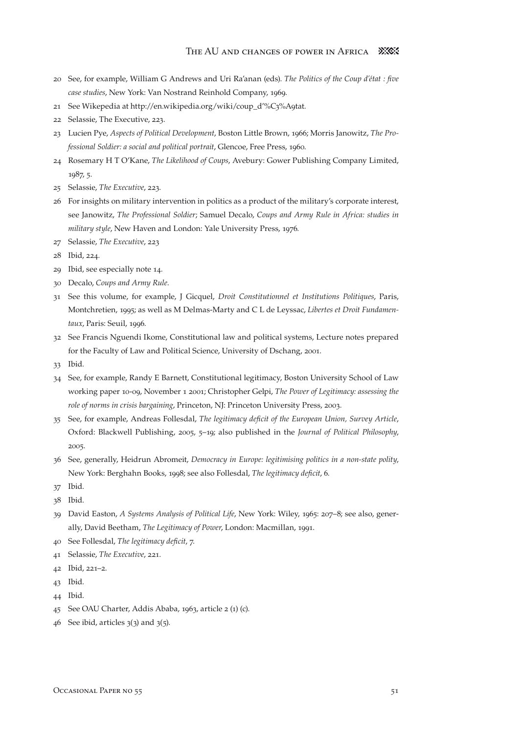20 See, for example, William G Andrews and Uri Ra'anan (eds). *The Politics of the Coup d'état : five case studies*, New York: Van Nostrand Reinhold Company, 1969.

21 See Wikepedia at http://en.wikipedia.org/wiki/coup_d'%C3%A9tat.

22 Selassie, The Executive, 223.

23 Lucien Pye, *Aspects of Political Development*, Boston Little Brown, 1966; Morris Janowitz, *The Professional Soldier: a social and political portrait*, Glencoe, Free Press, 1960.

24 Rosemary H T O'Kane, *The Likelihood of Coups*, Avebury: Gower Publishing Company Limited, 1987, 5.

25 Selassie, *The Executive*, 223.

26 For insights on military intervention in politics as a product of the military's corporate interest, see Janowitz, *The Professional Soldier*; Samuel Decalo, *Coups and Army Rule in Africa: studies in military style*, New Haven and London: Yale University Press, 1976.

27 Selassie, *The Executive*, 223

28 Ibid, 224.

29 Ibid, see especially note 14.

30 Decalo, *Coups and Army Rule*.

31 See this volume, for example, J Gicquel, *Droit Constitutionnel et Institutions Politiques*, Paris, Montchretien, 1995; as well as M Delmas-Marty and C L de Leyssac, *Libertes et Droit Fundamentaux*, Paris: Seuil, 1996.

32 See Francis Nguendi Ikome, Constitutional law and political systems, Lecture notes prepared for the Faculty of Law and Political Science, University of Dschang, 2001.

33 Ibid.

34 See, for example, Randy E Barnett, Constitutional legitimacy, Boston University School of Law working paper 10-09, November 1 2001; Christopher Gelpi, *The Power of Legitimacy: assessing the role of norms in crisis bargaining*, Princeton, NJ: Princeton University Press, 2003.

35 See, for example, Andreas Follesdal, *The legitimacy deficit of the European Union, Survey Article*, Oxford: Blackwell Publishing, 2005, 5–19; also published in the *Journal of Political Philosophy*, 2005.

36 See, generally, Heidrun Abromeit, *Democracy in Europe: legitimising politics in a non-state polity*, New York: Berghahn Books, 1998; see also Follesdal, *The legitimacy deficit*, 6.

37 Ibid.

38 Ibid.

39 David Easton, *A Systems Analysis of Political Life*, New York: Wiley, 1965: 207–8; see also, generally, David Beetham, *The Legitimacy of Power*, London: Macmillan, 1991.

40 See Follesdal, *The legitimacy deficit*, 7.

41 Selassie, *The Executive*, 221.

42 Ibid, 221–2.

43 Ibid.

44 Ibid.

45 See OAU Charter, Addis Ababa, 1963, article 2 (1) (c).

46 See ibid, articles 3(3) and 3(5).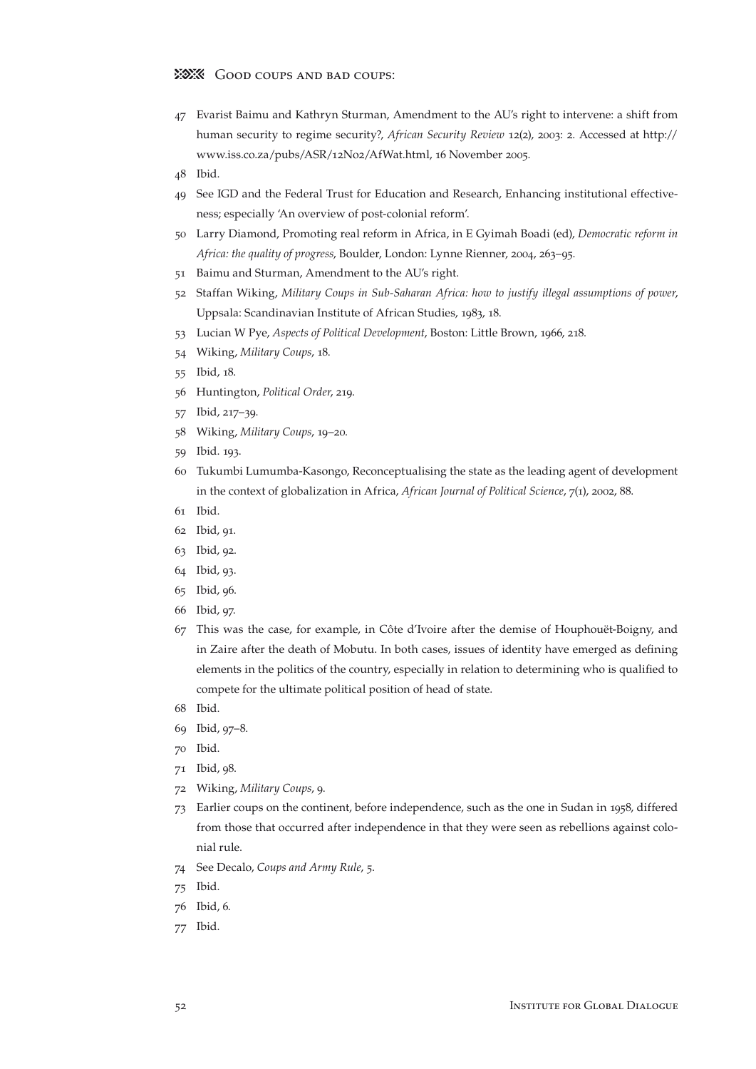47 Evarist Baimu and Kathryn Sturman, Amendment to the AU's right to intervene: a shift from human security to regime security?, *African Security Review* 12(2), 2003: 2. Accessed at http://www.iss.co.za/pubs/ASR/12No2/AfWat.html, 16 November 2005.

48 Ibid.

49 See IGD and the Federal Trust for Education and Research, Enhancing institutional effectiveness; especially 'An overview of post-colonial reform'.

50 Larry Diamond, Promoting real reform in Africa, in E Gyimah Boadi (ed), *Democratic reform in Africa: the quality of progress*, Boulder, London: Lynne Rienner, 2004, 263–95.

51 Baimu and Sturman, Amendment to the AU's right.

52 Staffan Wiking, *Military Coups in Sub-Saharan Africa: how to justify illegal assumptions of power*, Uppsala: Scandinavian Institute of African Studies, 1983, 18.

53 Lucian W Pye, *Aspects of Political Development*, Boston: Little Brown, 1966, 218.

54 Wiking, *Military Coups*, 18.

55 Ibid, 18.

56 Huntington, *Political Order*, 219.

57 Ibid, 217–39.

58 Wiking, *Military Coups*, 19–20.

59 Ibid. 193.

60 Tukumbi Lumumba-Kasongo, Reconceptualising the state as the leading agent of development in the context of globalization in Africa, *African Journal of Political Science*, 7(1), 2002, 88.

61 Ibid.

62 Ibid, 91.

63 Ibid, 92.

64 Ibid, 93.

65 Ibid, 96.

66 Ibid, 97.

67 This was the case, for example, in Côte d'Ivoire after the demise of Houphouët-Boigny, and in Zaire after the death of Mobutu. In both cases, issues of identity have emerged as defining elements in the politics of the country, especially in relation to determining who is qualified to compete for the ultimate political position of head of state.

68 Ibid.

69 Ibid, 97–8.

70 Ibid.

71 Ibid, 98.

72 Wiking, *Military Coups*, 9.

73 Earlier coups on the continent, before independence, such as the one in Sudan in 1958, differed from those that occurred after independence in that they were seen as rebellions against colonial rule.

74 See Decalo, *Coups and Army Rule*, 5.

75 Ibid.

76 Ibid, 6.

77 Ibid.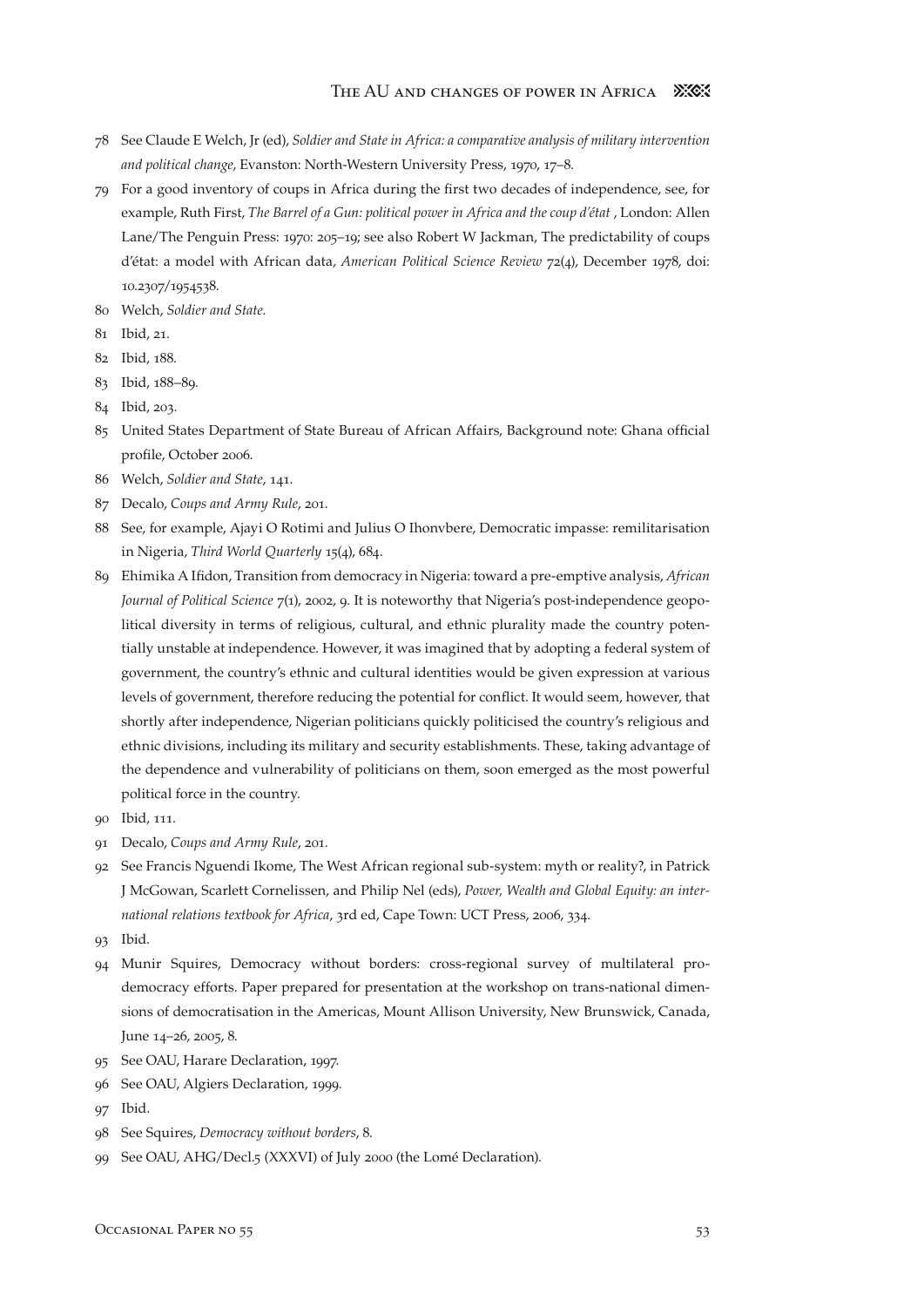78 See Claude E Welch, Jr (ed), *Soldier and State in Africa: a comparative analysis of military intervention and political change*, Evanston: North-Western University Press, 1970, 17–8.

79 For a good inventory of coups in Africa during the first two decades of independence, see, for example, Ruth First, *The Barrel of a Gun: political power in Africa and the coup d'état* , London: Allen Lane/The Penguin Press: 1970: 205–19; see also Robert W Jackman, The predictability of coups d'état: a model with African data, *American Political Science Review* 72(4), December 1978, doi: 10.2307/1954538.

80 Welch, *Soldier and State*.

81 Ibid, 21.

82 Ibid, 188.

83 Ibid, 188–89.

84 Ibid, 203.

85 United States Department of State Bureau of African Affairs, Background note: Ghana official profile, October 2006.

86 Welch, *Soldier and State*, 141.

87 Decalo, *Coups and Army Rule*, 201.

88 See, for example, Ajayi O Rotimi and Julius O Ihonvbere, Democratic impasse: remilitarisation in Nigeria, *Third World Quarterly* 15(4), 684.

89 Ehimika A Ifidon, Transition from democracy in Nigeria: toward a pre-emptive analysis, *African Journal of Political Science* 7(1), 2002, 9. It is noteworthy that Nigeria's post-independence geopolitical diversity in terms of religious, cultural, and ethnic plurality made the country potentially unstable at independence. However, it was imagined that by adopting a federal system of government, the country's ethnic and cultural identities would be given expression at various levels of government, therefore reducing the potential for conflict. It would seem, however, that shortly after independence, Nigerian politicians quickly politicised the country's religious and ethnic divisions, including its military and security establishments. These, taking advantage of the dependence and vulnerability of politicians on them, soon emerged as the most powerful political force in the country.

90 Ibid, 111.

91 Decalo, *Coups and Army Rule*, 201.

92 See Francis Nguendi Ikome, The West African regional sub-system: myth or reality?, in Patrick J McGowan, Scarlett Cornelissen, and Philip Nel (eds), *Power, Wealth and Global Equity: an international relations textbook for Africa*, 3rd ed, Cape Town: UCT Press, 2006, 334.

93 Ibid.

94 Munir Squires, Democracy without borders: cross-regional survey of multilateral pro-democracy efforts. Paper prepared for presentation at the workshop on trans-national dimensions of democratisation in the Americas, Mount Allison University, New Brunswick, Canada, June 14–26, 2005, 8.

95 See OAU, Harare Declaration, 1997.

96 See OAU, Algiers Declaration, 1999.

97 Ibid.

98 See Squires, *Democracy without borders*, 8.

99 See OAU, AHG/Decl.5 (XXXVI) of July 2000 (the Lomé Declaration).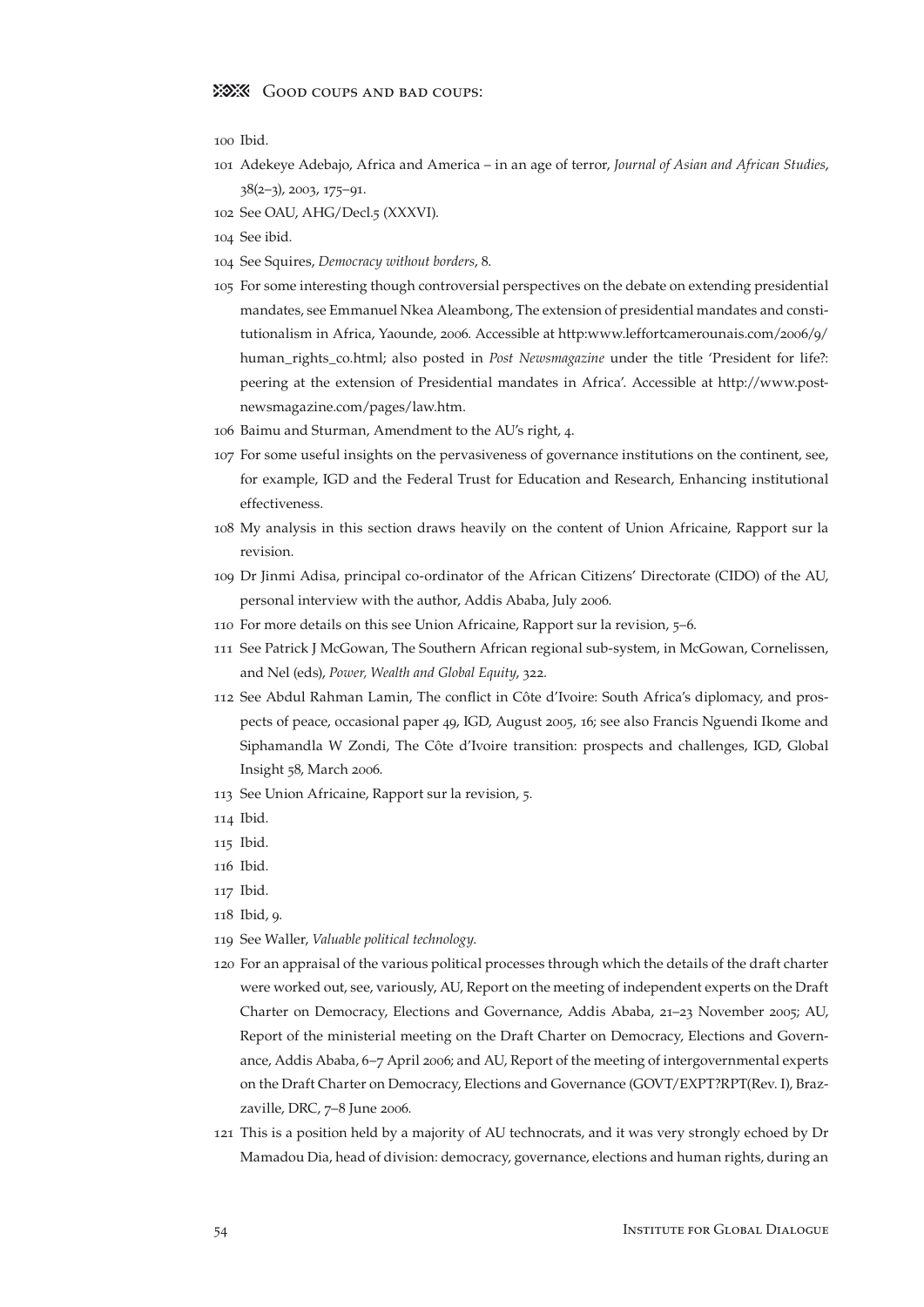100 Ibid.

101 Adekeye Adebajo, Africa and America – in an age of terror, *Journal of Asian and African Studies*, 38(2–3), 2003, 175–91.

102 See OAU, AHG/Decl.5 (XXXVI).

104 See ibid.

104 See Squires, *Democracy without borders*, 8.

105 For some interesting though controversial perspectives on the debate on extending presidential mandates, see Emmanuel Nkea Aleambong, The extension of presidential mandates and constitutionalism in Africa, Yaounde, 2006. Accessible at http:www.leffortcamerounais.com/2006/9/human_rights_co.html; also posted in *Post Newsmagazine* under the title 'President for life?: peering at the extension of Presidential mandates in Africa'. Accessible at http://www.postnewsmagazine.com/pages/law.htm.

106 Baimu and Sturman, Amendment to the AU's right, 4.

107 For some useful insights on the pervasiveness of governance institutions on the continent, see, for example, IGD and the Federal Trust for Education and Research, Enhancing institutional effectiveness.

108 My analysis in this section draws heavily on the content of Union Africaine, Rapport sur la revision.

109 Dr Jinmi Adisa, principal co-ordinator of the African Citizens' Directorate (CIDO) of the AU, personal interview with the author, Addis Ababa, July 2006.

110 For more details on this see Union Africaine, Rapport sur la revision, 5–6.

111 See Patrick J McGowan, The Southern African regional sub-system, in McGowan, Cornelissen, and Nel (eds), *Power, Wealth and Global Equity*, 322.

112 See Abdul Rahman Lamin, The conflict in Côte d'Ivoire: South Africa's diplomacy, and prospects of peace, occasional paper 49, IGD, August 2005, 16; see also Francis Nguendi Ikome and Siphamandla W Zondi, The Côte d'Ivoire transition: prospects and challenges, IGD, Global Insight 58, March 2006.

113 See Union Africaine, Rapport sur la revision, 5.

114 Ibid.

115 Ibid.

116 Ibid.

117 Ibid.

118 Ibid, 9.

119 See Waller, *Valuable political technology*.

120 For an appraisal of the various political processes through which the details of the draft charter were worked out, see, variously, AU, Report on the meeting of independent experts on the Draft Charter on Democracy, Elections and Governance, Addis Ababa, 21–23 November 2005; AU, Report of the ministerial meeting on the Draft Charter on Democracy, Elections and Governance, Addis Ababa, 6–7 April 2006; and AU, Report of the meeting of intergovernmental experts on the Draft Charter on Democracy, Elections and Governance (GOVT/EXPT?RPT(Rev. I), Brazzaville, DRC, 7–8 June 2006.

121 This is a position held by a majority of AU technocrats, and it was very strongly echoed by Dr Mamadou Dia, head of division: democracy, governance, elections and human rights, during an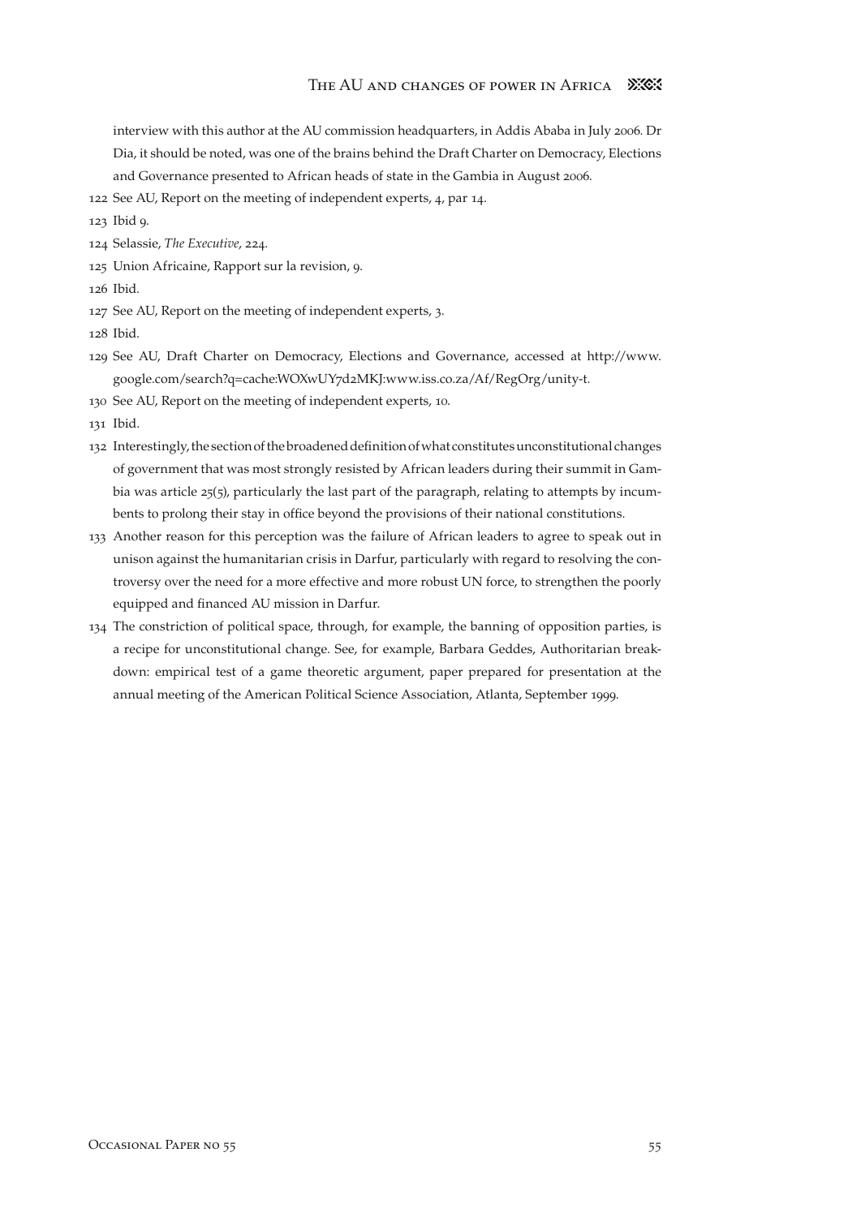interview with this author at the AU commission headquarters, in Addis Ababa in July 2006. Dr Dia, it should be noted, was one of the brains behind the Draft Charter on Democracy, Elections and Governance presented to African heads of state in the Gambia in August 2006.

122 See AU, Report on the meeting of independent experts, 4, par 14.

123 Ibid 9.

124 Selassie, *The Executive*, 224.

125 Union Africaine, Rapport sur la revision, 9.

126 Ibid.

127 See AU, Report on the meeting of independent experts, 3.

128 Ibid.

129 See AU, Draft Charter on Democracy, Elections and Governance, accessed at http://www.google.com/search?q=cache:WOXwUY7d2MKJ:www.iss.co.za/Af/RegOrg/unity-t.

130 See AU, Report on the meeting of independent experts, 10.

131 Ibid.

132 Interestingly, the section of the broadened definition of what constitutes unconstitutional changes of government that was most strongly resisted by African leaders during their summit in Gambia was article 25(5), particularly the last part of the paragraph, relating to attempts by incumbents to prolong their stay in office beyond the provisions of their national constitutions.

133 Another reason for this perception was the failure of African leaders to agree to speak out in unison against the humanitarian crisis in Darfur, particularly with regard to resolving the controversy over the need for a more effective and more robust UN force, to strengthen the poorly equipped and financed AU mission in Darfur.

134 The constriction of political space, through, for example, the banning of opposition parties, is a recipe for unconstitutional change. See, for example, Barbara Geddes, Authoritarian breakdown: empirical test of a game theoretic argument, paper prepared for presentation at the annual meeting of the American Political Science Association, Atlanta, September 1999.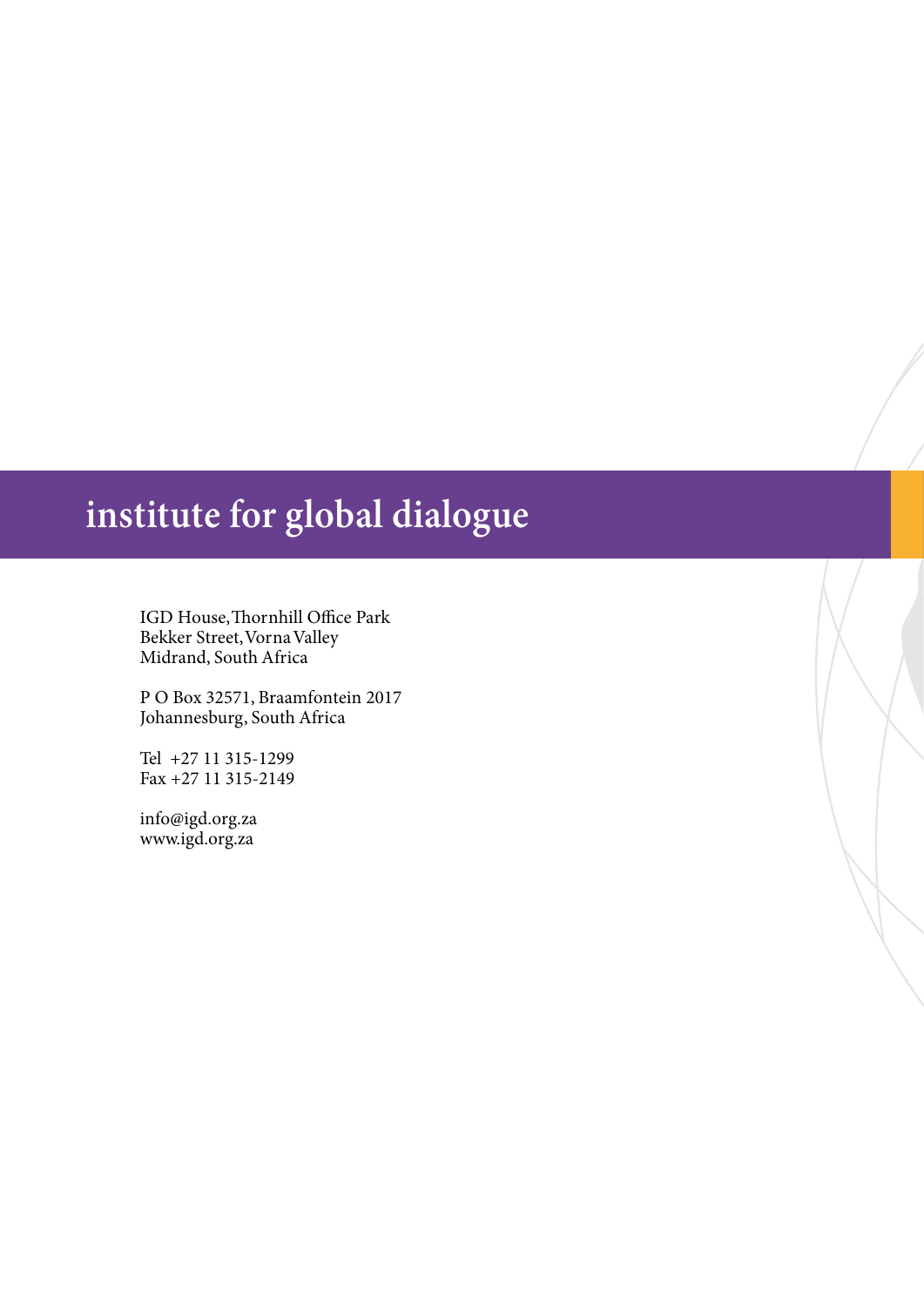# institute for global dialogue

IGD House, Thornhill Office Park
Bekker Street, Vorna Valley
Midrand, South Africa

P O Box 32571, Braamfontein 2017
Johannesburg, South Africa

Tel +27 11 315-1299
Fax +27 11 315-2149

info@igd.org.za
www.igd.org.za